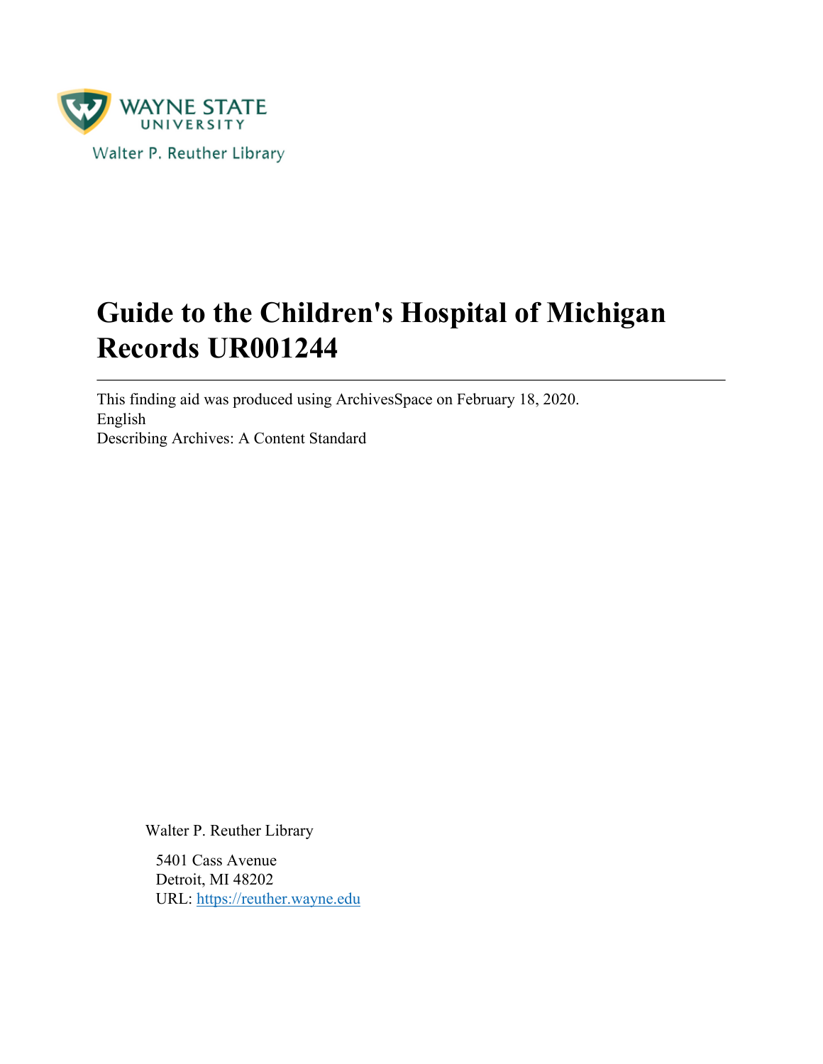WAYNE STATE UNIVERSITY

Walter P. Reuther Library

# Guide to the Children's Hospital of Michigan Records UR001244

---

This finding aid was produced using ArchivesSpace on February 18, 2020.
English
Describing Archives: A Content Standard

Walter P. Reuther Library

5401 Cass Avenue
Detroit, MI 48202
URL: https://reuther.wayne.edu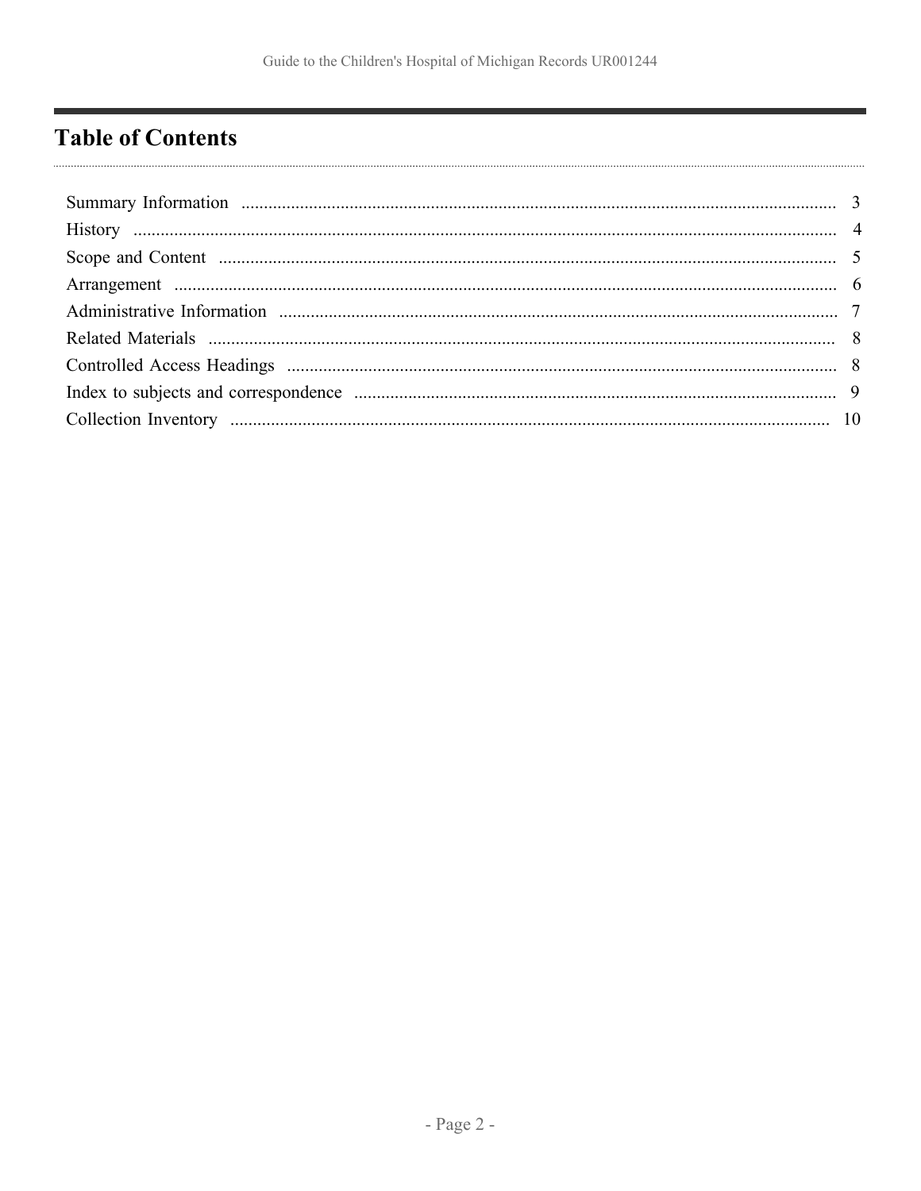# Table of Contents

Summary Information ..................................................................................................................... 3
History .......................................................................................................................................... 4
Scope and Content ........................................................................................................................ 5
Arrangement .................................................................................................................................. 6
Administrative Information ........................................................................................................... 7
Related Materials .......................................................................................................................... 8
Controlled Access Headings ......................................................................................................... 8
Index to subjects and correspondence .......................................................................................... 9
Collection Inventory .................................................................................................................... 10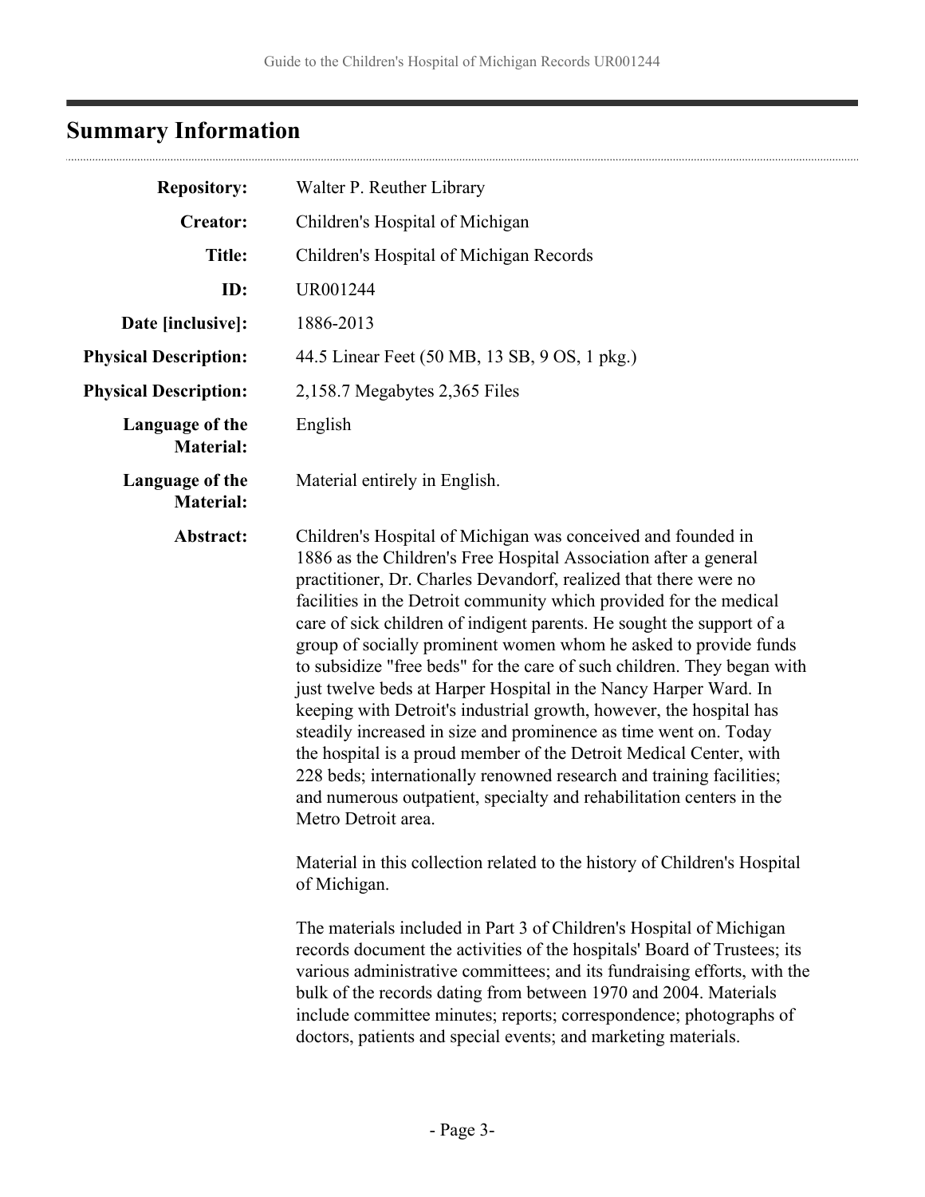## Summary Information

**Repository:** Walter P. Reuther Library

**Creator:** Children's Hospital of Michigan

**Title:** Children's Hospital of Michigan Records

**ID:** UR001244

**Date [inclusive]:** 1886-2013

**Physical Description:** 44.5 Linear Feet (50 MB, 13 SB, 9 OS, 1 pkg.)

**Physical Description:** 2,158.7 Megabytes 2,365 Files

**Language of the Material:** English

**Language of the Material:** Material entirely in English.

**Abstract:** Children's Hospital of Michigan was conceived and founded in 1886 as the Children's Free Hospital Association after a general practitioner, Dr. Charles Devandorf, realized that there were no facilities in the Detroit community which provided for the medical care of sick children of indigent parents. He sought the support of a group of socially prominent women whom he asked to provide funds to subsidize "free beds" for the care of such children. They began with just twelve beds at Harper Hospital in the Nancy Harper Ward. In keeping with Detroit's industrial growth, however, the hospital has steadily increased in size and prominence as time went on. Today the hospital is a proud member of the Detroit Medical Center, with 228 beds; internationally renowned research and training facilities; and numerous outpatient, specialty and rehabilitation centers in the Metro Detroit area.

Material in this collection related to the history of Children's Hospital of Michigan.

The materials included in Part 3 of Children's Hospital of Michigan records document the activities of the hospitals' Board of Trustees; its various administrative committees; and its fundraising efforts, with the bulk of the records dating from between 1970 and 2004. Materials include committee minutes; reports; correspondence; photographs of doctors, patients and special events; and marketing materials.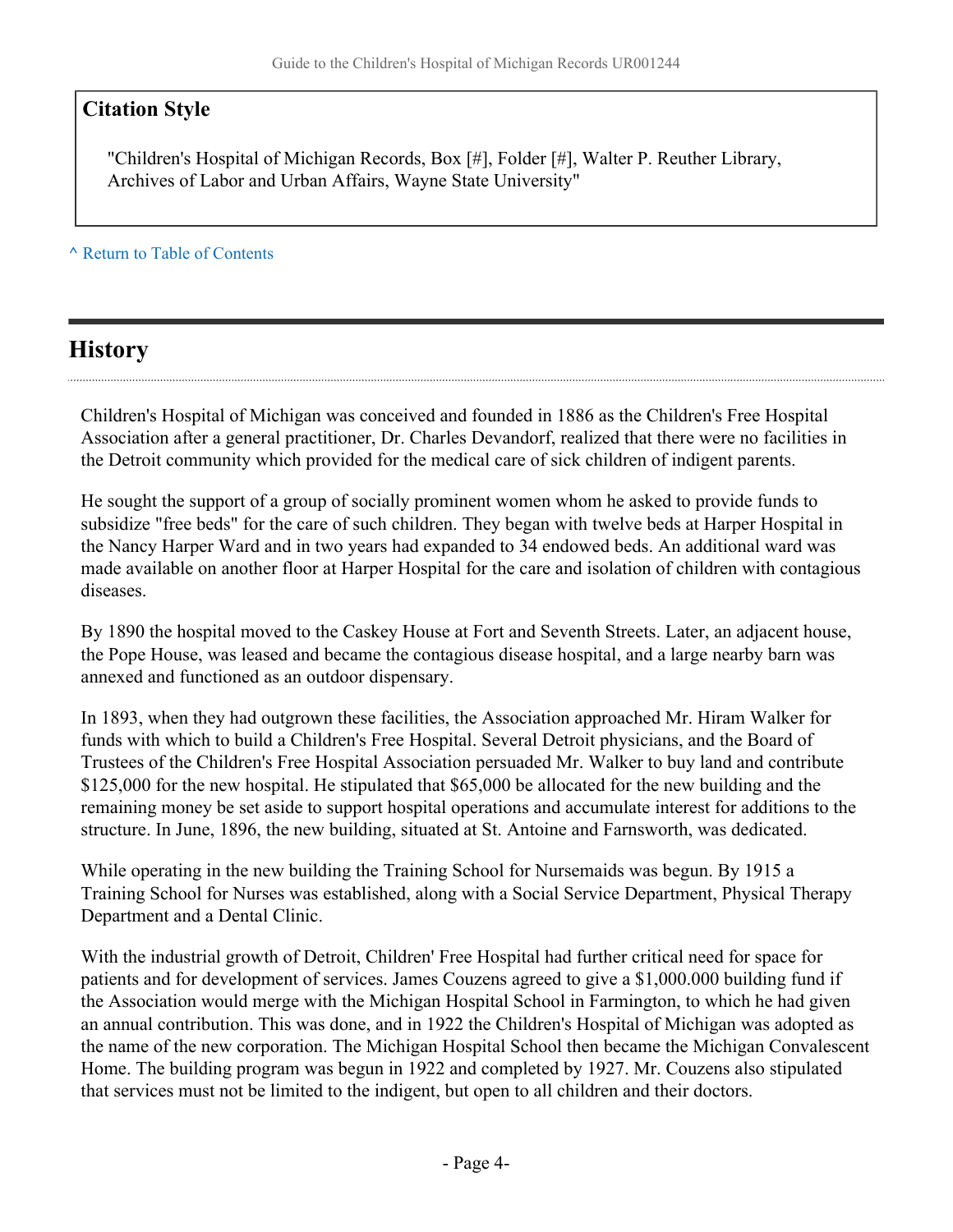## Citation Style

"Children's Hospital of Michigan Records, Box [#], Folder [#], Walter P. Reuther Library, Archives of Labor and Urban Affairs, Wayne State University"

^ Return to Table of Contents

## History

Children's Hospital of Michigan was conceived and founded in 1886 as the Children's Free Hospital Association after a general practitioner, Dr. Charles Devandorf, realized that there were no facilities in the Detroit community which provided for the medical care of sick children of indigent parents.

He sought the support of a group of socially prominent women whom he asked to provide funds to subsidize "free beds" for the care of such children. They began with twelve beds at Harper Hospital in the Nancy Harper Ward and in two years had expanded to 34 endowed beds. An additional ward was made available on another floor at Harper Hospital for the care and isolation of children with contagious diseases.

By 1890 the hospital moved to the Caskey House at Fort and Seventh Streets. Later, an adjacent house, the Pope House, was leased and became the contagious disease hospital, and a large nearby barn was annexed and functioned as an outdoor dispensary.

In 1893, when they had outgrown these facilities, the Association approached Mr. Hiram Walker for funds with which to build a Children's Free Hospital. Several Detroit physicians, and the Board of Trustees of the Children's Free Hospital Association persuaded Mr. Walker to buy land and contribute $125,000 for the new hospital. He stipulated that $65,000 be allocated for the new building and the remaining money be set aside to support hospital operations and accumulate interest for additions to the structure. In June, 1896, the new building, situated at St. Antoine and Farnsworth, was dedicated.

While operating in the new building the Training School for Nursemaids was begun. By 1915 a Training School for Nurses was established, along with a Social Service Department, Physical Therapy Department and a Dental Clinic.

With the industrial growth of Detroit, Children' Free Hospital had further critical need for space for patients and for development of services. James Couzens agreed to give a $1,000.000 building fund if the Association would merge with the Michigan Hospital School in Farmington, to which he had given an annual contribution. This was done, and in 1922 the Children's Hospital of Michigan was adopted as the name of the new corporation. The Michigan Hospital School then became the Michigan Convalescent Home. The building program was begun in 1922 and completed by 1927. Mr. Couzens also stipulated that services must not be limited to the indigent, but open to all children and their doctors.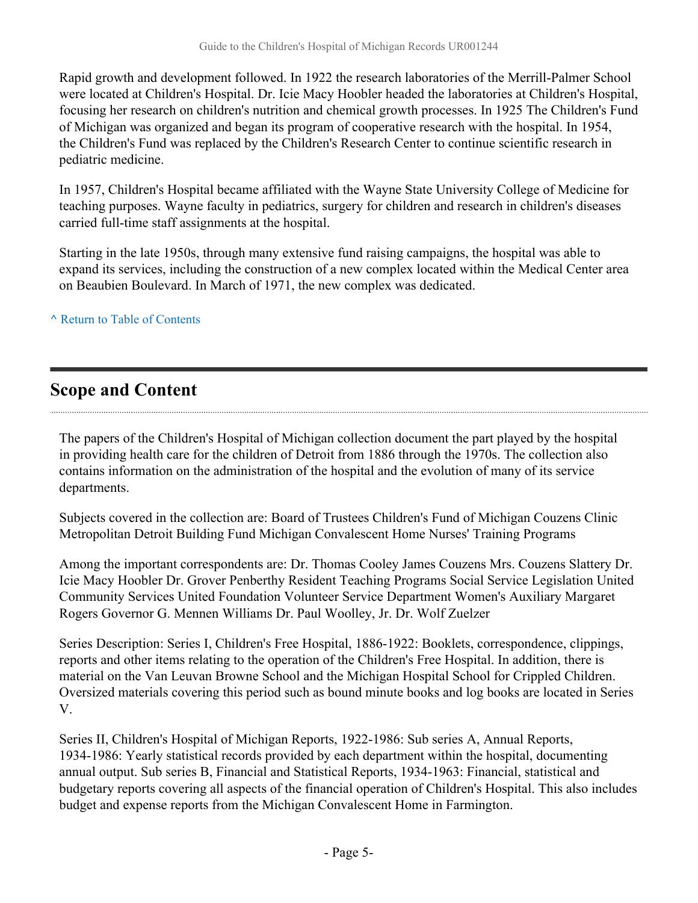Rapid growth and development followed. In 1922 the research laboratories of the Merrill-Palmer School were located at Children's Hospital. Dr. Icie Macy Hoobler headed the laboratories at Children's Hospital, focusing her research on children's nutrition and chemical growth processes. In 1925 The Children's Fund of Michigan was organized and began its program of cooperative research with the hospital. In 1954, the Children's Fund was replaced by the Children's Research Center to continue scientific research in pediatric medicine.

In 1957, Children's Hospital became affiliated with the Wayne State University College of Medicine for teaching purposes. Wayne faculty in pediatrics, surgery for children and research in children's diseases carried full-time staff assignments at the hospital.

Starting in the late 1950s, through many extensive fund raising campaigns, the hospital was able to expand its services, including the construction of a new complex located within the Medical Center area on Beaubien Boulevard. In March of 1971, the new complex was dedicated.

^ Return to Table of Contents

## Scope and Content

The papers of the Children's Hospital of Michigan collection document the part played by the hospital in providing health care for the children of Detroit from 1886 through the 1970s. The collection also contains information on the administration of the hospital and the evolution of many of its service departments.

Subjects covered in the collection are: Board of Trustees Children's Fund of Michigan Couzens Clinic Metropolitan Detroit Building Fund Michigan Convalescent Home Nurses' Training Programs

Among the important correspondents are: Dr. Thomas Cooley James Couzens Mrs. Couzens Slattery Dr. Icie Macy Hoobler Dr. Grover Penberthy Resident Teaching Programs Social Service Legislation United Community Services United Foundation Volunteer Service Department Women's Auxiliary Margaret Rogers Governor G. Mennen Williams Dr. Paul Woolley, Jr. Dr. Wolf Zuelzer

Series Description: Series I, Children's Free Hospital, 1886-1922: Booklets, correspondence, clippings, reports and other items relating to the operation of the Children's Free Hospital. In addition, there is material on the Van Leuvan Browne School and the Michigan Hospital School for Crippled Children. Oversized materials covering this period such as bound minute books and log books are located in Series V.

Series II, Children's Hospital of Michigan Reports, 1922-1986: Sub series A, Annual Reports, 1934-1986: Yearly statistical records provided by each department within the hospital, documenting annual output. Sub series B, Financial and Statistical Reports, 1934-1963: Financial, statistical and budgetary reports covering all aspects of the financial operation of Children's Hospital. This also includes budget and expense reports from the Michigan Convalescent Home in Farmington.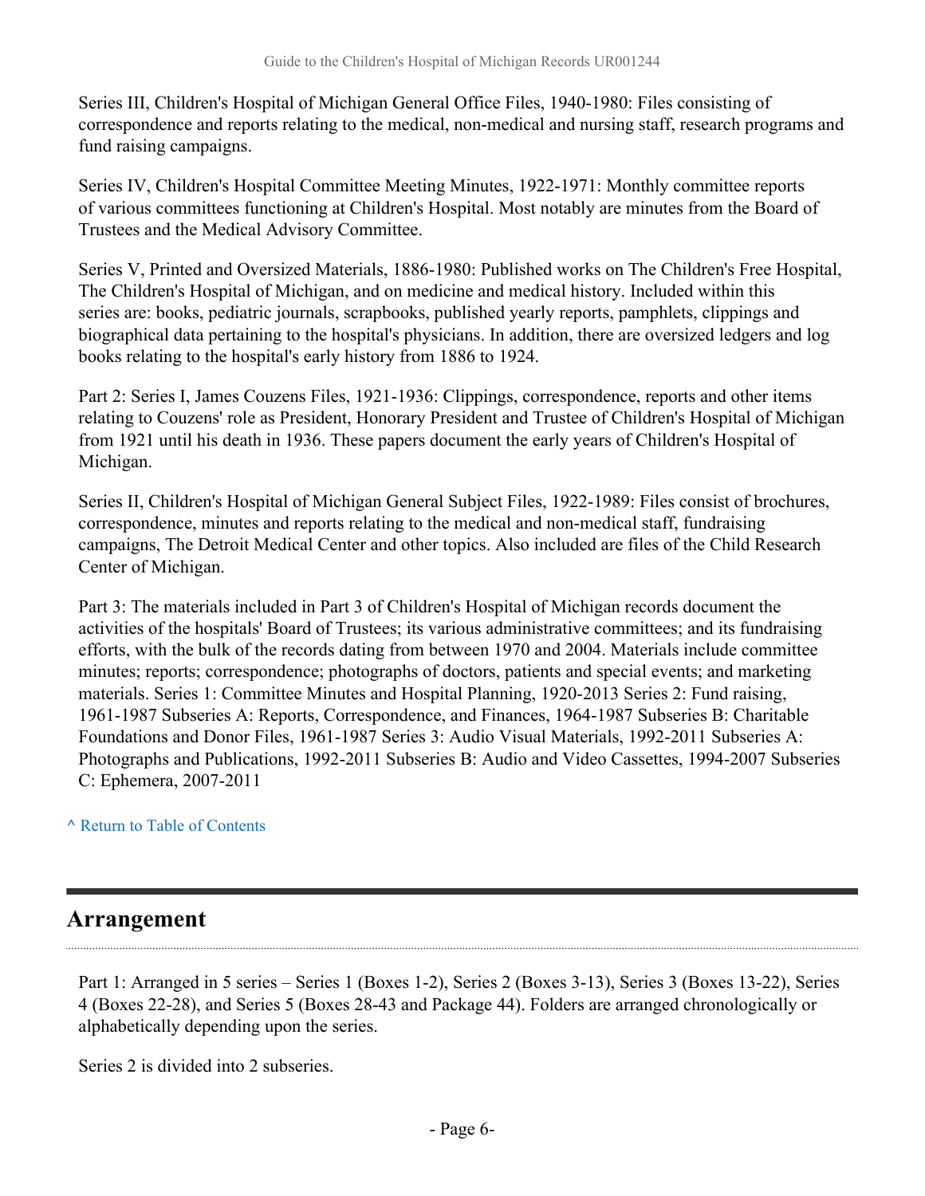Series III, Children's Hospital of Michigan General Office Files, 1940-1980: Files consisting of correspondence and reports relating to the medical, non-medical and nursing staff, research programs and fund raising campaigns.

Series IV, Children's Hospital Committee Meeting Minutes, 1922-1971: Monthly committee reports of various committees functioning at Children's Hospital. Most notably are minutes from the Board of Trustees and the Medical Advisory Committee.

Series V, Printed and Oversized Materials, 1886-1980: Published works on The Children's Free Hospital, The Children's Hospital of Michigan, and on medicine and medical history. Included within this series are: books, pediatric journals, scrapbooks, published yearly reports, pamphlets, clippings and biographical data pertaining to the hospital's physicians. In addition, there are oversized ledgers and log books relating to the hospital's early history from 1886 to 1924.

Part 2: Series I, James Couzens Files, 1921-1936: Clippings, correspondence, reports and other items relating to Couzens' role as President, Honorary President and Trustee of Children's Hospital of Michigan from 1921 until his death in 1936. These papers document the early years of Children's Hospital of Michigan.

Series II, Children's Hospital of Michigan General Subject Files, 1922-1989: Files consist of brochures, correspondence, minutes and reports relating to the medical and non-medical staff, fundraising campaigns, The Detroit Medical Center and other topics. Also included are files of the Child Research Center of Michigan.

Part 3: The materials included in Part 3 of Children's Hospital of Michigan records document the activities of the hospitals' Board of Trustees; its various administrative committees; and its fundraising efforts, with the bulk of the records dating from between 1970 and 2004. Materials include committee minutes; reports; correspondence; photographs of doctors, patients and special events; and marketing materials. Series 1: Committee Minutes and Hospital Planning, 1920-2013 Series 2: Fund raising, 1961-1987 Subseries A: Reports, Correspondence, and Finances, 1964-1987 Subseries B: Charitable Foundations and Donor Files, 1961-1987 Series 3: Audio Visual Materials, 1992-2011 Subseries A: Photographs and Publications, 1992-2011 Subseries B: Audio and Video Cassettes, 1994-2007 Subseries C: Ephemera, 2007-2011

^ Return to Table of Contents

## Arrangement

Part 1: Arranged in 5 series – Series 1 (Boxes 1-2), Series 2 (Boxes 3-13), Series 3 (Boxes 13-22), Series 4 (Boxes 22-28), and Series 5 (Boxes 28-43 and Package 44). Folders are arranged chronologically or alphabetically depending upon the series.

Series 2 is divided into 2 subseries.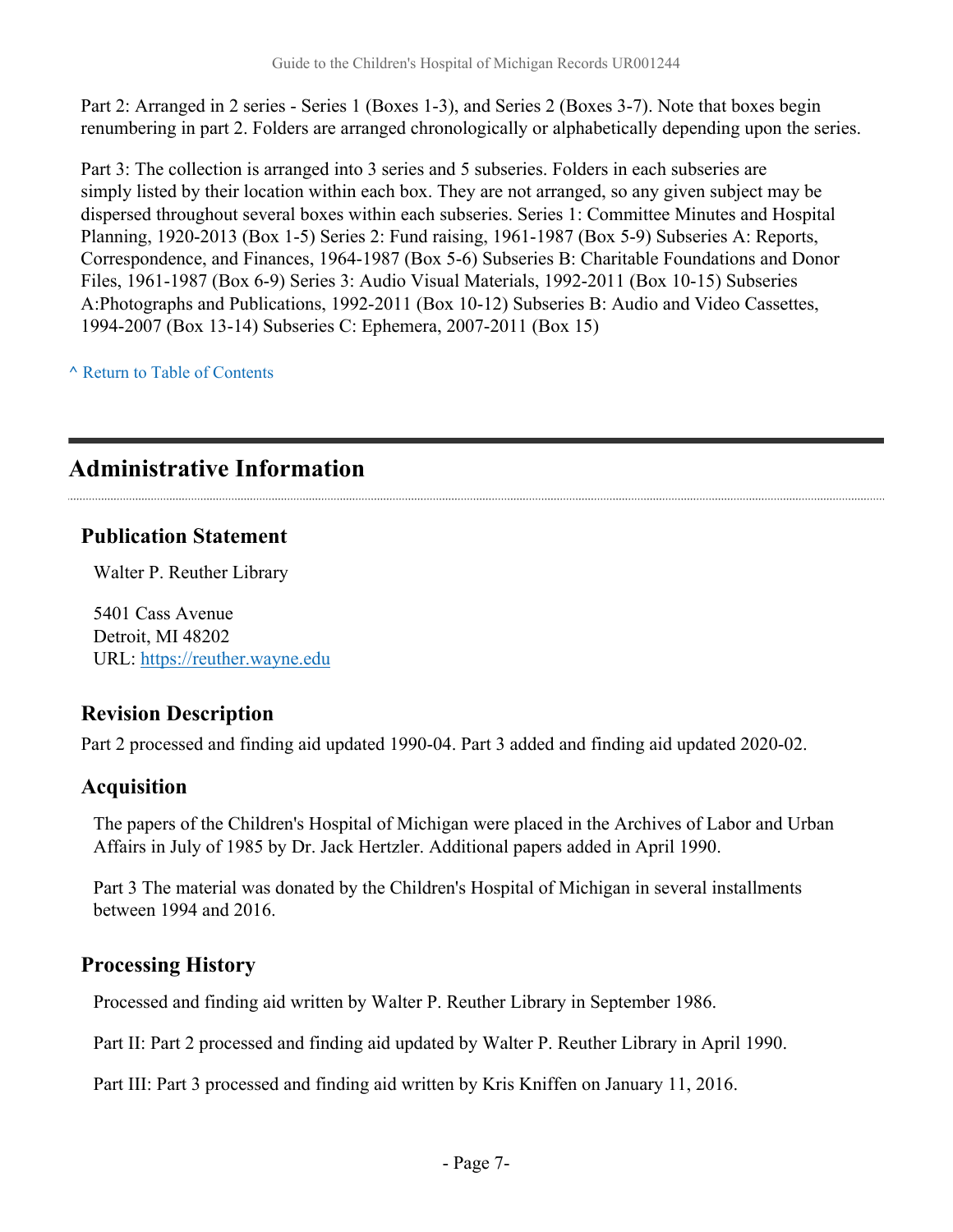Part 2: Arranged in 2 series - Series 1 (Boxes 1-3), and Series 2 (Boxes 3-7). Note that boxes begin renumbering in part 2. Folders are arranged chronologically or alphabetically depending upon the series.

Part 3: The collection is arranged into 3 series and 5 subseries. Folders in each subseries are simply listed by their location within each box. They are not arranged, so any given subject may be dispersed throughout several boxes within each subseries. Series 1: Committee Minutes and Hospital Planning, 1920-2013 (Box 1-5) Series 2: Fund raising, 1961-1987 (Box 5-9) Subseries A: Reports, Correspondence, and Finances, 1964-1987 (Box 5-6) Subseries B: Charitable Foundations and Donor Files, 1961-1987 (Box 6-9) Series 3: Audio Visual Materials, 1992-2011 (Box 10-15) Subseries A:Photographs and Publications, 1992-2011 (Box 10-12) Subseries B: Audio and Video Cassettes, 1994-2007 (Box 13-14) Subseries C: Ephemera, 2007-2011 (Box 15)

^ Return to Table of Contents

## Administrative Information

### Publication Statement

Walter P. Reuther Library

5401 Cass Avenue
Detroit, MI 48202
URL: https://reuther.wayne.edu

### Revision Description

Part 2 processed and finding aid updated 1990-04. Part 3 added and finding aid updated 2020-02.

### Acquisition

The papers of the Children's Hospital of Michigan were placed in the Archives of Labor and Urban Affairs in July of 1985 by Dr. Jack Hertzler. Additional papers added in April 1990.

Part 3 The material was donated by the Children's Hospital of Michigan in several installments between 1994 and 2016.

### Processing History

Processed and finding aid written by Walter P. Reuther Library in September 1986.

Part II: Part 2 processed and finding aid updated by Walter P. Reuther Library in April 1990.

Part III: Part 3 processed and finding aid written by Kris Kniffen on January 11, 2016.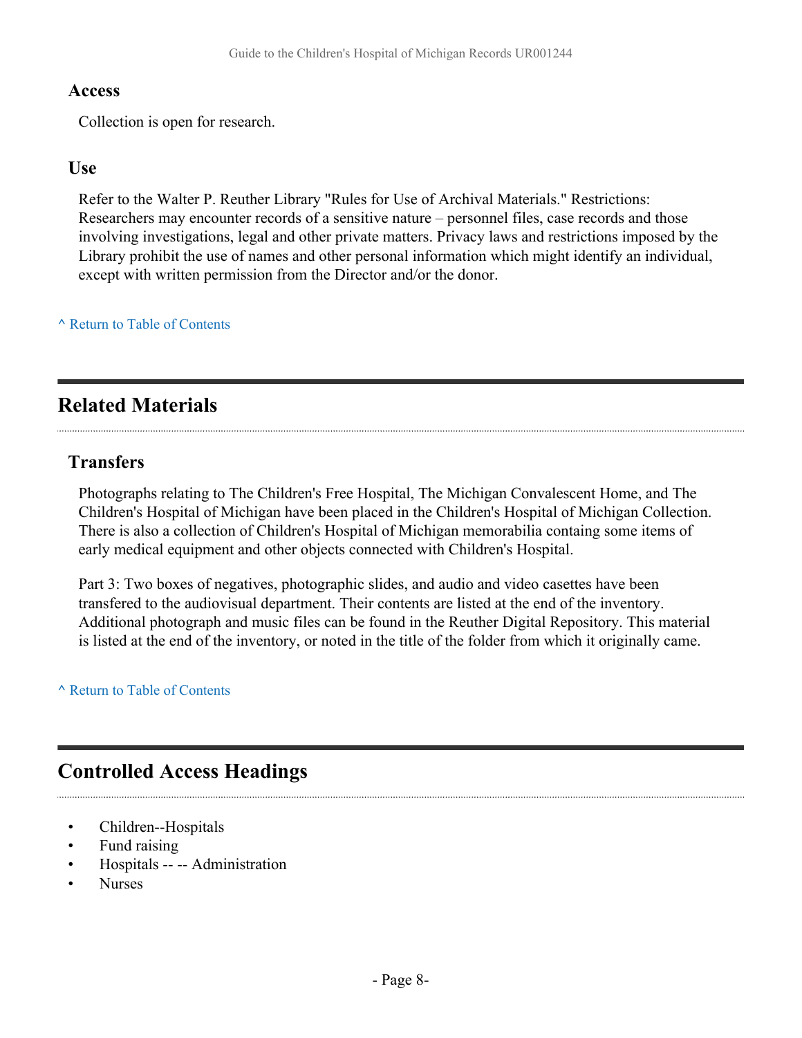### Access

Collection is open for research.

### Use

Refer to the Walter P. Reuther Library "Rules for Use of Archival Materials." Restrictions: Researchers may encounter records of a sensitive nature – personnel files, case records and those involving investigations, legal and other private matters. Privacy laws and restrictions imposed by the Library prohibit the use of names and other personal information which might identify an individual, except with written permission from the Director and/or the donor.

^ Return to Table of Contents

## Related Materials

### Transfers

Photographs relating to The Children's Free Hospital, The Michigan Convalescent Home, and The Children's Hospital of Michigan have been placed in the Children's Hospital of Michigan Collection. There is also a collection of Children's Hospital of Michigan memorabilia containg some items of early medical equipment and other objects connected with Children's Hospital.

Part 3: Two boxes of negatives, photographic slides, and audio and video casettes have been transfered to the audiovisual department. Their contents are listed at the end of the inventory. Additional photograph and music files can be found in the Reuther Digital Repository. This material is listed at the end of the inventory, or noted in the title of the folder from which it originally came.

^ Return to Table of Contents

## Controlled Access Headings

- Children--Hospitals
- Fund raising
- Hospitals -- -- Administration
- Nurses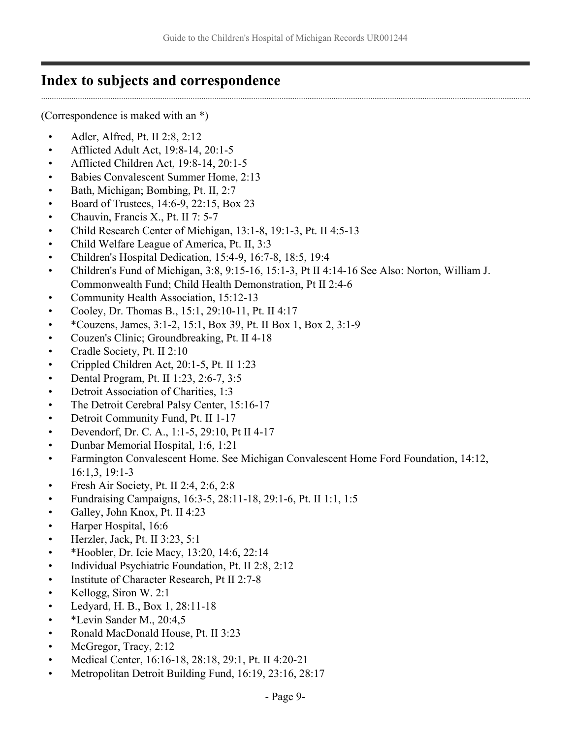## Index to subjects and correspondence

(Correspondence is maked with an *)

- Adler, Alfred, Pt. II 2:8, 2:12
- Afflicted Adult Act, 19:8-14, 20:1-5
- Afflicted Children Act, 19:8-14, 20:1-5
- Babies Convalescent Summer Home, 2:13
- Bath, Michigan; Bombing, Pt. II, 2:7
- Board of Trustees, 14:6-9, 22:15, Box 23
- Chauvin, Francis X., Pt. II 7: 5-7
- Child Research Center of Michigan, 13:1-8, 19:1-3, Pt. II 4:5-13
- Child Welfare League of America, Pt. II, 3:3
- Children's Hospital Dedication, 15:4-9, 16:7-8, 18:5, 19:4
- Children's Fund of Michigan, 3:8, 9:15-16, 15:1-3, Pt II 4:14-16 See Also: Norton, William J. Commonwealth Fund; Child Health Demonstration, Pt II 2:4-6
- Community Health Association, 15:12-13
- Cooley, Dr. Thomas B., 15:1, 29:10-11, Pt. II 4:17
- *Couzens, James, 3:1-2, 15:1, Box 39, Pt. II Box 1, Box 2, 3:1-9
- Couzen's Clinic; Groundbreaking, Pt. II 4-18
- Cradle Society, Pt. II 2:10
- Crippled Children Act, 20:1-5, Pt. II 1:23
- Dental Program, Pt. II 1:23, 2:6-7, 3:5
- Detroit Association of Charities, 1:3
- The Detroit Cerebral Palsy Center, 15:16-17
- Detroit Community Fund, Pt. II 1-17
- Devendorf, Dr. C. A., 1:1-5, 29:10, Pt II 4-17
- Dunbar Memorial Hospital, 1:6, 1:21
- Farmington Convalescent Home. See Michigan Convalescent Home Ford Foundation, 14:12, 16:1,3, 19:1-3
- Fresh Air Society, Pt. II 2:4, 2:6, 2:8
- Fundraising Campaigns, 16:3-5, 28:11-18, 29:1-6, Pt. II 1:1, 1:5
- Galley, John Knox, Pt. II 4:23
- Harper Hospital, 16:6
- Herzler, Jack, Pt. II 3:23, 5:1
- *Hoobler, Dr. Icie Macy, 13:20, 14:6, 22:14
- Individual Psychiatric Foundation, Pt. II 2:8, 2:12
- Institute of Character Research, Pt II 2:7-8
- Kellogg, Siron W. 2:1
- Ledyard, H. B., Box 1, 28:11-18
- *Levin Sander M., 20:4,5
- Ronald MacDonald House, Pt. II 3:23
- McGregor, Tracy, 2:12
- Medical Center, 16:16-18, 28:18, 29:1, Pt. II 4:20-21
- Metropolitan Detroit Building Fund, 16:19, 23:16, 28:17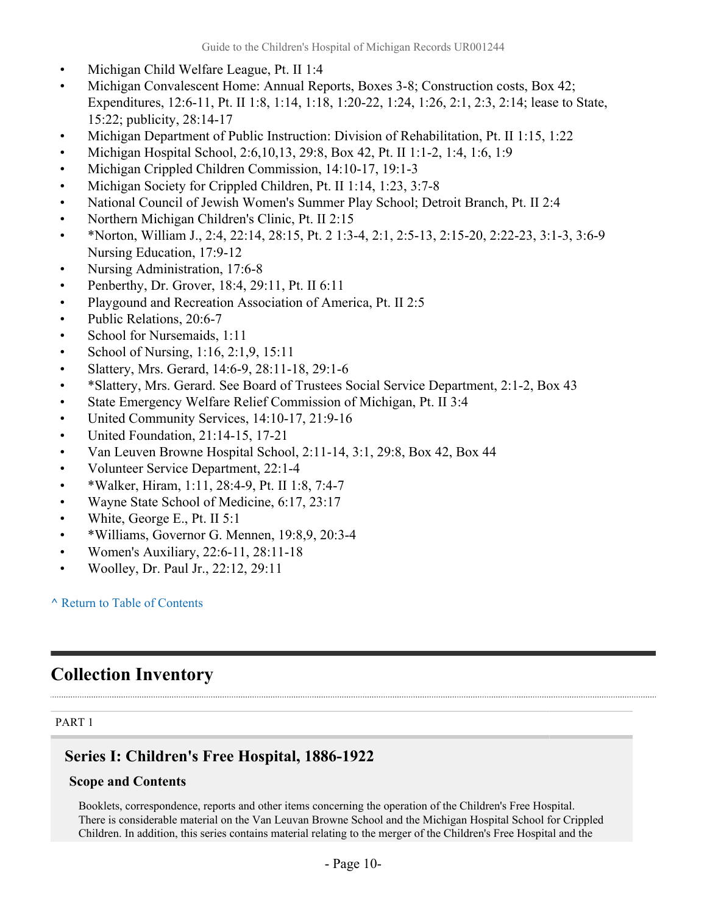- Michigan Child Welfare League, Pt. II 1:4
- Michigan Convalescent Home: Annual Reports, Boxes 3-8; Construction costs, Box 42; Expenditures, 12:6-11, Pt. II 1:8, 1:14, 1:18, 1:20-22, 1:24, 1:26, 2:1, 2:3, 2:14; lease to State, 15:22; publicity, 28:14-17
- Michigan Department of Public Instruction: Division of Rehabilitation, Pt. II 1:15, 1:22
- Michigan Hospital School, 2:6,10,13, 29:8, Box 42, Pt. II 1:1-2, 1:4, 1:6, 1:9
- Michigan Crippled Children Commission, 14:10-17, 19:1-3
- Michigan Society for Crippled Children, Pt. II 1:14, 1:23, 3:7-8
- National Council of Jewish Women's Summer Play School; Detroit Branch, Pt. II 2:4
- Northern Michigan Children's Clinic, Pt. II 2:15
- *Norton, William J., 2:4, 22:14, 28:15, Pt. 2 1:3-4, 2:1, 2:5-13, 2:15-20, 2:22-23, 3:1-3, 3:6-9 Nursing Education, 17:9-12
- Nursing Administration, 17:6-8
- Penberthy, Dr. Grover, 18:4, 29:11, Pt. II 6:11
- Playgound and Recreation Association of America, Pt. II 2:5
- Public Relations, 20:6-7
- School for Nursemaids, 1:11
- School of Nursing, 1:16, 2:1,9, 15:11
- Slattery, Mrs. Gerard, 14:6-9, 28:11-18, 29:1-6
- *Slattery, Mrs. Gerard. See Board of Trustees Social Service Department, 2:1-2, Box 43
- State Emergency Welfare Relief Commission of Michigan, Pt. II 3:4
- United Community Services, 14:10-17, 21:9-16
- United Foundation, 21:14-15, 17-21
- Van Leuven Browne Hospital School, 2:11-14, 3:1, 29:8, Box 42, Box 44
- Volunteer Service Department, 22:1-4
- *Walker, Hiram, 1:11, 28:4-9, Pt. II 1:8, 7:4-7
- Wayne State School of Medicine, 6:17, 23:17
- White, George E., Pt. II 5:1
- *Williams, Governor G. Mennen, 19:8,9, 20:3-4
- Women's Auxiliary, 22:6-11, 28:11-18
- Woolley, Dr. Paul Jr., 22:12, 29:11

^ Return to Table of Contents

## Collection Inventory

PART 1

### Series I: Children's Free Hospital, 1886-1922

#### Scope and Contents

Booklets, correspondence, reports and other items concerning the operation of the Children's Free Hospital. There is considerable material on the Van Leuvan Browne School and the Michigan Hospital School for Crippled Children. In addition, this series contains material relating to the merger of the Children's Free Hospital and the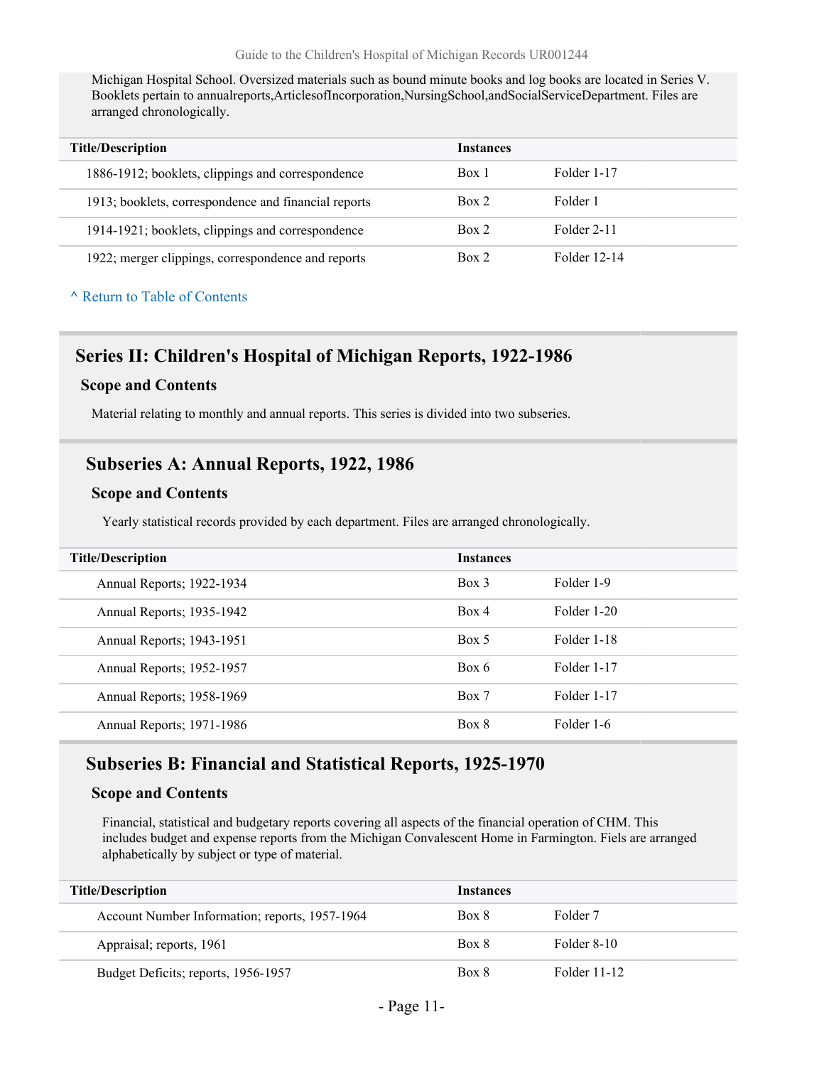Michigan Hospital School. Oversized materials such as bound minute books and log books are located in Series V. Booklets pertain to annualreports,ArticlesofIncorporation,NursingSchool,andSocialServiceDepartment. Files are arranged chronologically.

| Title/Description | Instances | |
|---|---|---|
| 1886-1912; booklets, clippings and correspondence | Box 1 | Folder 1-17 |
| 1913; booklets, correspondence and financial reports | Box 2 | Folder 1 |
| 1914-1921; booklets, clippings and correspondence | Box 2 | Folder 2-11 |
| 1922; merger clippings, correspondence and reports | Box 2 | Folder 12-14 |

^ Return to Table of Contents

## Series II: Children's Hospital of Michigan Reports, 1922-1986

### Scope and Contents

Material relating to monthly and annual reports. This series is divided into two subseries.

## Subseries A: Annual Reports, 1922, 1986

### Scope and Contents

Yearly statistical records provided by each department. Files are arranged chronologically.

| Title/Description | Instances | |
|---|---|---|
| Annual Reports; 1922-1934 | Box 3 | Folder 1-9 |
| Annual Reports; 1935-1942 | Box 4 | Folder 1-20 |
| Annual Reports; 1943-1951 | Box 5 | Folder 1-18 |
| Annual Reports; 1952-1957 | Box 6 | Folder 1-17 |
| Annual Reports; 1958-1969 | Box 7 | Folder 1-17 |
| Annual Reports; 1971-1986 | Box 8 | Folder 1-6 |

## Subseries B: Financial and Statistical Reports, 1925-1970

### Scope and Contents

Financial, statistical and budgetary reports covering all aspects of the financial operation of CHM. This includes budget and expense reports from the Michigan Convalescent Home in Farmington. Fiels are arranged alphabetically by subject or type of material.

| Title/Description | Instances | |
|---|---|---|
| Account Number Information; reports, 1957-1964 | Box 8 | Folder 7 |
| Appraisal; reports, 1961 | Box 8 | Folder 8-10 |
| Budget Deficits; reports, 1956-1957 | Box 8 | Folder 11-12 |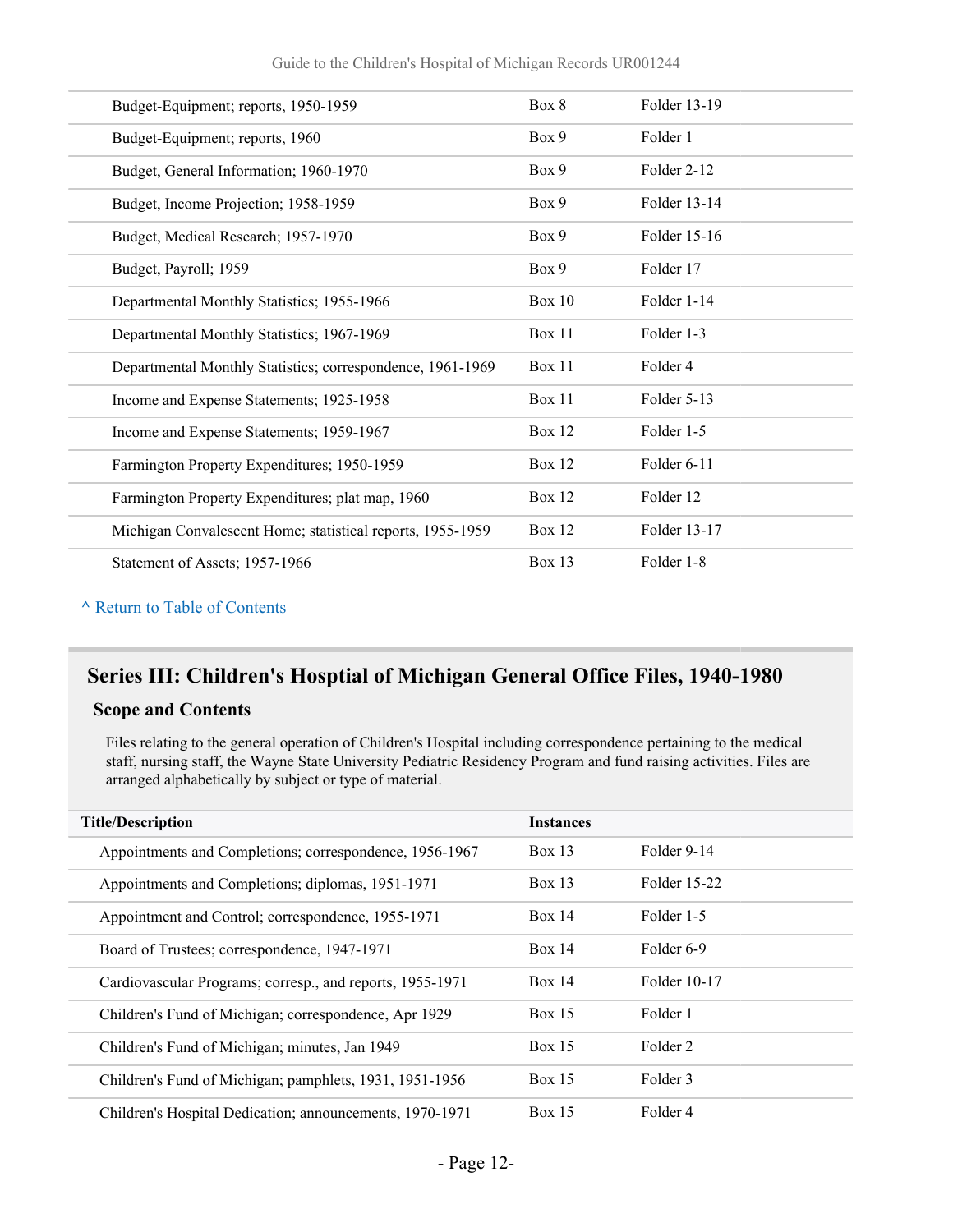| | | |
|---|---|---|
| Budget-Equipment; reports, 1950-1959 | Box 8 | Folder 13-19 |
| Budget-Equipment; reports, 1960 | Box 9 | Folder 1 |
| Budget, General Information; 1960-1970 | Box 9 | Folder 2-12 |
| Budget, Income Projection; 1958-1959 | Box 9 | Folder 13-14 |
| Budget, Medical Research; 1957-1970 | Box 9 | Folder 15-16 |
| Budget, Payroll; 1959 | Box 9 | Folder 17 |
| Departmental Monthly Statistics; 1955-1966 | Box 10 | Folder 1-14 |
| Departmental Monthly Statistics; 1967-1969 | Box 11 | Folder 1-3 |
| Departmental Monthly Statistics; correspondence, 1961-1969 | Box 11 | Folder 4 |
| Income and Expense Statements; 1925-1958 | Box 11 | Folder 5-13 |
| Income and Expense Statements; 1959-1967 | Box 12 | Folder 1-5 |
| Farmington Property Expenditures; 1950-1959 | Box 12 | Folder 6-11 |
| Farmington Property Expenditures; plat map, 1960 | Box 12 | Folder 12 |
| Michigan Convalescent Home; statistical reports, 1955-1959 | Box 12 | Folder 13-17 |
| Statement of Assets; 1957-1966 | Box 13 | Folder 1-8 |

^ Return to Table of Contents

## Series III: Children's Hosptial of Michigan General Office Files, 1940-1980

### Scope and Contents

Files relating to the general operation of Children's Hospital including correspondence pertaining to the medical staff, nursing staff, the Wayne State University Pediatric Residency Program and fund raising activities. Files are arranged alphabetically by subject or type of material.

| Title/Description | Instances | |
|---|---|---|
| Appointments and Completions; correspondence, 1956-1967 | Box 13 | Folder 9-14 |
| Appointments and Completions; diplomas, 1951-1971 | Box 13 | Folder 15-22 |
| Appointment and Control; correspondence, 1955-1971 | Box 14 | Folder 1-5 |
| Board of Trustees; correspondence, 1947-1971 | Box 14 | Folder 6-9 |
| Cardiovascular Programs; corresp., and reports, 1955-1971 | Box 14 | Folder 10-17 |
| Children's Fund of Michigan; correspondence, Apr 1929 | Box 15 | Folder 1 |
| Children's Fund of Michigan; minutes, Jan 1949 | Box 15 | Folder 2 |
| Children's Fund of Michigan; pamphlets, 1931, 1951-1956 | Box 15 | Folder 3 |
| Children's Hospital Dedication; announcements, 1970-1971 | Box 15 | Folder 4 |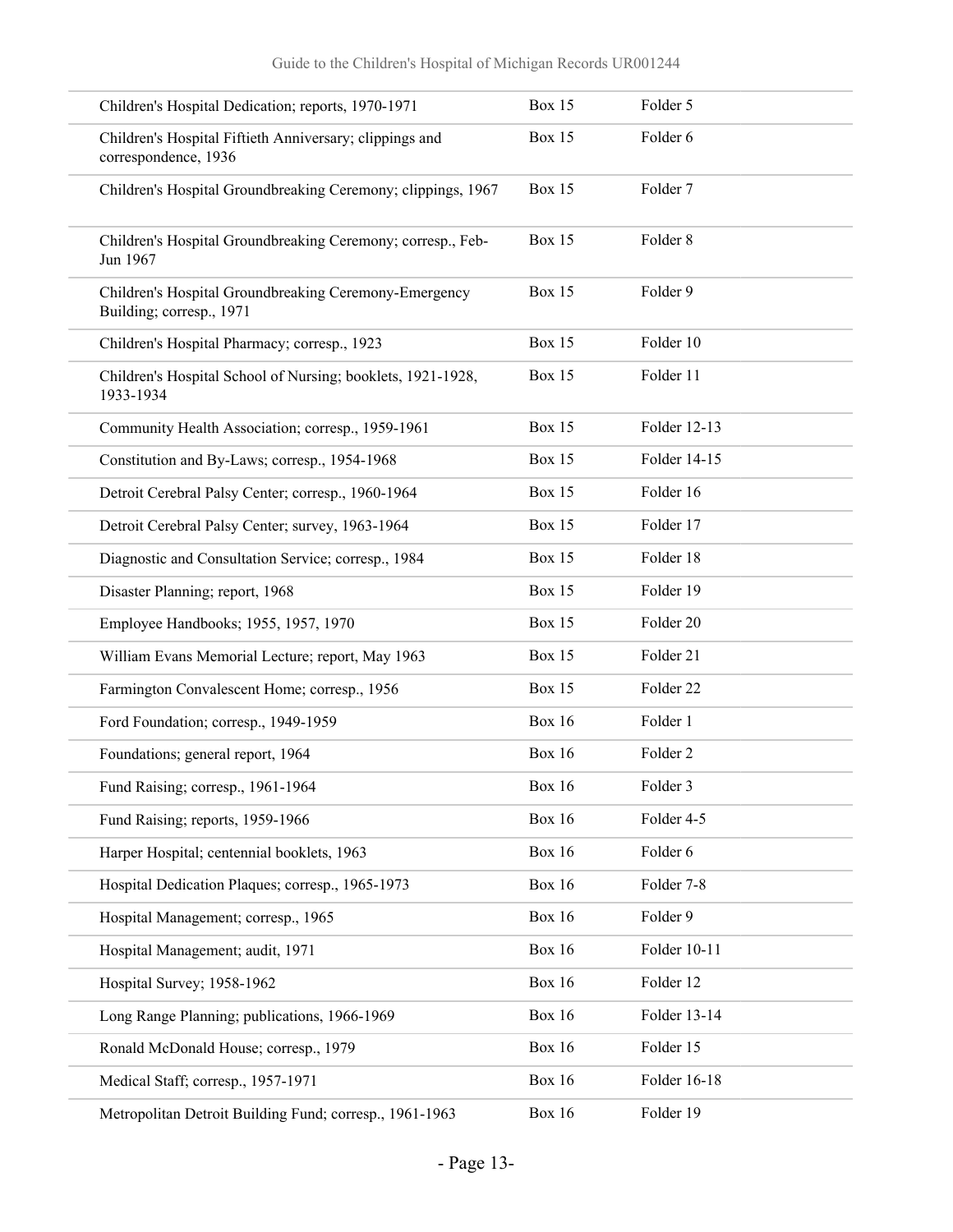| | | |
|---|---|---|
| Children's Hospital Dedication; reports, 1970-1971 | Box 15 | Folder 5 |
| Children's Hospital Fiftieth Anniversary; clippings and correspondence, 1936 | Box 15 | Folder 6 |
| Children's Hospital Groundbreaking Ceremony; clippings, 1967 | Box 15 | Folder 7 |
| Children's Hospital Groundbreaking Ceremony; corresp., Feb-Jun 1967 | Box 15 | Folder 8 |
| Children's Hospital Groundbreaking Ceremony-Emergency Building; corresp., 1971 | Box 15 | Folder 9 |
| Children's Hospital Pharmacy; corresp., 1923 | Box 15 | Folder 10 |
| Children's Hospital School of Nursing; booklets, 1921-1928, 1933-1934 | Box 15 | Folder 11 |
| Community Health Association; corresp., 1959-1961 | Box 15 | Folder 12-13 |
| Constitution and By-Laws; corresp., 1954-1968 | Box 15 | Folder 14-15 |
| Detroit Cerebral Palsy Center; corresp., 1960-1964 | Box 15 | Folder 16 |
| Detroit Cerebral Palsy Center; survey, 1963-1964 | Box 15 | Folder 17 |
| Diagnostic and Consultation Service; corresp., 1984 | Box 15 | Folder 18 |
| Disaster Planning; report, 1968 | Box 15 | Folder 19 |
| Employee Handbooks; 1955, 1957, 1970 | Box 15 | Folder 20 |
| William Evans Memorial Lecture; report, May 1963 | Box 15 | Folder 21 |
| Farmington Convalescent Home; corresp., 1956 | Box 15 | Folder 22 |
| Ford Foundation; corresp., 1949-1959 | Box 16 | Folder 1 |
| Foundations; general report, 1964 | Box 16 | Folder 2 |
| Fund Raising; corresp., 1961-1964 | Box 16 | Folder 3 |
| Fund Raising; reports, 1959-1966 | Box 16 | Folder 4-5 |
| Harper Hospital; centennial booklets, 1963 | Box 16 | Folder 6 |
| Hospital Dedication Plaques; corresp., 1965-1973 | Box 16 | Folder 7-8 |
| Hospital Management; corresp., 1965 | Box 16 | Folder 9 |
| Hospital Management; audit, 1971 | Box 16 | Folder 10-11 |
| Hospital Survey; 1958-1962 | Box 16 | Folder 12 |
| Long Range Planning; publications, 1966-1969 | Box 16 | Folder 13-14 |
| Ronald McDonald House; corresp., 1979 | Box 16 | Folder 15 |
| Medical Staff; corresp., 1957-1971 | Box 16 | Folder 16-18 |
| Metropolitan Detroit Building Fund; corresp., 1961-1963 | Box 16 | Folder 19 |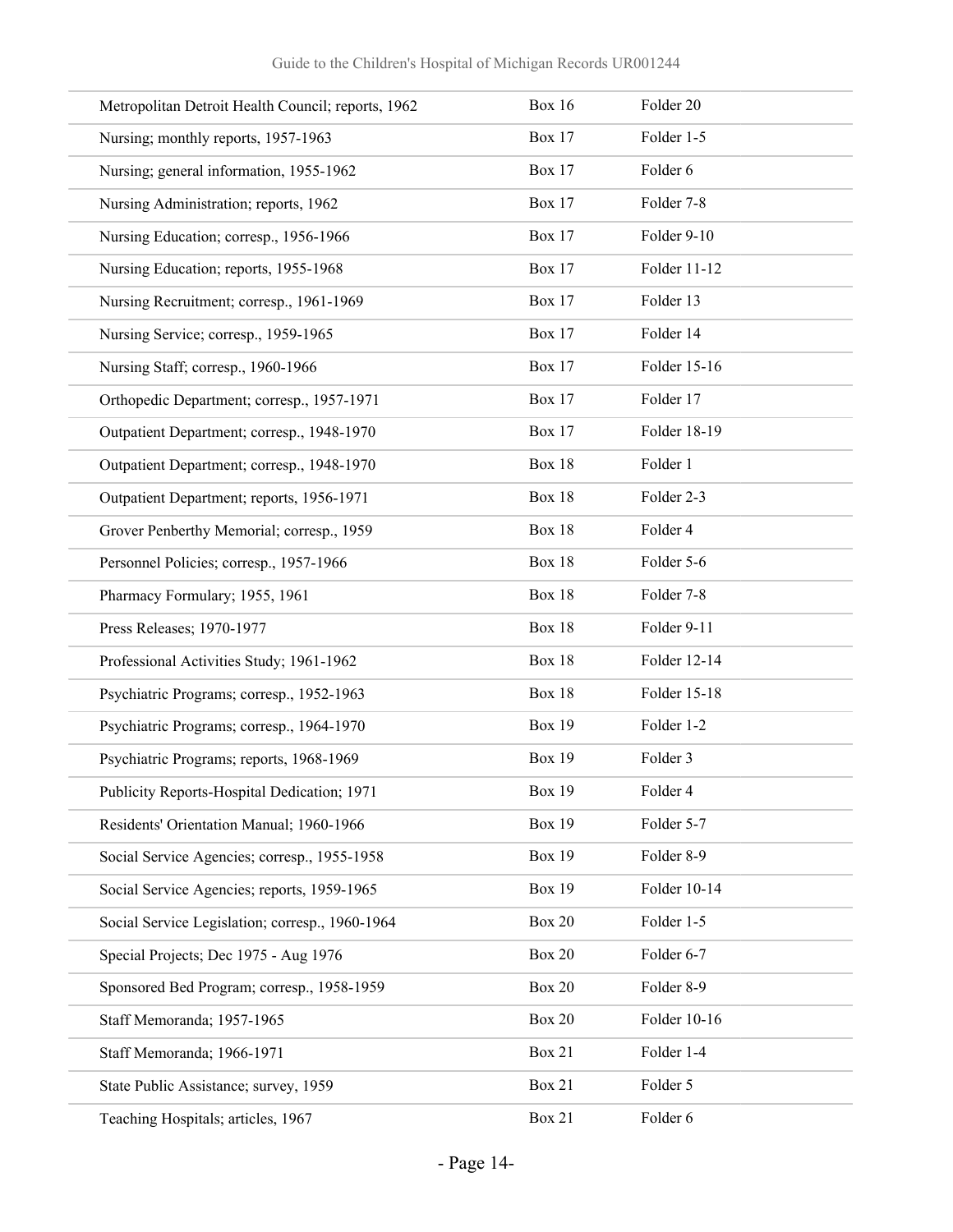| | | |
|---|---|---|
| Metropolitan Detroit Health Council; reports, 1962 | Box 16 | Folder 20 |
| Nursing; monthly reports, 1957-1963 | Box 17 | Folder 1-5 |
| Nursing; general information, 1955-1962 | Box 17 | Folder 6 |
| Nursing Administration; reports, 1962 | Box 17 | Folder 7-8 |
| Nursing Education; corresp., 1956-1966 | Box 17 | Folder 9-10 |
| Nursing Education; reports, 1955-1968 | Box 17 | Folder 11-12 |
| Nursing Recruitment; corresp., 1961-1969 | Box 17 | Folder 13 |
| Nursing Service; corresp., 1959-1965 | Box 17 | Folder 14 |
| Nursing Staff; corresp., 1960-1966 | Box 17 | Folder 15-16 |
| Orthopedic Department; corresp., 1957-1971 | Box 17 | Folder 17 |
| Outpatient Department; corresp., 1948-1970 | Box 17 | Folder 18-19 |
| Outpatient Department; corresp., 1948-1970 | Box 18 | Folder 1 |
| Outpatient Department; reports, 1956-1971 | Box 18 | Folder 2-3 |
| Grover Penberthy Memorial; corresp., 1959 | Box 18 | Folder 4 |
| Personnel Policies; corresp., 1957-1966 | Box 18 | Folder 5-6 |
| Pharmacy Formulary; 1955, 1961 | Box 18 | Folder 7-8 |
| Press Releases; 1970-1977 | Box 18 | Folder 9-11 |
| Professional Activities Study; 1961-1962 | Box 18 | Folder 12-14 |
| Psychiatric Programs; corresp., 1952-1963 | Box 18 | Folder 15-18 |
| Psychiatric Programs; corresp., 1964-1970 | Box 19 | Folder 1-2 |
| Psychiatric Programs; reports, 1968-1969 | Box 19 | Folder 3 |
| Publicity Reports-Hospital Dedication; 1971 | Box 19 | Folder 4 |
| Residents' Orientation Manual; 1960-1966 | Box 19 | Folder 5-7 |
| Social Service Agencies; corresp., 1955-1958 | Box 19 | Folder 8-9 |
| Social Service Agencies; reports, 1959-1965 | Box 19 | Folder 10-14 |
| Social Service Legislation; corresp., 1960-1964 | Box 20 | Folder 1-5 |
| Special Projects; Dec 1975 - Aug 1976 | Box 20 | Folder 6-7 |
| Sponsored Bed Program; corresp., 1958-1959 | Box 20 | Folder 8-9 |
| Staff Memoranda; 1957-1965 | Box 20 | Folder 10-16 |
| Staff Memoranda; 1966-1971 | Box 21 | Folder 1-4 |
| State Public Assistance; survey, 1959 | Box 21 | Folder 5 |
| Teaching Hospitals; articles, 1967 | Box 21 | Folder 6 |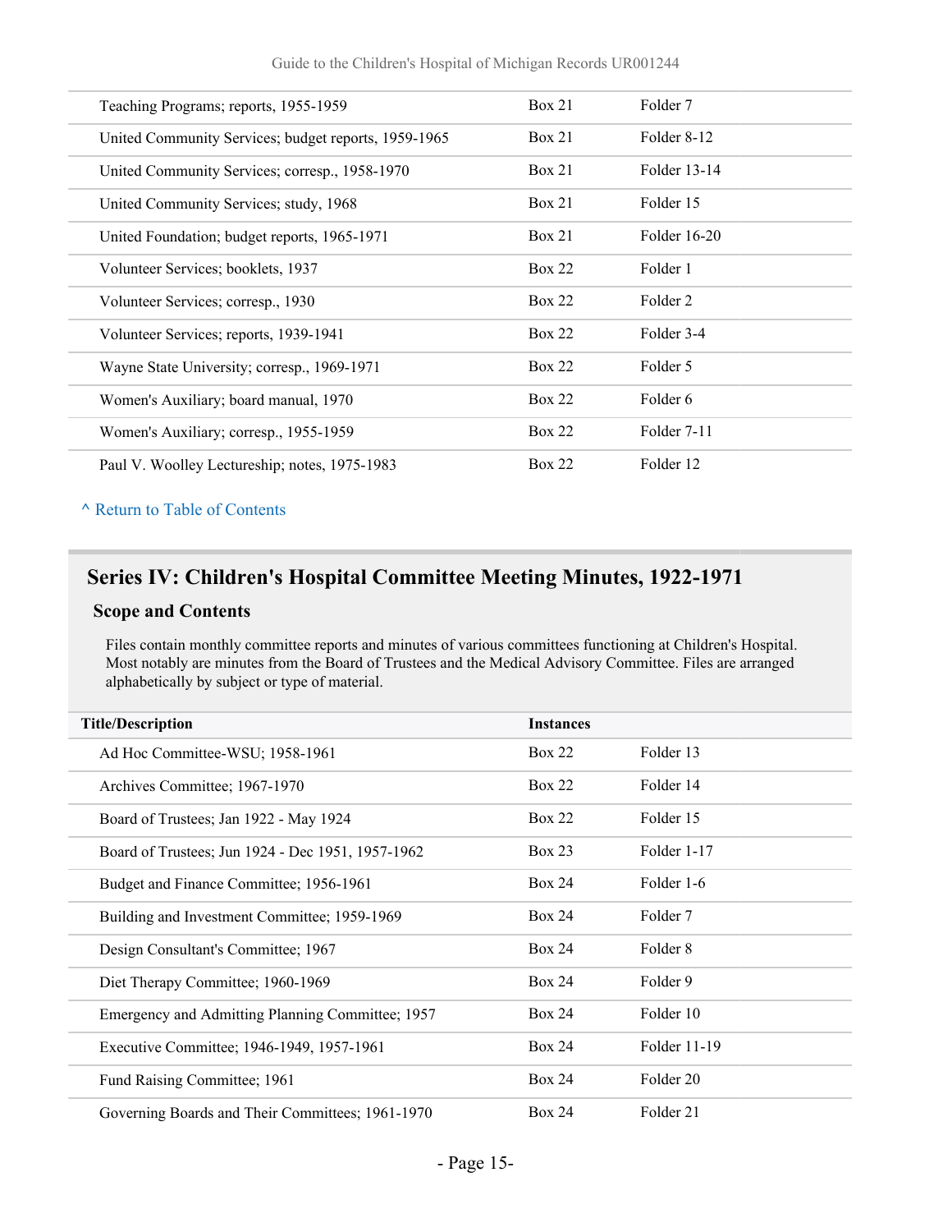| | | |
|---|---|---|
| Teaching Programs; reports, 1955-1959 | Box 21 | Folder 7 |
| United Community Services; budget reports, 1959-1965 | Box 21 | Folder 8-12 |
| United Community Services; corresp., 1958-1970 | Box 21 | Folder 13-14 |
| United Community Services; study, 1968 | Box 21 | Folder 15 |
| United Foundation; budget reports, 1965-1971 | Box 21 | Folder 16-20 |
| Volunteer Services; booklets, 1937 | Box 22 | Folder 1 |
| Volunteer Services; corresp., 1930 | Box 22 | Folder 2 |
| Volunteer Services; reports, 1939-1941 | Box 22 | Folder 3-4 |
| Wayne State University; corresp., 1969-1971 | Box 22 | Folder 5 |
| Women's Auxiliary; board manual, 1970 | Box 22 | Folder 6 |
| Women's Auxiliary; corresp., 1955-1959 | Box 22 | Folder 7-11 |
| Paul V. Woolley Lectureship; notes, 1975-1983 | Box 22 | Folder 12 |

^ Return to Table of Contents

## Series IV: Children's Hospital Committee Meeting Minutes, 1922-1971

### Scope and Contents

Files contain monthly committee reports and minutes of various committees functioning at Children's Hospital. Most notably are minutes from the Board of Trustees and the Medical Advisory Committee. Files are arranged alphabetically by subject or type of material.

| Title/Description | Instances | |
|---|---|---|
| Ad Hoc Committee-WSU; 1958-1961 | Box 22 | Folder 13 |
| Archives Committee; 1967-1970 | Box 22 | Folder 14 |
| Board of Trustees; Jan 1922 - May 1924 | Box 22 | Folder 15 |
| Board of Trustees; Jun 1924 - Dec 1951, 1957-1962 | Box 23 | Folder 1-17 |
| Budget and Finance Committee; 1956-1961 | Box 24 | Folder 1-6 |
| Building and Investment Committee; 1959-1969 | Box 24 | Folder 7 |
| Design Consultant's Committee; 1967 | Box 24 | Folder 8 |
| Diet Therapy Committee; 1960-1969 | Box 24 | Folder 9 |
| Emergency and Admitting Planning Committee; 1957 | Box 24 | Folder 10 |
| Executive Committee; 1946-1949, 1957-1961 | Box 24 | Folder 11-19 |
| Fund Raising Committee; 1961 | Box 24 | Folder 20 |
| Governing Boards and Their Committees; 1961-1970 | Box 24 | Folder 21 |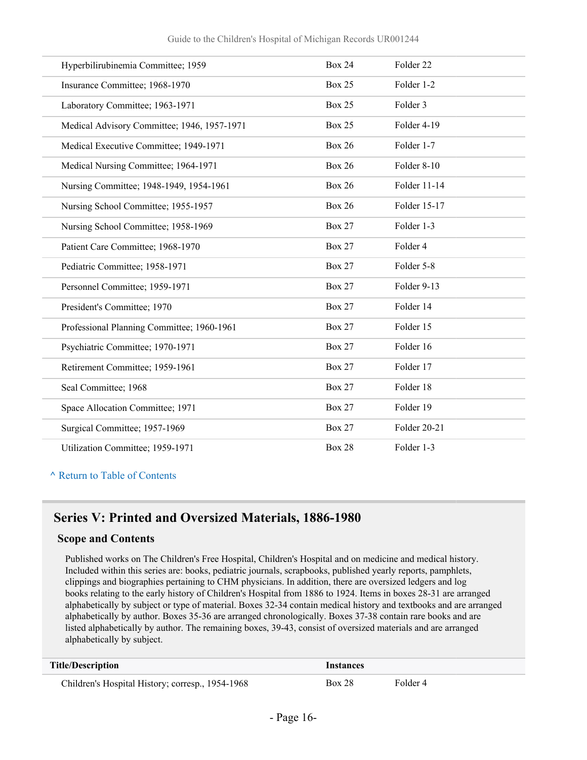| | | |
|---|---|---|
| Hyperbilirubinemia Committee; 1959 | Box 24 | Folder 22 |
| Insurance Committee; 1968-1970 | Box 25 | Folder 1-2 |
| Laboratory Committee; 1963-1971 | Box 25 | Folder 3 |
| Medical Advisory Committee; 1946, 1957-1971 | Box 25 | Folder 4-19 |
| Medical Executive Committee; 1949-1971 | Box 26 | Folder 1-7 |
| Medical Nursing Committee; 1964-1971 | Box 26 | Folder 8-10 |
| Nursing Committee; 1948-1949, 1954-1961 | Box 26 | Folder 11-14 |
| Nursing School Committee; 1955-1957 | Box 26 | Folder 15-17 |
| Nursing School Committee; 1958-1969 | Box 27 | Folder 1-3 |
| Patient Care Committee; 1968-1970 | Box 27 | Folder 4 |
| Pediatric Committee; 1958-1971 | Box 27 | Folder 5-8 |
| Personnel Committee; 1959-1971 | Box 27 | Folder 9-13 |
| President's Committee; 1970 | Box 27 | Folder 14 |
| Professional Planning Committee; 1960-1961 | Box 27 | Folder 15 |
| Psychiatric Committee; 1970-1971 | Box 27 | Folder 16 |
| Retirement Committee; 1959-1961 | Box 27 | Folder 17 |
| Seal Committee; 1968 | Box 27 | Folder 18 |
| Space Allocation Committee; 1971 | Box 27 | Folder 19 |
| Surgical Committee; 1957-1969 | Box 27 | Folder 20-21 |
| Utilization Committee; 1959-1971 | Box 28 | Folder 1-3 |

^ Return to Table of Contents

## Series V: Printed and Oversized Materials, 1886-1980

### Scope and Contents

Published works on The Children's Free Hospital, Children's Hospital and on medicine and medical history. Included within this series are: books, pediatric journals, scrapbooks, published yearly reports, pamphlets, clippings and biographies pertaining to CHM physicians. In addition, there are oversized ledgers and log books relating to the early history of Children's Hospital from 1886 to 1924. Items in boxes 28-31 are arranged alphabetically by subject or type of material. Boxes 32-34 contain medical history and textbooks and are arranged alphabetically by author. Boxes 35-36 are arranged chronologically. Boxes 37-38 contain rare books and are listed alphabetically by author. The remaining boxes, 39-43, consist of oversized materials and are arranged alphabetically by subject.

| Title/Description | Instances | |
|---|---|---|
| Children's Hospital History; corresp., 1954-1968 | Box 28 | Folder 4 |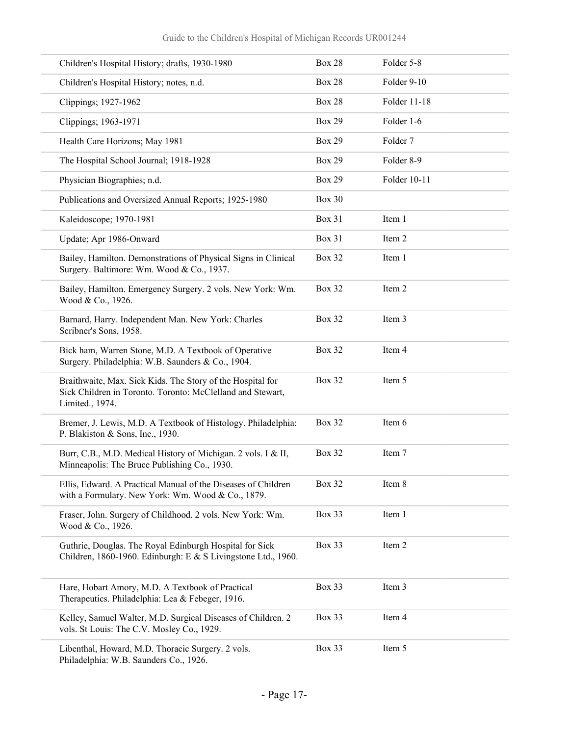| | | |
|---|---|---|
| Children's Hospital History; drafts, 1930-1980 | Box 28 | Folder 5-8 |
| Children's Hospital History; notes, n.d. | Box 28 | Folder 9-10 |
| Clippings; 1927-1962 | Box 28 | Folder 11-18 |
| Clippings; 1963-1971 | Box 29 | Folder 1-6 |
| Health Care Horizons; May 1981 | Box 29 | Folder 7 |
| The Hospital School Journal; 1918-1928 | Box 29 | Folder 8-9 |
| Physician Biographies; n.d. | Box 29 | Folder 10-11 |
| Publications and Oversized Annual Reports; 1925-1980 | Box 30 | |
| Kaleidoscope; 1970-1981 | Box 31 | Item 1 |
| Update; Apr 1986-Onward | Box 31 | Item 2 |
| Bailey, Hamilton. Demonstrations of Physical Signs in Clinical Surgery. Baltimore: Wm. Wood & Co., 1937. | Box 32 | Item 1 |
| Bailey, Hamilton. Emergency Surgery. 2 vols. New York: Wm. Wood & Co., 1926. | Box 32 | Item 2 |
| Barnard, Harry. Independent Man. New York: Charles Scribner's Sons, 1958. | Box 32 | Item 3 |
| Bick ham, Warren Stone, M.D. A Textbook of Operative Surgery. Philadelphia: W.B. Saunders & Co., 1904. | Box 32 | Item 4 |
| Braithwaite, Max. Sick Kids. The Story of the Hospital for Sick Children in Toronto. Toronto: McClelland and Stewart, Limited., 1974. | Box 32 | Item 5 |
| Bremer, J. Lewis, M.D. A Textbook of Histology. Philadelphia: P. Blakiston & Sons, Inc., 1930. | Box 32 | Item 6 |
| Burr, C.B., M.D. Medical History of Michigan. 2 vols. I & II, Minneapolis: The Bruce Publishing Co., 1930. | Box 32 | Item 7 |
| Ellis, Edward. A Practical Manual of the Diseases of Children with a Formulary. New York: Wm. Wood & Co., 1879. | Box 32 | Item 8 |
| Fraser, John. Surgery of Childhood. 2 vols. New York: Wm. Wood & Co., 1926. | Box 33 | Item 1 |
| Guthrie, Douglas. The Royal Edinburgh Hospital for Sick Children, 1860-1960. Edinburgh: E & S Livingstone Ltd., 1960. | Box 33 | Item 2 |
| Hare, Hobart Amory, M.D. A Textbook of Practical Therapeutics. Philadelphia: Lea & Febeger, 1916. | Box 33 | Item 3 |
| Kelley, Samuel Walter, M.D. Surgical Diseases of Children. 2 vols. St Louis: The C.V. Mosley Co., 1929. | Box 33 | Item 4 |
| Libenthal, Howard, M.D. Thoracic Surgery. 2 vols. Philadelphia: W.B. Saunders Co., 1926. | Box 33 | Item 5 |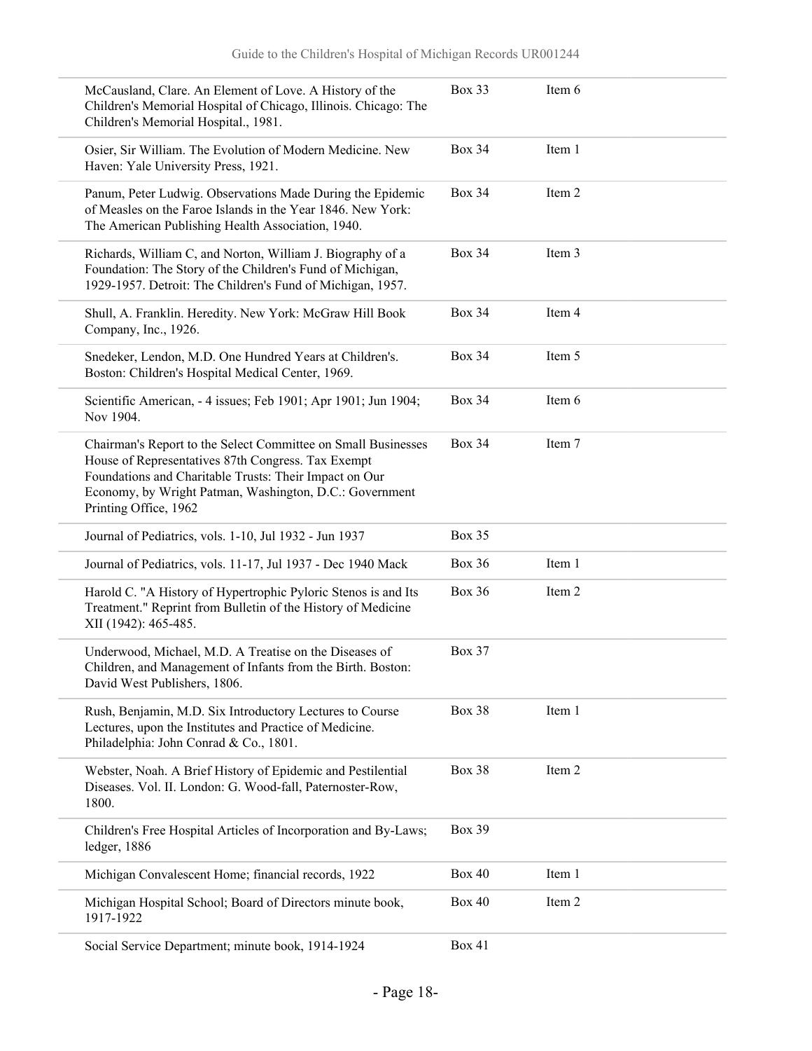| | | |
|---|---|---|
| McCausland, Clare. An Element of Love. A History of the Children's Memorial Hospital of Chicago, Illinois. Chicago: The Children's Memorial Hospital., 1981. | Box 33 | Item 6 |
| Osier, Sir William. The Evolution of Modern Medicine. New Haven: Yale University Press, 1921. | Box 34 | Item 1 |
| Panum, Peter Ludwig. Observations Made During the Epidemic of Measles on the Faroe Islands in the Year 1846. New York: The American Publishing Health Association, 1940. | Box 34 | Item 2 |
| Richards, William C, and Norton, William J. Biography of a Foundation: The Story of the Children's Fund of Michigan, 1929-1957. Detroit: The Children's Fund of Michigan, 1957. | Box 34 | Item 3 |
| Shull, A. Franklin. Heredity. New York: McGraw Hill Book Company, Inc., 1926. | Box 34 | Item 4 |
| Snedeker, Lendon, M.D. One Hundred Years at Children's. Boston: Children's Hospital Medical Center, 1969. | Box 34 | Item 5 |
| Scientific American, - 4 issues; Feb 1901; Apr 1901; Jun 1904; Nov 1904. | Box 34 | Item 6 |
| Chairman's Report to the Select Committee on Small Businesses House of Representatives 87th Congress. Tax Exempt Foundations and Charitable Trusts: Their Impact on Our Economy, by Wright Patman, Washington, D.C.: Government Printing Office, 1962 | Box 34 | Item 7 |
| Journal of Pediatrics, vols. 1-10, Jul 1932 - Jun 1937 | Box 35 | |
| Journal of Pediatrics, vols. 11-17, Jul 1937 - Dec 1940 Mack | Box 36 | Item 1 |
| Harold C. "A History of Hypertrophic Pyloric Stenos is and Its Treatment." Reprint from Bulletin of the History of Medicine XII (1942): 465-485. | Box 36 | Item 2 |
| Underwood, Michael, M.D. A Treatise on the Diseases of Children, and Management of Infants from the Birth. Boston: David West Publishers, 1806. | Box 37 | |
| Rush, Benjamin, M.D. Six Introductory Lectures to Course Lectures, upon the Institutes and Practice of Medicine. Philadelphia: John Conrad & Co., 1801. | Box 38 | Item 1 |
| Webster, Noah. A Brief History of Epidemic and Pestilential Diseases. Vol. II. London: G. Wood-fall, Paternoster-Row, 1800. | Box 38 | Item 2 |
| Children's Free Hospital Articles of Incorporation and By-Laws; ledger, 1886 | Box 39 | |
| Michigan Convalescent Home; financial records, 1922 | Box 40 | Item 1 |
| Michigan Hospital School; Board of Directors minute book, 1917-1922 | Box 40 | Item 2 |
| Social Service Department; minute book, 1914-1924 | Box 41 | |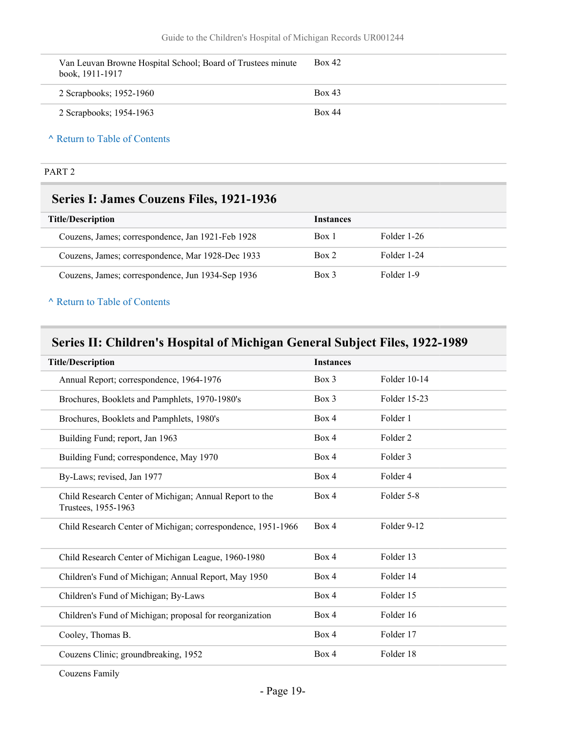| | | |
|---|---|---|
| Van Leuvan Browne Hospital School; Board of Trustees minute book, 1911-1917 | Box 42 | |
| 2 Scrapbooks; 1952-1960 | Box 43 | |
| 2 Scrapbooks; 1954-1963 | Box 44 | |

^ Return to Table of Contents

PART 2

## Series I: James Couzens Files, 1921-1936

| Title/Description | Instances | |
|---|---|---|
| Couzens, James; correspondence, Jan 1921-Feb 1928 | Box 1 | Folder 1-26 |
| Couzens, James; correspondence, Mar 1928-Dec 1933 | Box 2 | Folder 1-24 |
| Couzens, James; correspondence, Jun 1934-Sep 1936 | Box 3 | Folder 1-9 |

^ Return to Table of Contents

## Series II: Children's Hospital of Michigan General Subject Files, 1922-1989

| Title/Description | Instances | |
|---|---|---|
| Annual Report; correspondence, 1964-1976 | Box 3 | Folder 10-14 |
| Brochures, Booklets and Pamphlets, 1970-1980's | Box 3 | Folder 15-23 |
| Brochures, Booklets and Pamphlets, 1980's | Box 4 | Folder 1 |
| Building Fund; report, Jan 1963 | Box 4 | Folder 2 |
| Building Fund; correspondence, May 1970 | Box 4 | Folder 3 |
| By-Laws; revised, Jan 1977 | Box 4 | Folder 4 |
| Child Research Center of Michigan; Annual Report to the Trustees, 1955-1963 | Box 4 | Folder 5-8 |
| Child Research Center of Michigan; correspondence, 1951-1966 | Box 4 | Folder 9-12 |
| Child Research Center of Michigan League, 1960-1980 | Box 4 | Folder 13 |
| Children's Fund of Michigan; Annual Report, May 1950 | Box 4 | Folder 14 |
| Children's Fund of Michigan; By-Laws | Box 4 | Folder 15 |
| Children's Fund of Michigan; proposal for reorganization | Box 4 | Folder 16 |
| Cooley, Thomas B. | Box 4 | Folder 17 |
| Couzens Clinic; groundbreaking, 1952 | Box 4 | Folder 18 |
| Couzens Family | | |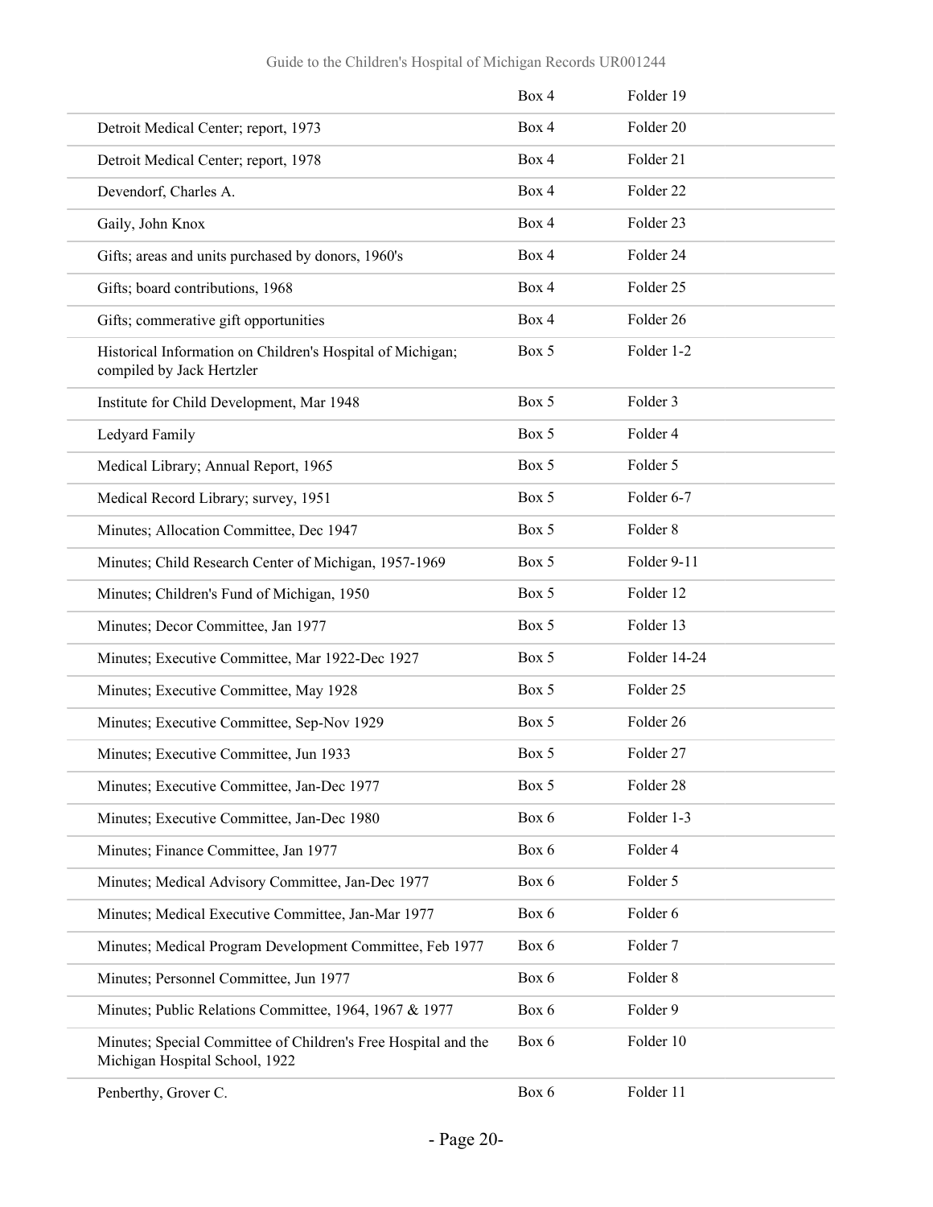| | Box 4 | Folder 19 |
|---|---|---|
| Detroit Medical Center; report, 1973 | Box 4 | Folder 20 |
| Detroit Medical Center; report, 1978 | Box 4 | Folder 21 |
| Devendorf, Charles A. | Box 4 | Folder 22 |
| Gaily, John Knox | Box 4 | Folder 23 |
| Gifts; areas and units purchased by donors, 1960's | Box 4 | Folder 24 |
| Gifts; board contributions, 1968 | Box 4 | Folder 25 |
| Gifts; commerative gift opportunities | Box 4 | Folder 26 |
| Historical Information on Children's Hospital of Michigan; compiled by Jack Hertzler | Box 5 | Folder 1-2 |
| Institute for Child Development, Mar 1948 | Box 5 | Folder 3 |
| Ledyard Family | Box 5 | Folder 4 |
| Medical Library; Annual Report, 1965 | Box 5 | Folder 5 |
| Medical Record Library; survey, 1951 | Box 5 | Folder 6-7 |
| Minutes; Allocation Committee, Dec 1947 | Box 5 | Folder 8 |
| Minutes; Child Research Center of Michigan, 1957-1969 | Box 5 | Folder 9-11 |
| Minutes; Children's Fund of Michigan, 1950 | Box 5 | Folder 12 |
| Minutes; Decor Committee, Jan 1977 | Box 5 | Folder 13 |
| Minutes; Executive Committee, Mar 1922-Dec 1927 | Box 5 | Folder 14-24 |
| Minutes; Executive Committee, May 1928 | Box 5 | Folder 25 |
| Minutes; Executive Committee, Sep-Nov 1929 | Box 5 | Folder 26 |
| Minutes; Executive Committee, Jun 1933 | Box 5 | Folder 27 |
| Minutes; Executive Committee, Jan-Dec 1977 | Box 5 | Folder 28 |
| Minutes; Executive Committee, Jan-Dec 1980 | Box 6 | Folder 1-3 |
| Minutes; Finance Committee, Jan 1977 | Box 6 | Folder 4 |
| Minutes; Medical Advisory Committee, Jan-Dec 1977 | Box 6 | Folder 5 |
| Minutes; Medical Executive Committee, Jan-Mar 1977 | Box 6 | Folder 6 |
| Minutes; Medical Program Development Committee, Feb 1977 | Box 6 | Folder 7 |
| Minutes; Personnel Committee, Jun 1977 | Box 6 | Folder 8 |
| Minutes; Public Relations Committee, 1964, 1967 & 1977 | Box 6 | Folder 9 |
| Minutes; Special Committee of Children's Free Hospital and the Michigan Hospital School, 1922 | Box 6 | Folder 10 |
| Penberthy, Grover C. | Box 6 | Folder 11 |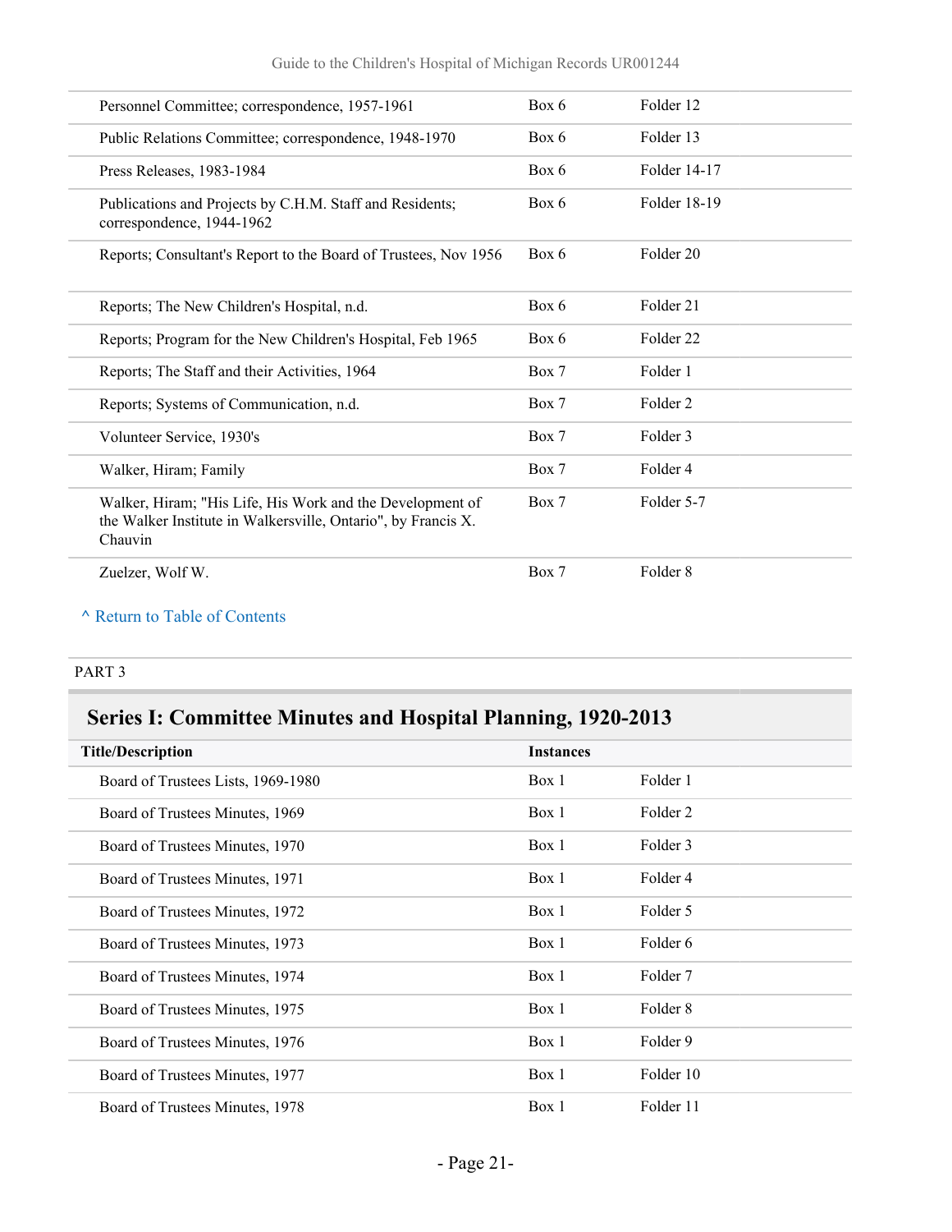| | | |
|---|---|---|
| Personnel Committee; correspondence, 1957-1961 | Box 6 | Folder 12 |
| Public Relations Committee; correspondence, 1948-1970 | Box 6 | Folder 13 |
| Press Releases, 1983-1984 | Box 6 | Folder 14-17 |
| Publications and Projects by C.H.M. Staff and Residents; correspondence, 1944-1962 | Box 6 | Folder 18-19 |
| Reports; Consultant's Report to the Board of Trustees, Nov 1956 | Box 6 | Folder 20 |
| Reports; The New Children's Hospital, n.d. | Box 6 | Folder 21 |
| Reports; Program for the New Children's Hospital, Feb 1965 | Box 6 | Folder 22 |
| Reports; The Staff and their Activities, 1964 | Box 7 | Folder 1 |
| Reports; Systems of Communication, n.d. | Box 7 | Folder 2 |
| Volunteer Service, 1930's | Box 7 | Folder 3 |
| Walker, Hiram; Family | Box 7 | Folder 4 |
| Walker, Hiram; "His Life, His Work and the Development of the Walker Institute in Walkersville, Ontario", by Francis X. Chauvin | Box 7 | Folder 5-7 |
| Zuelzer, Wolf W. | Box 7 | Folder 8 |

^ Return to Table of Contents

PART 3

## Series I: Committee Minutes and Hospital Planning, 1920-2013

| Title/Description | Instances | |
|---|---|---|
| Board of Trustees Lists, 1969-1980 | Box 1 | Folder 1 |
| Board of Trustees Minutes, 1969 | Box 1 | Folder 2 |
| Board of Trustees Minutes, 1970 | Box 1 | Folder 3 |
| Board of Trustees Minutes, 1971 | Box 1 | Folder 4 |
| Board of Trustees Minutes, 1972 | Box 1 | Folder 5 |
| Board of Trustees Minutes, 1973 | Box 1 | Folder 6 |
| Board of Trustees Minutes, 1974 | Box 1 | Folder 7 |
| Board of Trustees Minutes, 1975 | Box 1 | Folder 8 |
| Board of Trustees Minutes, 1976 | Box 1 | Folder 9 |
| Board of Trustees Minutes, 1977 | Box 1 | Folder 10 |
| Board of Trustees Minutes, 1978 | Box 1 | Folder 11 |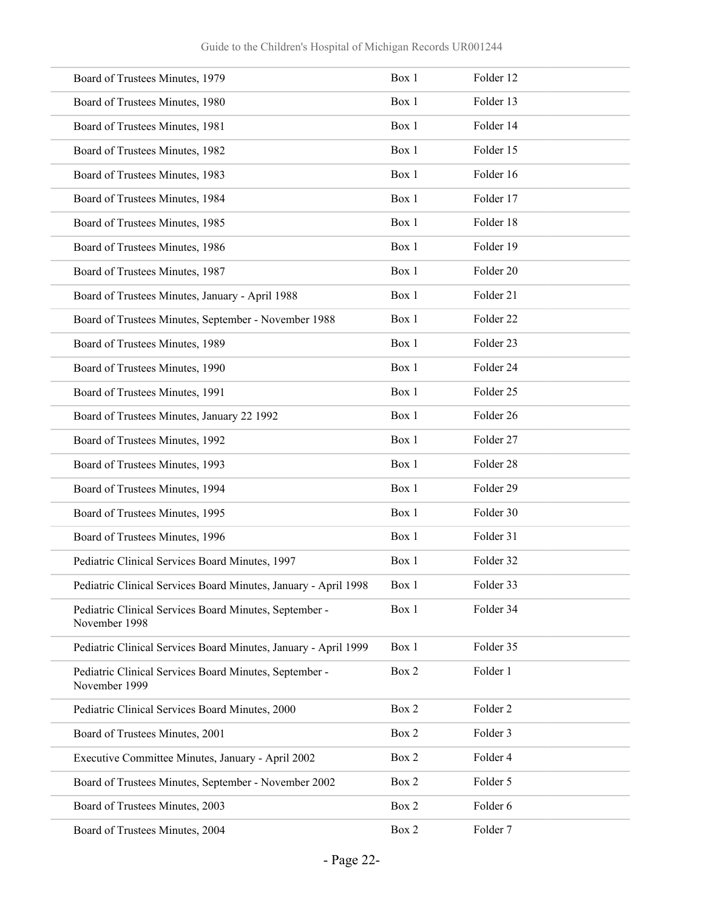| | | |
|---|---|---|
| Board of Trustees Minutes, 1979 | Box 1 | Folder 12 |
| Board of Trustees Minutes, 1980 | Box 1 | Folder 13 |
| Board of Trustees Minutes, 1981 | Box 1 | Folder 14 |
| Board of Trustees Minutes, 1982 | Box 1 | Folder 15 |
| Board of Trustees Minutes, 1983 | Box 1 | Folder 16 |
| Board of Trustees Minutes, 1984 | Box 1 | Folder 17 |
| Board of Trustees Minutes, 1985 | Box 1 | Folder 18 |
| Board of Trustees Minutes, 1986 | Box 1 | Folder 19 |
| Board of Trustees Minutes, 1987 | Box 1 | Folder 20 |
| Board of Trustees Minutes, January - April 1988 | Box 1 | Folder 21 |
| Board of Trustees Minutes, September - November 1988 | Box 1 | Folder 22 |
| Board of Trustees Minutes, 1989 | Box 1 | Folder 23 |
| Board of Trustees Minutes, 1990 | Box 1 | Folder 24 |
| Board of Trustees Minutes, 1991 | Box 1 | Folder 25 |
| Board of Trustees Minutes, January 22 1992 | Box 1 | Folder 26 |
| Board of Trustees Minutes, 1992 | Box 1 | Folder 27 |
| Board of Trustees Minutes, 1993 | Box 1 | Folder 28 |
| Board of Trustees Minutes, 1994 | Box 1 | Folder 29 |
| Board of Trustees Minutes, 1995 | Box 1 | Folder 30 |
| Board of Trustees Minutes, 1996 | Box 1 | Folder 31 |
| Pediatric Clinical Services Board Minutes, 1997 | Box 1 | Folder 32 |
| Pediatric Clinical Services Board Minutes, January - April 1998 | Box 1 | Folder 33 |
| Pediatric Clinical Services Board Minutes, September - November 1998 | Box 1 | Folder 34 |
| Pediatric Clinical Services Board Minutes, January - April 1999 | Box 1 | Folder 35 |
| Pediatric Clinical Services Board Minutes, September - November 1999 | Box 2 | Folder 1 |
| Pediatric Clinical Services Board Minutes, 2000 | Box 2 | Folder 2 |
| Board of Trustees Minutes, 2001 | Box 2 | Folder 3 |
| Executive Committee Minutes, January - April 2002 | Box 2 | Folder 4 |
| Board of Trustees Minutes, September - November 2002 | Box 2 | Folder 5 |
| Board of Trustees Minutes, 2003 | Box 2 | Folder 6 |
| Board of Trustees Minutes, 2004 | Box 2 | Folder 7 |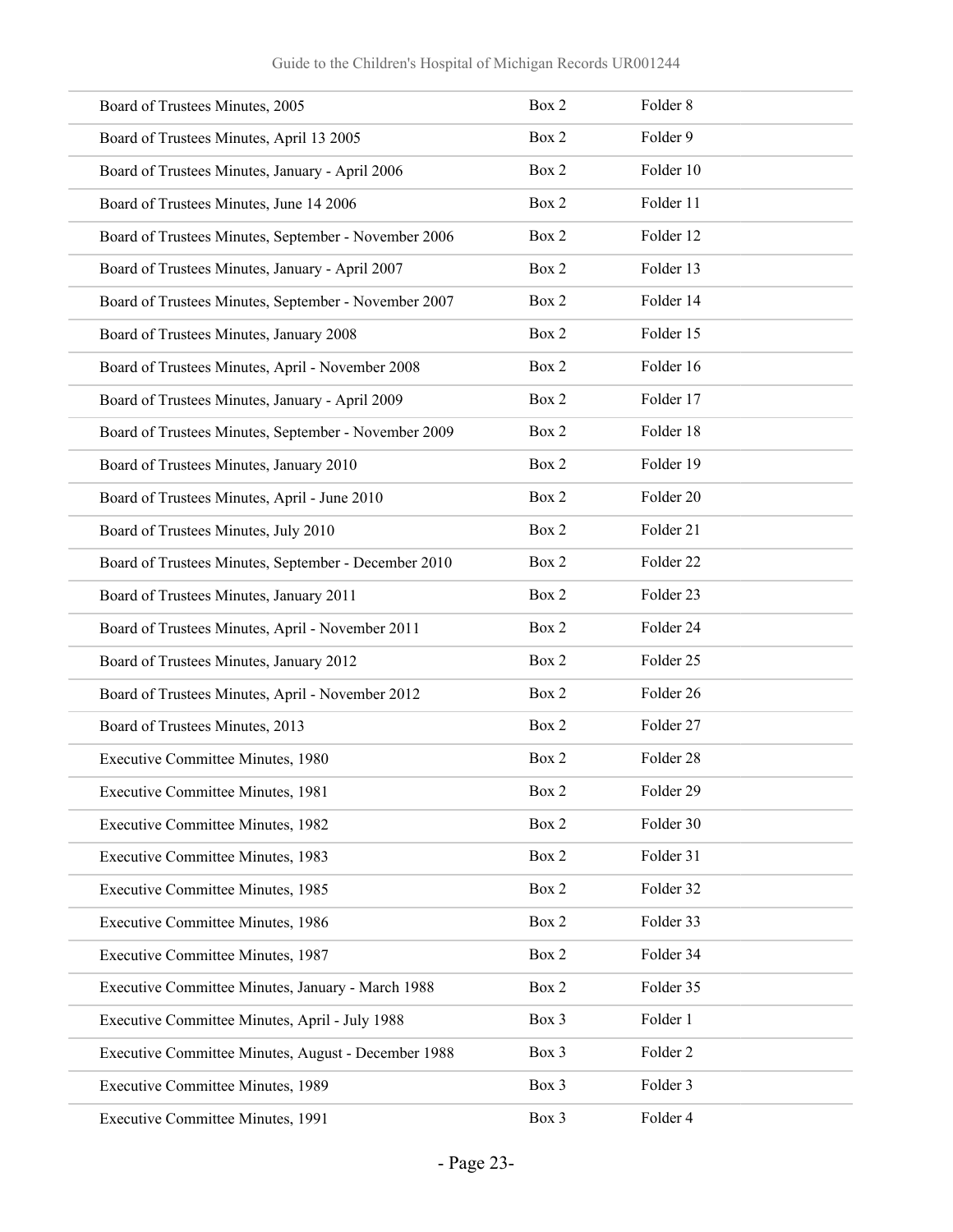| | | |
|---|---|---|
| Board of Trustees Minutes, 2005 | Box 2 | Folder 8 |
| Board of Trustees Minutes, April 13 2005 | Box 2 | Folder 9 |
| Board of Trustees Minutes, January - April 2006 | Box 2 | Folder 10 |
| Board of Trustees Minutes, June 14 2006 | Box 2 | Folder 11 |
| Board of Trustees Minutes, September - November 2006 | Box 2 | Folder 12 |
| Board of Trustees Minutes, January - April 2007 | Box 2 | Folder 13 |
| Board of Trustees Minutes, September - November 2007 | Box 2 | Folder 14 |
| Board of Trustees Minutes, January 2008 | Box 2 | Folder 15 |
| Board of Trustees Minutes, April - November 2008 | Box 2 | Folder 16 |
| Board of Trustees Minutes, January - April 2009 | Box 2 | Folder 17 |
| Board of Trustees Minutes, September - November 2009 | Box 2 | Folder 18 |
| Board of Trustees Minutes, January 2010 | Box 2 | Folder 19 |
| Board of Trustees Minutes, April - June 2010 | Box 2 | Folder 20 |
| Board of Trustees Minutes, July 2010 | Box 2 | Folder 21 |
| Board of Trustees Minutes, September - December 2010 | Box 2 | Folder 22 |
| Board of Trustees Minutes, January 2011 | Box 2 | Folder 23 |
| Board of Trustees Minutes, April - November 2011 | Box 2 | Folder 24 |
| Board of Trustees Minutes, January 2012 | Box 2 | Folder 25 |
| Board of Trustees Minutes, April - November 2012 | Box 2 | Folder 26 |
| Board of Trustees Minutes, 2013 | Box 2 | Folder 27 |
| Executive Committee Minutes, 1980 | Box 2 | Folder 28 |
| Executive Committee Minutes, 1981 | Box 2 | Folder 29 |
| Executive Committee Minutes, 1982 | Box 2 | Folder 30 |
| Executive Committee Minutes, 1983 | Box 2 | Folder 31 |
| Executive Committee Minutes, 1985 | Box 2 | Folder 32 |
| Executive Committee Minutes, 1986 | Box 2 | Folder 33 |
| Executive Committee Minutes, 1987 | Box 2 | Folder 34 |
| Executive Committee Minutes, January - March 1988 | Box 2 | Folder 35 |
| Executive Committee Minutes, April - July 1988 | Box 3 | Folder 1 |
| Executive Committee Minutes, August - December 1988 | Box 3 | Folder 2 |
| Executive Committee Minutes, 1989 | Box 3 | Folder 3 |
| Executive Committee Minutes, 1991 | Box 3 | Folder 4 |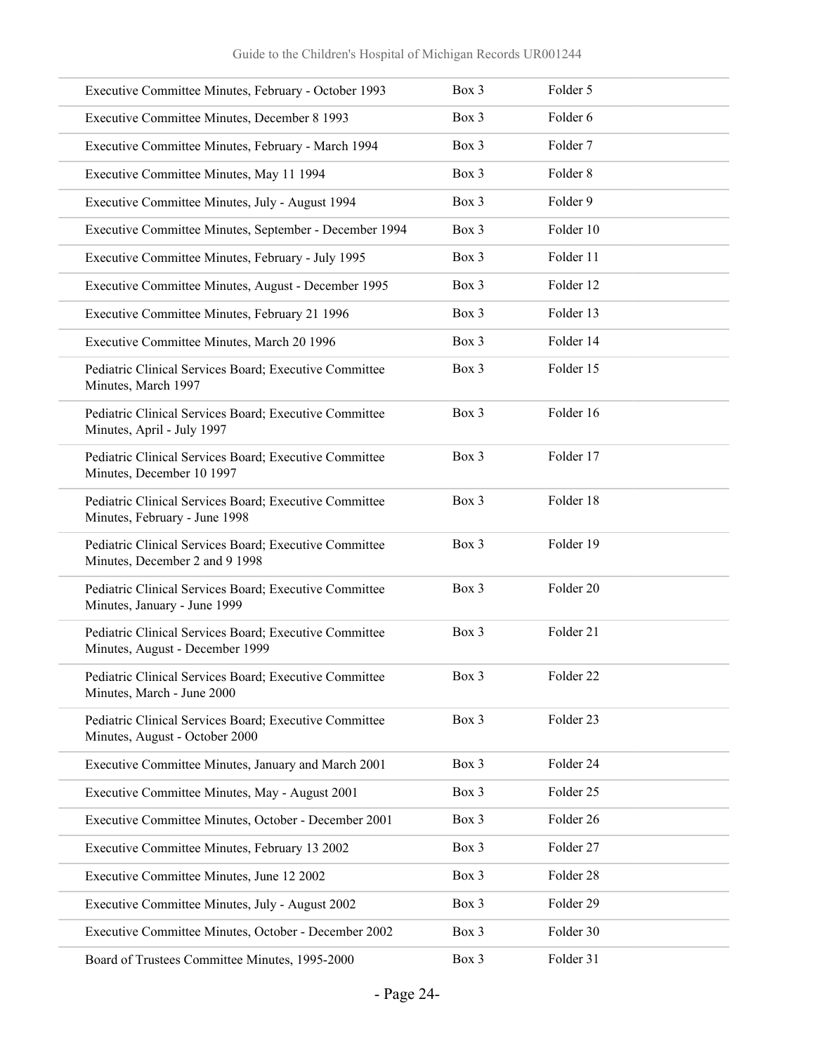| | | |
|---|---|---|
| Executive Committee Minutes, February - October 1993 | Box 3 | Folder 5 |
| Executive Committee Minutes, December 8 1993 | Box 3 | Folder 6 |
| Executive Committee Minutes, February - March 1994 | Box 3 | Folder 7 |
| Executive Committee Minutes, May 11 1994 | Box 3 | Folder 8 |
| Executive Committee Minutes, July - August 1994 | Box 3 | Folder 9 |
| Executive Committee Minutes, September - December 1994 | Box 3 | Folder 10 |
| Executive Committee Minutes, February - July 1995 | Box 3 | Folder 11 |
| Executive Committee Minutes, August - December 1995 | Box 3 | Folder 12 |
| Executive Committee Minutes, February 21 1996 | Box 3 | Folder 13 |
| Executive Committee Minutes, March 20 1996 | Box 3 | Folder 14 |
| Pediatric Clinical Services Board; Executive Committee Minutes, March 1997 | Box 3 | Folder 15 |
| Pediatric Clinical Services Board; Executive Committee Minutes, April - July 1997 | Box 3 | Folder 16 |
| Pediatric Clinical Services Board; Executive Committee Minutes, December 10 1997 | Box 3 | Folder 17 |
| Pediatric Clinical Services Board; Executive Committee Minutes, February - June 1998 | Box 3 | Folder 18 |
| Pediatric Clinical Services Board; Executive Committee Minutes, December 2 and 9 1998 | Box 3 | Folder 19 |
| Pediatric Clinical Services Board; Executive Committee Minutes, January - June 1999 | Box 3 | Folder 20 |
| Pediatric Clinical Services Board; Executive Committee Minutes, August - December 1999 | Box 3 | Folder 21 |
| Pediatric Clinical Services Board; Executive Committee Minutes, March - June 2000 | Box 3 | Folder 22 |
| Pediatric Clinical Services Board; Executive Committee Minutes, August - October 2000 | Box 3 | Folder 23 |
| Executive Committee Minutes, January and March 2001 | Box 3 | Folder 24 |
| Executive Committee Minutes, May - August 2001 | Box 3 | Folder 25 |
| Executive Committee Minutes, October - December 2001 | Box 3 | Folder 26 |
| Executive Committee Minutes, February 13 2002 | Box 3 | Folder 27 |
| Executive Committee Minutes, June 12 2002 | Box 3 | Folder 28 |
| Executive Committee Minutes, July - August 2002 | Box 3 | Folder 29 |
| Executive Committee Minutes, October - December 2002 | Box 3 | Folder 30 |
| Board of Trustees Committee Minutes, 1995-2000 | Box 3 | Folder 31 |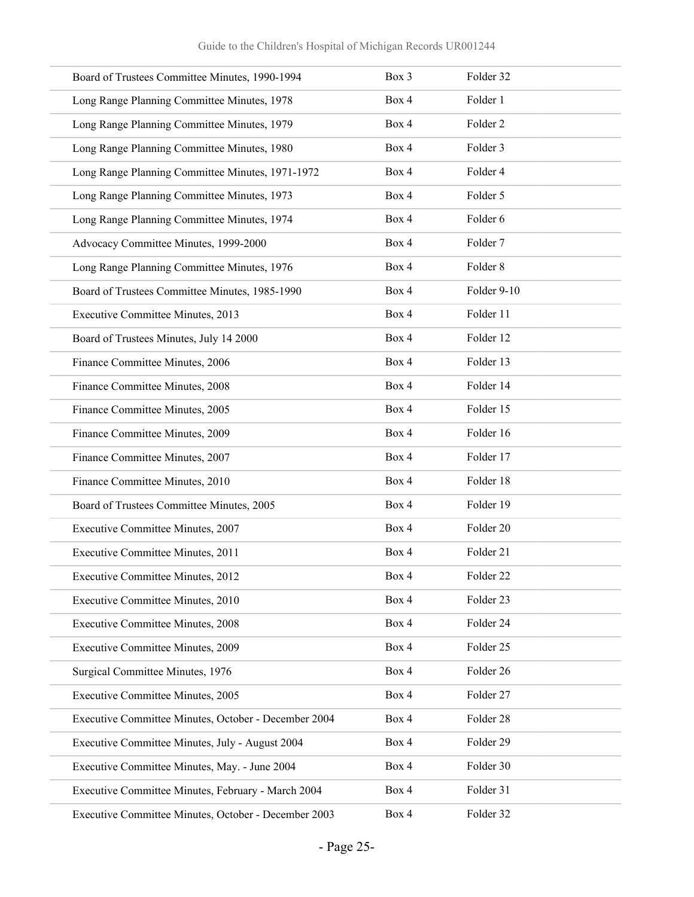| | | |
|---|---|---|
| Board of Trustees Committee Minutes, 1990-1994 | Box 3 | Folder 32 |
| Long Range Planning Committee Minutes, 1978 | Box 4 | Folder 1 |
| Long Range Planning Committee Minutes, 1979 | Box 4 | Folder 2 |
| Long Range Planning Committee Minutes, 1980 | Box 4 | Folder 3 |
| Long Range Planning Committee Minutes, 1971-1972 | Box 4 | Folder 4 |
| Long Range Planning Committee Minutes, 1973 | Box 4 | Folder 5 |
| Long Range Planning Committee Minutes, 1974 | Box 4 | Folder 6 |
| Advocacy Committee Minutes, 1999-2000 | Box 4 | Folder 7 |
| Long Range Planning Committee Minutes, 1976 | Box 4 | Folder 8 |
| Board of Trustees Committee Minutes, 1985-1990 | Box 4 | Folder 9-10 |
| Executive Committee Minutes, 2013 | Box 4 | Folder 11 |
| Board of Trustees Minutes, July 14 2000 | Box 4 | Folder 12 |
| Finance Committee Minutes, 2006 | Box 4 | Folder 13 |
| Finance Committee Minutes, 2008 | Box 4 | Folder 14 |
| Finance Committee Minutes, 2005 | Box 4 | Folder 15 |
| Finance Committee Minutes, 2009 | Box 4 | Folder 16 |
| Finance Committee Minutes, 2007 | Box 4 | Folder 17 |
| Finance Committee Minutes, 2010 | Box 4 | Folder 18 |
| Board of Trustees Committee Minutes, 2005 | Box 4 | Folder 19 |
| Executive Committee Minutes, 2007 | Box 4 | Folder 20 |
| Executive Committee Minutes, 2011 | Box 4 | Folder 21 |
| Executive Committee Minutes, 2012 | Box 4 | Folder 22 |
| Executive Committee Minutes, 2010 | Box 4 | Folder 23 |
| Executive Committee Minutes, 2008 | Box 4 | Folder 24 |
| Executive Committee Minutes, 2009 | Box 4 | Folder 25 |
| Surgical Committee Minutes, 1976 | Box 4 | Folder 26 |
| Executive Committee Minutes, 2005 | Box 4 | Folder 27 |
| Executive Committee Minutes, October - December 2004 | Box 4 | Folder 28 |
| Executive Committee Minutes, July - August 2004 | Box 4 | Folder 29 |
| Executive Committee Minutes, May. - June 2004 | Box 4 | Folder 30 |
| Executive Committee Minutes, February - March 2004 | Box 4 | Folder 31 |
| Executive Committee Minutes, October - December 2003 | Box 4 | Folder 32 |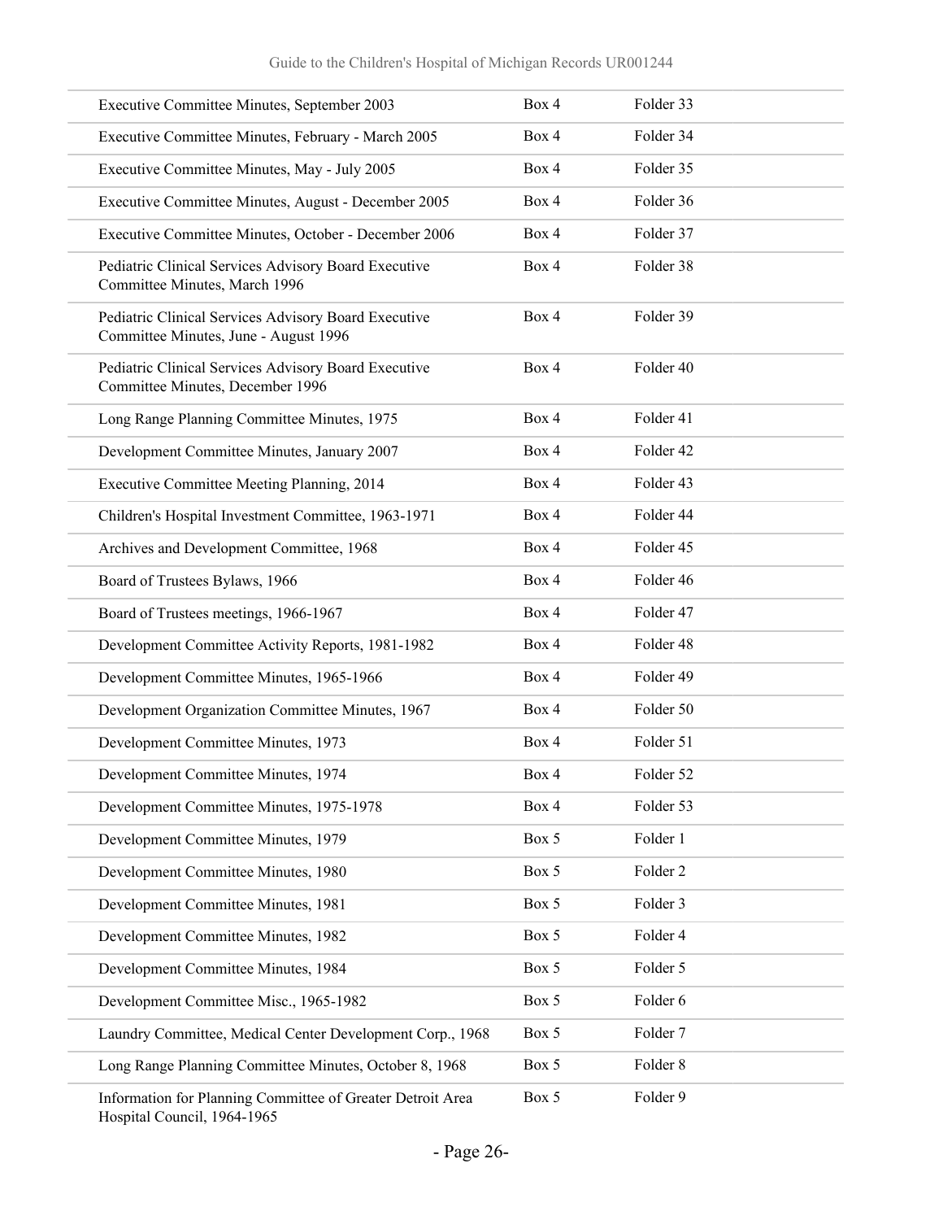| | | |
|---|---|---|
| Executive Committee Minutes, September 2003 | Box 4 | Folder 33 |
| Executive Committee Minutes, February - March 2005 | Box 4 | Folder 34 |
| Executive Committee Minutes, May - July 2005 | Box 4 | Folder 35 |
| Executive Committee Minutes, August - December 2005 | Box 4 | Folder 36 |
| Executive Committee Minutes, October - December 2006 | Box 4 | Folder 37 |
| Pediatric Clinical Services Advisory Board Executive Committee Minutes, March 1996 | Box 4 | Folder 38 |
| Pediatric Clinical Services Advisory Board Executive Committee Minutes, June - August 1996 | Box 4 | Folder 39 |
| Pediatric Clinical Services Advisory Board Executive Committee Minutes, December 1996 | Box 4 | Folder 40 |
| Long Range Planning Committee Minutes, 1975 | Box 4 | Folder 41 |
| Development Committee Minutes, January 2007 | Box 4 | Folder 42 |
| Executive Committee Meeting Planning, 2014 | Box 4 | Folder 43 |
| Children's Hospital Investment Committee, 1963-1971 | Box 4 | Folder 44 |
| Archives and Development Committee, 1968 | Box 4 | Folder 45 |
| Board of Trustees Bylaws, 1966 | Box 4 | Folder 46 |
| Board of Trustees meetings, 1966-1967 | Box 4 | Folder 47 |
| Development Committee Activity Reports, 1981-1982 | Box 4 | Folder 48 |
| Development Committee Minutes, 1965-1966 | Box 4 | Folder 49 |
| Development Organization Committee Minutes, 1967 | Box 4 | Folder 50 |
| Development Committee Minutes, 1973 | Box 4 | Folder 51 |
| Development Committee Minutes, 1974 | Box 4 | Folder 52 |
| Development Committee Minutes, 1975-1978 | Box 4 | Folder 53 |
| Development Committee Minutes, 1979 | Box 5 | Folder 1 |
| Development Committee Minutes, 1980 | Box 5 | Folder 2 |
| Development Committee Minutes, 1981 | Box 5 | Folder 3 |
| Development Committee Minutes, 1982 | Box 5 | Folder 4 |
| Development Committee Minutes, 1984 | Box 5 | Folder 5 |
| Development Committee Misc., 1965-1982 | Box 5 | Folder 6 |
| Laundry Committee, Medical Center Development Corp., 1968 | Box 5 | Folder 7 |
| Long Range Planning Committee Minutes, October 8, 1968 | Box 5 | Folder 8 |
| Information for Planning Committee of Greater Detroit Area Hospital Council, 1964-1965 | Box 5 | Folder 9 |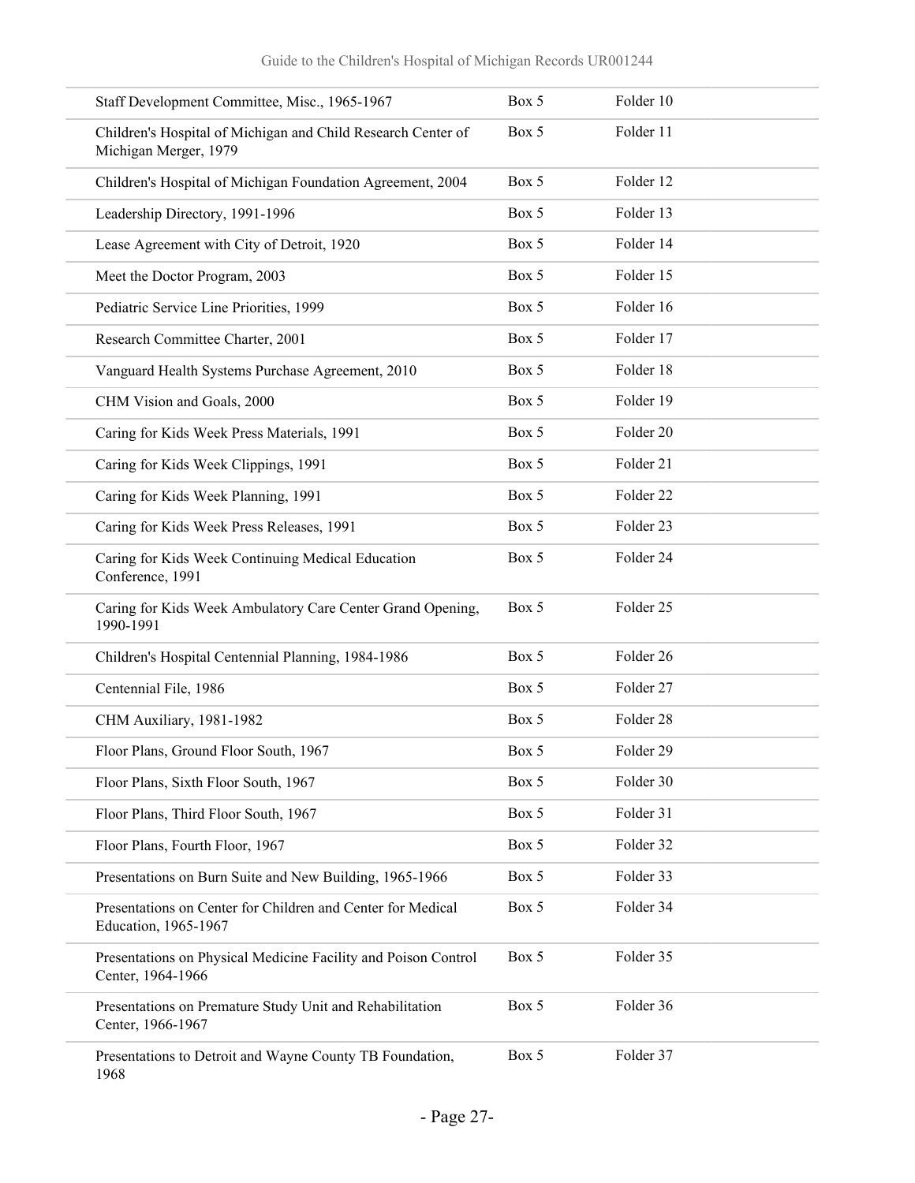| | | |
|---|---|---|
| Staff Development Committee, Misc., 1965-1967 | Box 5 | Folder 10 |
| Children's Hospital of Michigan and Child Research Center of Michigan Merger, 1979 | Box 5 | Folder 11 |
| Children's Hospital of Michigan Foundation Agreement, 2004 | Box 5 | Folder 12 |
| Leadership Directory, 1991-1996 | Box 5 | Folder 13 |
| Lease Agreement with City of Detroit, 1920 | Box 5 | Folder 14 |
| Meet the Doctor Program, 2003 | Box 5 | Folder 15 |
| Pediatric Service Line Priorities, 1999 | Box 5 | Folder 16 |
| Research Committee Charter, 2001 | Box 5 | Folder 17 |
| Vanguard Health Systems Purchase Agreement, 2010 | Box 5 | Folder 18 |
| CHM Vision and Goals, 2000 | Box 5 | Folder 19 |
| Caring for Kids Week Press Materials, 1991 | Box 5 | Folder 20 |
| Caring for Kids Week Clippings, 1991 | Box 5 | Folder 21 |
| Caring for Kids Week Planning, 1991 | Box 5 | Folder 22 |
| Caring for Kids Week Press Releases, 1991 | Box 5 | Folder 23 |
| Caring for Kids Week Continuing Medical Education Conference, 1991 | Box 5 | Folder 24 |
| Caring for Kids Week Ambulatory Care Center Grand Opening, 1990-1991 | Box 5 | Folder 25 |
| Children's Hospital Centennial Planning, 1984-1986 | Box 5 | Folder 26 |
| Centennial File, 1986 | Box 5 | Folder 27 |
| CHM Auxiliary, 1981-1982 | Box 5 | Folder 28 |
| Floor Plans, Ground Floor South, 1967 | Box 5 | Folder 29 |
| Floor Plans, Sixth Floor South, 1967 | Box 5 | Folder 30 |
| Floor Plans, Third Floor South, 1967 | Box 5 | Folder 31 |
| Floor Plans, Fourth Floor, 1967 | Box 5 | Folder 32 |
| Presentations on Burn Suite and New Building, 1965-1966 | Box 5 | Folder 33 |
| Presentations on Center for Children and Center for Medical Education, 1965-1967 | Box 5 | Folder 34 |
| Presentations on Physical Medicine Facility and Poison Control Center, 1964-1966 | Box 5 | Folder 35 |
| Presentations on Premature Study Unit and Rehabilitation Center, 1966-1967 | Box 5 | Folder 36 |
| Presentations to Detroit and Wayne County TB Foundation, 1968 | Box 5 | Folder 37 |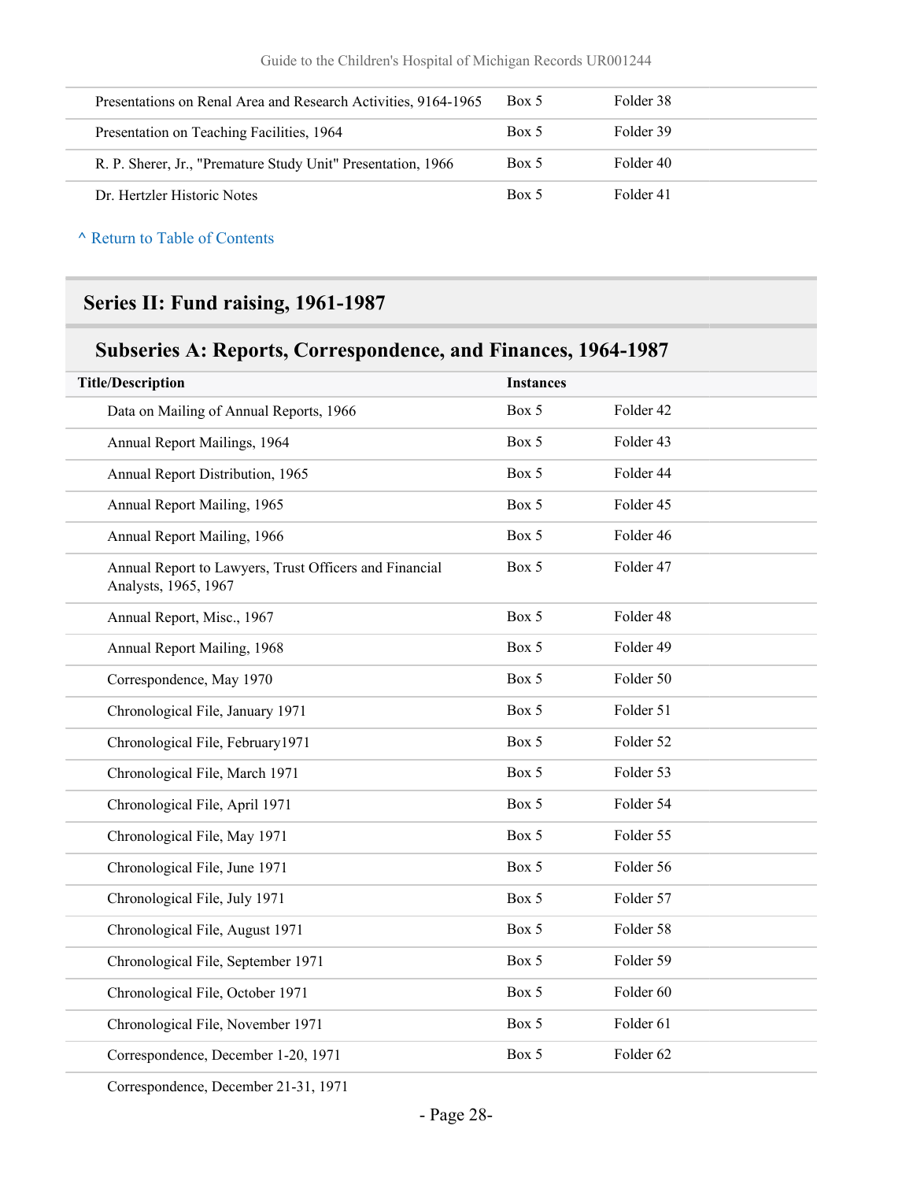| | | |
|---|---|---|
| Presentations on Renal Area and Research Activities, 9164-1965 | Box 5 | Folder 38 |
| Presentation on Teaching Facilities, 1964 | Box 5 | Folder 39 |
| R. P. Sherer, Jr., "Premature Study Unit" Presentation, 1966 | Box 5 | Folder 40 |
| Dr. Hertzler Historic Notes | Box 5 | Folder 41 |

^ Return to Table of Contents

## Series II: Fund raising, 1961-1987

### Subseries A: Reports, Correspondence, and Finances, 1964-1987

| Title/Description | Instances | |
|---|---|---|
| Data on Mailing of Annual Reports, 1966 | Box 5 | Folder 42 |
| Annual Report Mailings, 1964 | Box 5 | Folder 43 |
| Annual Report Distribution, 1965 | Box 5 | Folder 44 |
| Annual Report Mailing, 1965 | Box 5 | Folder 45 |
| Annual Report Mailing, 1966 | Box 5 | Folder 46 |
| Annual Report to Lawyers, Trust Officers and Financial Analysts, 1965, 1967 | Box 5 | Folder 47 |
| Annual Report, Misc., 1967 | Box 5 | Folder 48 |
| Annual Report Mailing, 1968 | Box 5 | Folder 49 |
| Correspondence, May 1970 | Box 5 | Folder 50 |
| Chronological File, January 1971 | Box 5 | Folder 51 |
| Chronological File, February1971 | Box 5 | Folder 52 |
| Chronological File, March 1971 | Box 5 | Folder 53 |
| Chronological File, April 1971 | Box 5 | Folder 54 |
| Chronological File, May 1971 | Box 5 | Folder 55 |
| Chronological File, June 1971 | Box 5 | Folder 56 |
| Chronological File, July 1971 | Box 5 | Folder 57 |
| Chronological File, August 1971 | Box 5 | Folder 58 |
| Chronological File, September 1971 | Box 5 | Folder 59 |
| Chronological File, October 1971 | Box 5 | Folder 60 |
| Chronological File, November 1971 | Box 5 | Folder 61 |
| Correspondence, December 1-20, 1971 | Box 5 | Folder 62 |
| Correspondence, December 21-31, 1971 | | |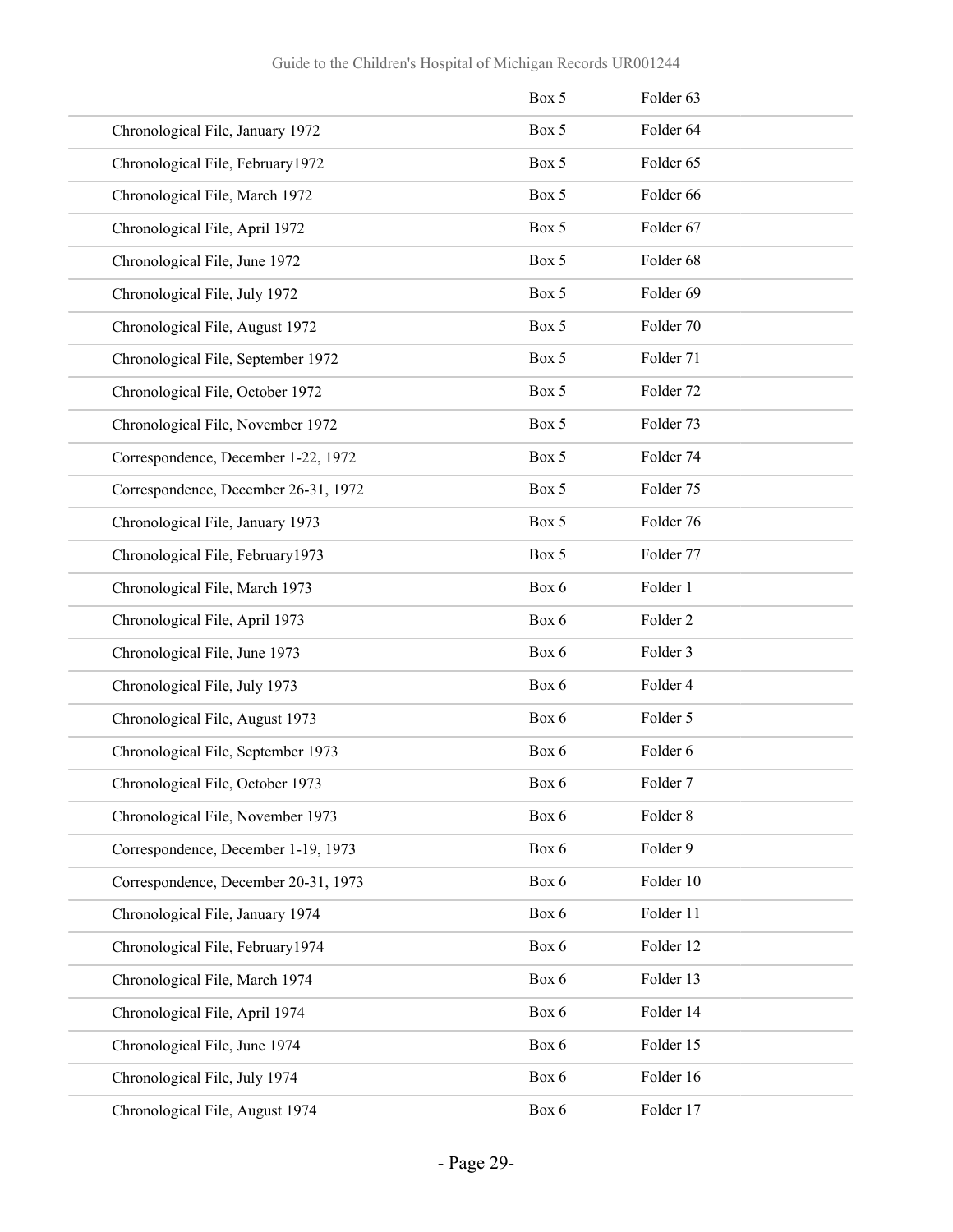| | Box | Folder |
|---|---|---|
| | Box 5 | Folder 63 |
| Chronological File, January 1972 | Box 5 | Folder 64 |
| Chronological File, February1972 | Box 5 | Folder 65 |
| Chronological File, March 1972 | Box 5 | Folder 66 |
| Chronological File, April 1972 | Box 5 | Folder 67 |
| Chronological File, June 1972 | Box 5 | Folder 68 |
| Chronological File, July 1972 | Box 5 | Folder 69 |
| Chronological File, August 1972 | Box 5 | Folder 70 |
| Chronological File, September 1972 | Box 5 | Folder 71 |
| Chronological File, October 1972 | Box 5 | Folder 72 |
| Chronological File, November 1972 | Box 5 | Folder 73 |
| Correspondence, December 1-22, 1972 | Box 5 | Folder 74 |
| Correspondence, December 26-31, 1972 | Box 5 | Folder 75 |
| Chronological File, January 1973 | Box 5 | Folder 76 |
| Chronological File, February1973 | Box 5 | Folder 77 |
| Chronological File, March 1973 | Box 6 | Folder 1 |
| Chronological File, April 1973 | Box 6 | Folder 2 |
| Chronological File, June 1973 | Box 6 | Folder 3 |
| Chronological File, July 1973 | Box 6 | Folder 4 |
| Chronological File, August 1973 | Box 6 | Folder 5 |
| Chronological File, September 1973 | Box 6 | Folder 6 |
| Chronological File, October 1973 | Box 6 | Folder 7 |
| Chronological File, November 1973 | Box 6 | Folder 8 |
| Correspondence, December 1-19, 1973 | Box 6 | Folder 9 |
| Correspondence, December 20-31, 1973 | Box 6 | Folder 10 |
| Chronological File, January 1974 | Box 6 | Folder 11 |
| Chronological File, February1974 | Box 6 | Folder 12 |
| Chronological File, March 1974 | Box 6 | Folder 13 |
| Chronological File, April 1974 | Box 6 | Folder 14 |
| Chronological File, June 1974 | Box 6 | Folder 15 |
| Chronological File, July 1974 | Box 6 | Folder 16 |
| Chronological File, August 1974 | Box 6 | Folder 17 |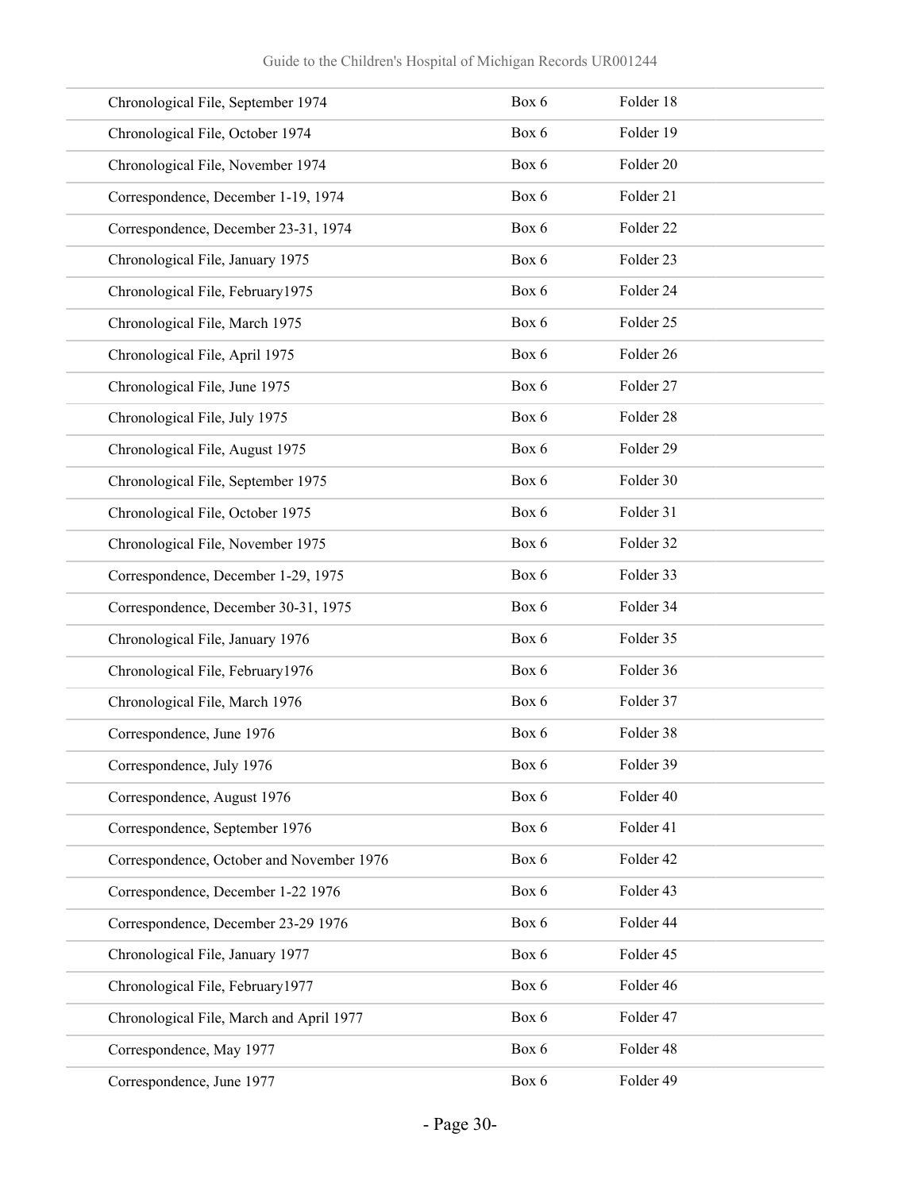| | | |
|---|---|---|
| Chronological File, September 1974 | Box 6 | Folder 18 |
| Chronological File, October 1974 | Box 6 | Folder 19 |
| Chronological File, November 1974 | Box 6 | Folder 20 |
| Correspondence, December 1-19, 1974 | Box 6 | Folder 21 |
| Correspondence, December 23-31, 1974 | Box 6 | Folder 22 |
| Chronological File, January 1975 | Box 6 | Folder 23 |
| Chronological File, February1975 | Box 6 | Folder 24 |
| Chronological File, March 1975 | Box 6 | Folder 25 |
| Chronological File, April 1975 | Box 6 | Folder 26 |
| Chronological File, June 1975 | Box 6 | Folder 27 |
| Chronological File, July 1975 | Box 6 | Folder 28 |
| Chronological File, August 1975 | Box 6 | Folder 29 |
| Chronological File, September 1975 | Box 6 | Folder 30 |
| Chronological File, October 1975 | Box 6 | Folder 31 |
| Chronological File, November 1975 | Box 6 | Folder 32 |
| Correspondence, December 1-29, 1975 | Box 6 | Folder 33 |
| Correspondence, December 30-31, 1975 | Box 6 | Folder 34 |
| Chronological File, January 1976 | Box 6 | Folder 35 |
| Chronological File, February1976 | Box 6 | Folder 36 |
| Chronological File, March 1976 | Box 6 | Folder 37 |
| Correspondence, June 1976 | Box 6 | Folder 38 |
| Correspondence, July 1976 | Box 6 | Folder 39 |
| Correspondence, August 1976 | Box 6 | Folder 40 |
| Correspondence, September 1976 | Box 6 | Folder 41 |
| Correspondence, October and November 1976 | Box 6 | Folder 42 |
| Correspondence, December 1-22 1976 | Box 6 | Folder 43 |
| Correspondence, December 23-29 1976 | Box 6 | Folder 44 |
| Chronological File, January 1977 | Box 6 | Folder 45 |
| Chronological File, February1977 | Box 6 | Folder 46 |
| Chronological File, March and April 1977 | Box 6 | Folder 47 |
| Correspondence, May 1977 | Box 6 | Folder 48 |
| Correspondence, June 1977 | Box 6 | Folder 49 |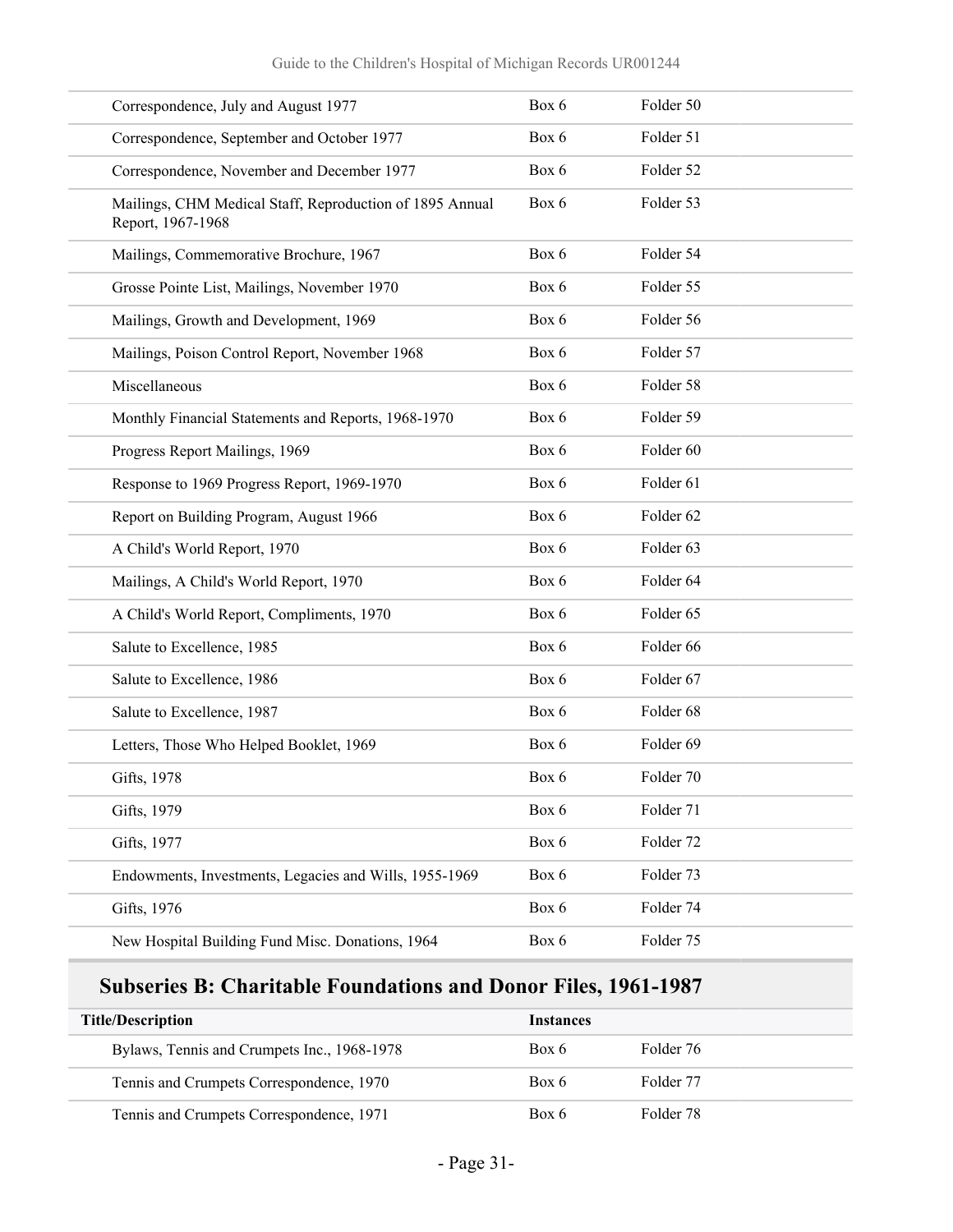| | | |
|---|---|---|
| Correspondence, July and August 1977 | Box 6 | Folder 50 |
| Correspondence, September and October 1977 | Box 6 | Folder 51 |
| Correspondence, November and December 1977 | Box 6 | Folder 52 |
| Mailings, CHM Medical Staff, Reproduction of 1895 Annual Report, 1967-1968 | Box 6 | Folder 53 |
| Mailings, Commemorative Brochure, 1967 | Box 6 | Folder 54 |
| Grosse Pointe List, Mailings, November 1970 | Box 6 | Folder 55 |
| Mailings, Growth and Development, 1969 | Box 6 | Folder 56 |
| Mailings, Poison Control Report, November 1968 | Box 6 | Folder 57 |
| Miscellaneous | Box 6 | Folder 58 |
| Monthly Financial Statements and Reports, 1968-1970 | Box 6 | Folder 59 |
| Progress Report Mailings, 1969 | Box 6 | Folder 60 |
| Response to 1969 Progress Report, 1969-1970 | Box 6 | Folder 61 |
| Report on Building Program, August 1966 | Box 6 | Folder 62 |
| A Child's World Report, 1970 | Box 6 | Folder 63 |
| Mailings, A Child's World Report, 1970 | Box 6 | Folder 64 |
| A Child's World Report, Compliments, 1970 | Box 6 | Folder 65 |
| Salute to Excellence, 1985 | Box 6 | Folder 66 |
| Salute to Excellence, 1986 | Box 6 | Folder 67 |
| Salute to Excellence, 1987 | Box 6 | Folder 68 |
| Letters, Those Who Helped Booklet, 1969 | Box 6 | Folder 69 |
| Gifts, 1978 | Box 6 | Folder 70 |
| Gifts, 1979 | Box 6 | Folder 71 |
| Gifts, 1977 | Box 6 | Folder 72 |
| Endowments, Investments, Legacies and Wills, 1955-1969 | Box 6 | Folder 73 |
| Gifts, 1976 | Box 6 | Folder 74 |
| New Hospital Building Fund Misc. Donations, 1964 | Box 6 | Folder 75 |

## Subseries B: Charitable Foundations and Donor Files, 1961-1987

| Title/Description | Instances | |
|---|---|---|
| Bylaws, Tennis and Crumpets Inc., 1968-1978 | Box 6 | Folder 76 |
| Tennis and Crumpets Correspondence, 1970 | Box 6 | Folder 77 |
| Tennis and Crumpets Correspondence, 1971 | Box 6 | Folder 78 |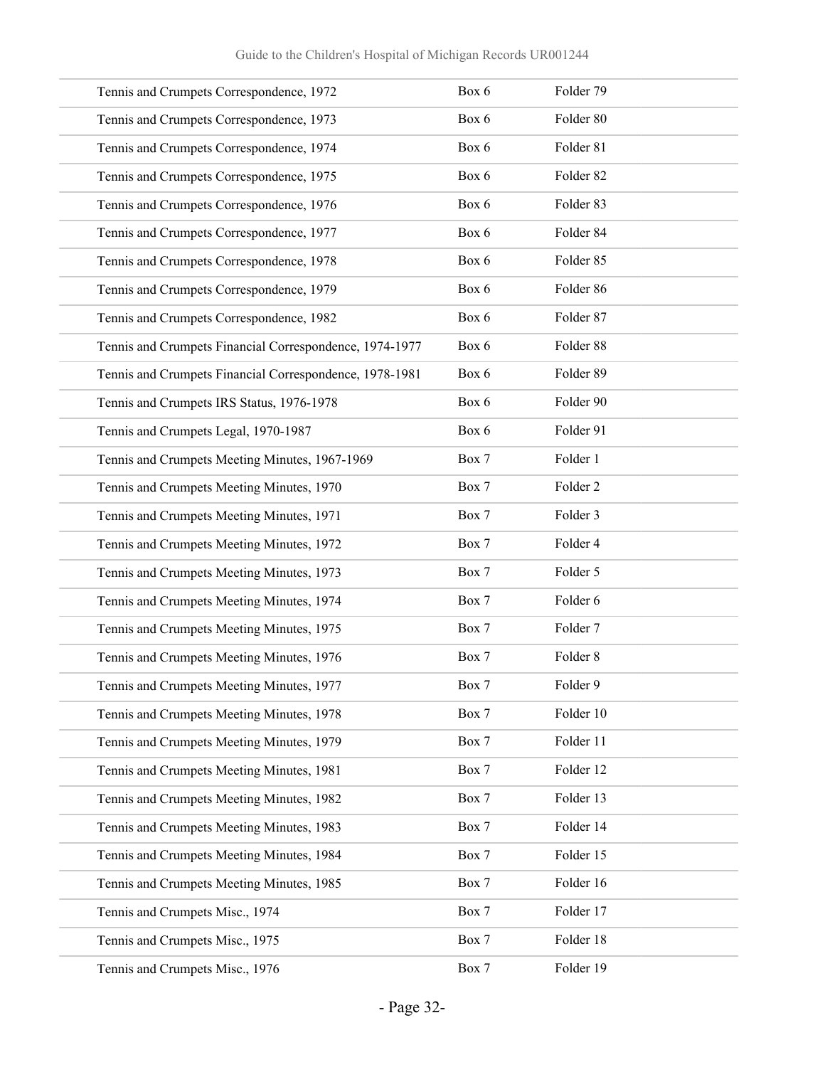| | | |
|---|---|---|
| Tennis and Crumpets Correspondence, 1972 | Box 6 | Folder 79 |
| Tennis and Crumpets Correspondence, 1973 | Box 6 | Folder 80 |
| Tennis and Crumpets Correspondence, 1974 | Box 6 | Folder 81 |
| Tennis and Crumpets Correspondence, 1975 | Box 6 | Folder 82 |
| Tennis and Crumpets Correspondence, 1976 | Box 6 | Folder 83 |
| Tennis and Crumpets Correspondence, 1977 | Box 6 | Folder 84 |
| Tennis and Crumpets Correspondence, 1978 | Box 6 | Folder 85 |
| Tennis and Crumpets Correspondence, 1979 | Box 6 | Folder 86 |
| Tennis and Crumpets Correspondence, 1982 | Box 6 | Folder 87 |
| Tennis and Crumpets Financial Correspondence, 1974-1977 | Box 6 | Folder 88 |
| Tennis and Crumpets Financial Correspondence, 1978-1981 | Box 6 | Folder 89 |
| Tennis and Crumpets IRS Status, 1976-1978 | Box 6 | Folder 90 |
| Tennis and Crumpets Legal, 1970-1987 | Box 6 | Folder 91 |
| Tennis and Crumpets Meeting Minutes, 1967-1969 | Box 7 | Folder 1 |
| Tennis and Crumpets Meeting Minutes, 1970 | Box 7 | Folder 2 |
| Tennis and Crumpets Meeting Minutes, 1971 | Box 7 | Folder 3 |
| Tennis and Crumpets Meeting Minutes, 1972 | Box 7 | Folder 4 |
| Tennis and Crumpets Meeting Minutes, 1973 | Box 7 | Folder 5 |
| Tennis and Crumpets Meeting Minutes, 1974 | Box 7 | Folder 6 |
| Tennis and Crumpets Meeting Minutes, 1975 | Box 7 | Folder 7 |
| Tennis and Crumpets Meeting Minutes, 1976 | Box 7 | Folder 8 |
| Tennis and Crumpets Meeting Minutes, 1977 | Box 7 | Folder 9 |
| Tennis and Crumpets Meeting Minutes, 1978 | Box 7 | Folder 10 |
| Tennis and Crumpets Meeting Minutes, 1979 | Box 7 | Folder 11 |
| Tennis and Crumpets Meeting Minutes, 1981 | Box 7 | Folder 12 |
| Tennis and Crumpets Meeting Minutes, 1982 | Box 7 | Folder 13 |
| Tennis and Crumpets Meeting Minutes, 1983 | Box 7 | Folder 14 |
| Tennis and Crumpets Meeting Minutes, 1984 | Box 7 | Folder 15 |
| Tennis and Crumpets Meeting Minutes, 1985 | Box 7 | Folder 16 |
| Tennis and Crumpets Misc., 1974 | Box 7 | Folder 17 |
| Tennis and Crumpets Misc., 1975 | Box 7 | Folder 18 |
| Tennis and Crumpets Misc., 1976 | Box 7 | Folder 19 |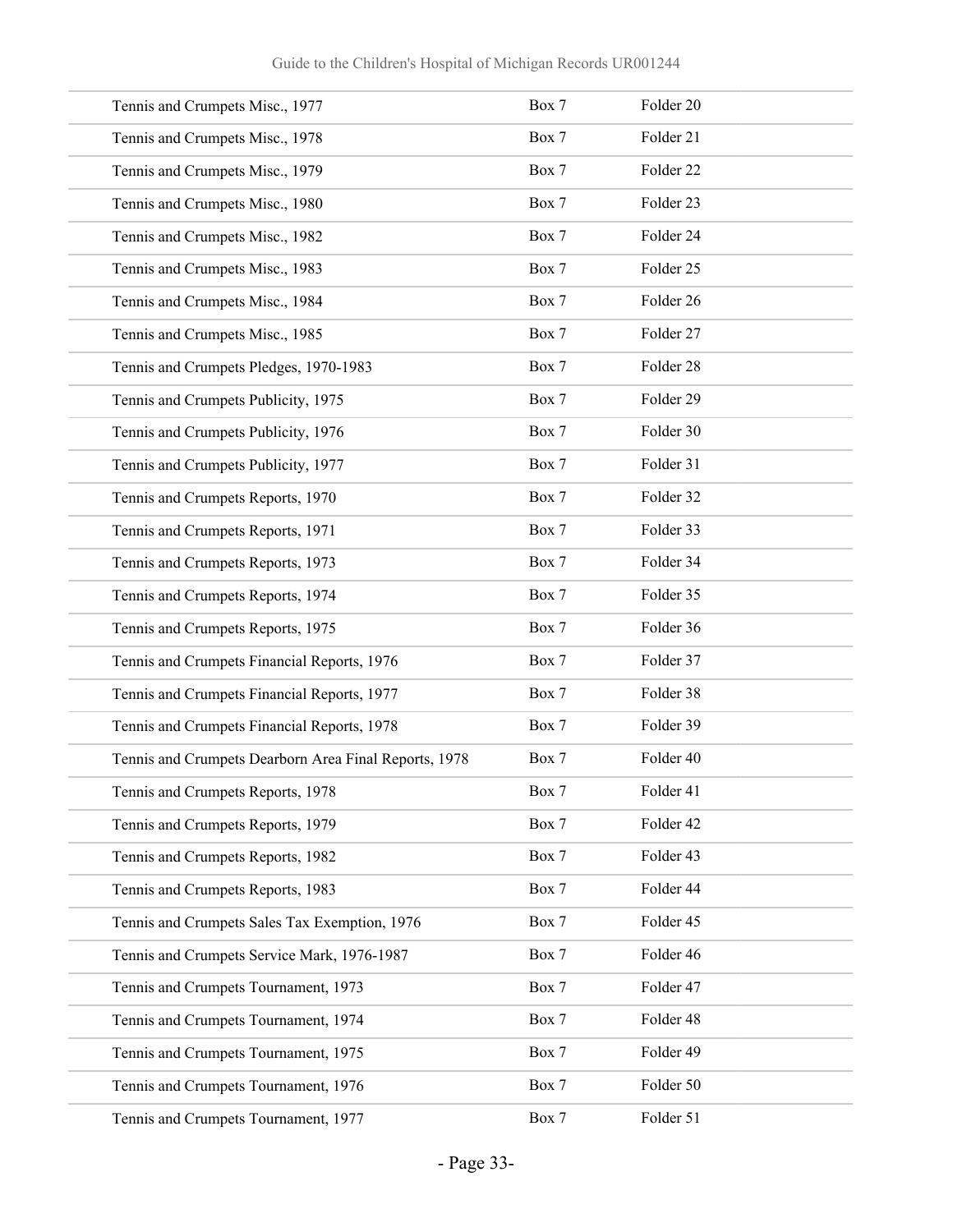| | | |
|---|---|---|
| Tennis and Crumpets Misc., 1977 | Box 7 | Folder 20 |
| Tennis and Crumpets Misc., 1978 | Box 7 | Folder 21 |
| Tennis and Crumpets Misc., 1979 | Box 7 | Folder 22 |
| Tennis and Crumpets Misc., 1980 | Box 7 | Folder 23 |
| Tennis and Crumpets Misc., 1982 | Box 7 | Folder 24 |
| Tennis and Crumpets Misc., 1983 | Box 7 | Folder 25 |
| Tennis and Crumpets Misc., 1984 | Box 7 | Folder 26 |
| Tennis and Crumpets Misc., 1985 | Box 7 | Folder 27 |
| Tennis and Crumpets Pledges, 1970-1983 | Box 7 | Folder 28 |
| Tennis and Crumpets Publicity, 1975 | Box 7 | Folder 29 |
| Tennis and Crumpets Publicity, 1976 | Box 7 | Folder 30 |
| Tennis and Crumpets Publicity, 1977 | Box 7 | Folder 31 |
| Tennis and Crumpets Reports, 1970 | Box 7 | Folder 32 |
| Tennis and Crumpets Reports, 1971 | Box 7 | Folder 33 |
| Tennis and Crumpets Reports, 1973 | Box 7 | Folder 34 |
| Tennis and Crumpets Reports, 1974 | Box 7 | Folder 35 |
| Tennis and Crumpets Reports, 1975 | Box 7 | Folder 36 |
| Tennis and Crumpets Financial Reports, 1976 | Box 7 | Folder 37 |
| Tennis and Crumpets Financial Reports, 1977 | Box 7 | Folder 38 |
| Tennis and Crumpets Financial Reports, 1978 | Box 7 | Folder 39 |
| Tennis and Crumpets Dearborn Area Final Reports, 1978 | Box 7 | Folder 40 |
| Tennis and Crumpets Reports, 1978 | Box 7 | Folder 41 |
| Tennis and Crumpets Reports, 1979 | Box 7 | Folder 42 |
| Tennis and Crumpets Reports, 1982 | Box 7 | Folder 43 |
| Tennis and Crumpets Reports, 1983 | Box 7 | Folder 44 |
| Tennis and Crumpets Sales Tax Exemption, 1976 | Box 7 | Folder 45 |
| Tennis and Crumpets Service Mark, 1976-1987 | Box 7 | Folder 46 |
| Tennis and Crumpets Tournament, 1973 | Box 7 | Folder 47 |
| Tennis and Crumpets Tournament, 1974 | Box 7 | Folder 48 |
| Tennis and Crumpets Tournament, 1975 | Box 7 | Folder 49 |
| Tennis and Crumpets Tournament, 1976 | Box 7 | Folder 50 |
| Tennis and Crumpets Tournament, 1977 | Box 7 | Folder 51 |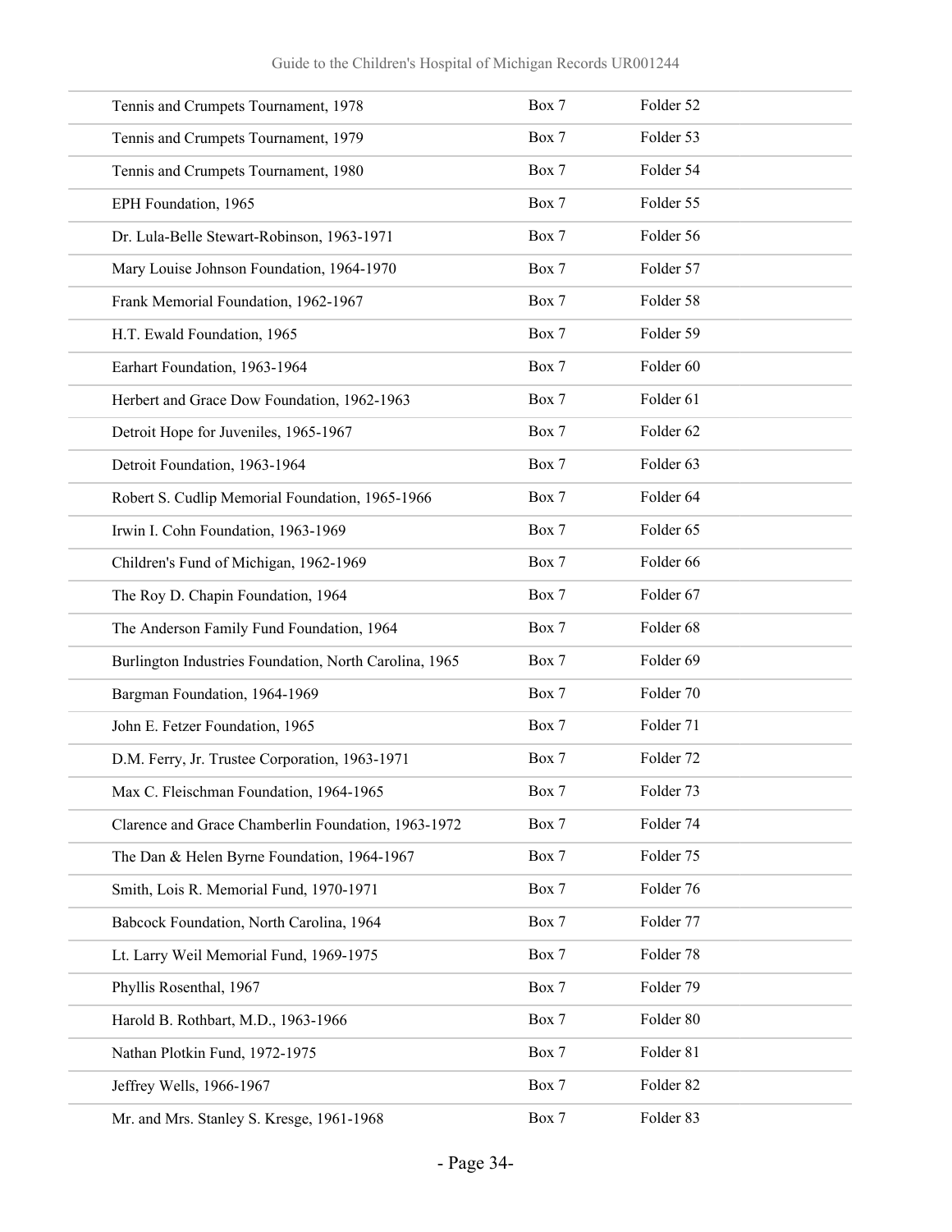| | | |
|---|---|---|
| Tennis and Crumpets Tournament, 1978 | Box 7 | Folder 52 |
| Tennis and Crumpets Tournament, 1979 | Box 7 | Folder 53 |
| Tennis and Crumpets Tournament, 1980 | Box 7 | Folder 54 |
| EPH Foundation, 1965 | Box 7 | Folder 55 |
| Dr. Lula-Belle Stewart-Robinson, 1963-1971 | Box 7 | Folder 56 |
| Mary Louise Johnson Foundation, 1964-1970 | Box 7 | Folder 57 |
| Frank Memorial Foundation, 1962-1967 | Box 7 | Folder 58 |
| H.T. Ewald Foundation, 1965 | Box 7 | Folder 59 |
| Earhart Foundation, 1963-1964 | Box 7 | Folder 60 |
| Herbert and Grace Dow Foundation, 1962-1963 | Box 7 | Folder 61 |
| Detroit Hope for Juveniles, 1965-1967 | Box 7 | Folder 62 |
| Detroit Foundation, 1963-1964 | Box 7 | Folder 63 |
| Robert S. Cudlip Memorial Foundation, 1965-1966 | Box 7 | Folder 64 |
| Irwin I. Cohn Foundation, 1963-1969 | Box 7 | Folder 65 |
| Children's Fund of Michigan, 1962-1969 | Box 7 | Folder 66 |
| The Roy D. Chapin Foundation, 1964 | Box 7 | Folder 67 |
| The Anderson Family Fund Foundation, 1964 | Box 7 | Folder 68 |
| Burlington Industries Foundation, North Carolina, 1965 | Box 7 | Folder 69 |
| Bargman Foundation, 1964-1969 | Box 7 | Folder 70 |
| John E. Fetzer Foundation, 1965 | Box 7 | Folder 71 |
| D.M. Ferry, Jr. Trustee Corporation, 1963-1971 | Box 7 | Folder 72 |
| Max C. Fleischman Foundation, 1964-1965 | Box 7 | Folder 73 |
| Clarence and Grace Chamberlin Foundation, 1963-1972 | Box 7 | Folder 74 |
| The Dan & Helen Byrne Foundation, 1964-1967 | Box 7 | Folder 75 |
| Smith, Lois R. Memorial Fund, 1970-1971 | Box 7 | Folder 76 |
| Babcock Foundation, North Carolina, 1964 | Box 7 | Folder 77 |
| Lt. Larry Weil Memorial Fund, 1969-1975 | Box 7 | Folder 78 |
| Phyllis Rosenthal, 1967 | Box 7 | Folder 79 |
| Harold B. Rothbart, M.D., 1963-1966 | Box 7 | Folder 80 |
| Nathan Plotkin Fund, 1972-1975 | Box 7 | Folder 81 |
| Jeffrey Wells, 1966-1967 | Box 7 | Folder 82 |
| Mr. and Mrs. Stanley S. Kresge, 1961-1968 | Box 7 | Folder 83 |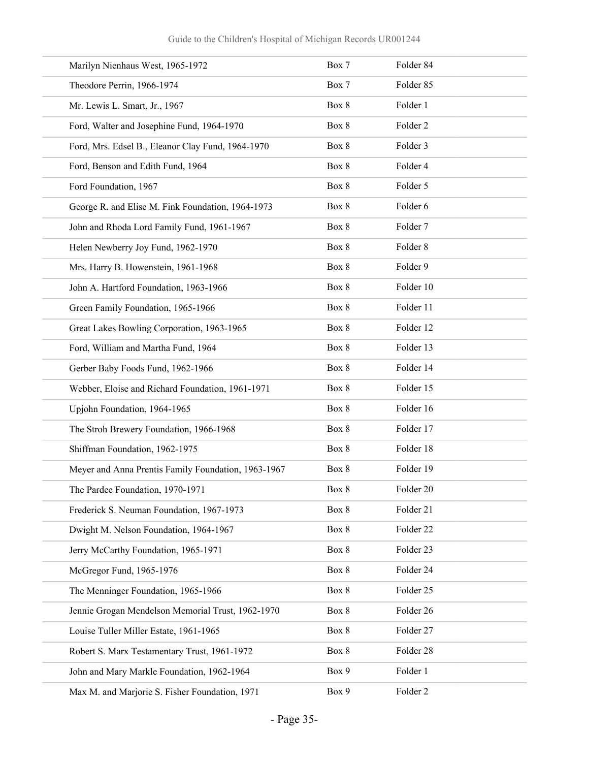| | | |
|---|---|---|
| Marilyn Nienhaus West, 1965-1972 | Box 7 | Folder 84 |
| Theodore Perrin, 1966-1974 | Box 7 | Folder 85 |
| Mr. Lewis L. Smart, Jr., 1967 | Box 8 | Folder 1 |
| Ford, Walter and Josephine Fund, 1964-1970 | Box 8 | Folder 2 |
| Ford, Mrs. Edsel B., Eleanor Clay Fund, 1964-1970 | Box 8 | Folder 3 |
| Ford, Benson and Edith Fund, 1964 | Box 8 | Folder 4 |
| Ford Foundation, 1967 | Box 8 | Folder 5 |
| George R. and Elise M. Fink Foundation, 1964-1973 | Box 8 | Folder 6 |
| John and Rhoda Lord Family Fund, 1961-1967 | Box 8 | Folder 7 |
| Helen Newberry Joy Fund, 1962-1970 | Box 8 | Folder 8 |
| Mrs. Harry B. Howenstein, 1961-1968 | Box 8 | Folder 9 |
| John A. Hartford Foundation, 1963-1966 | Box 8 | Folder 10 |
| Green Family Foundation, 1965-1966 | Box 8 | Folder 11 |
| Great Lakes Bowling Corporation, 1963-1965 | Box 8 | Folder 12 |
| Ford, William and Martha Fund, 1964 | Box 8 | Folder 13 |
| Gerber Baby Foods Fund, 1962-1966 | Box 8 | Folder 14 |
| Webber, Eloise and Richard Foundation, 1961-1971 | Box 8 | Folder 15 |
| Upjohn Foundation, 1964-1965 | Box 8 | Folder 16 |
| The Stroh Brewery Foundation, 1966-1968 | Box 8 | Folder 17 |
| Shiffman Foundation, 1962-1975 | Box 8 | Folder 18 |
| Meyer and Anna Prentis Family Foundation, 1963-1967 | Box 8 | Folder 19 |
| The Pardee Foundation, 1970-1971 | Box 8 | Folder 20 |
| Frederick S. Neuman Foundation, 1967-1973 | Box 8 | Folder 21 |
| Dwight M. Nelson Foundation, 1964-1967 | Box 8 | Folder 22 |
| Jerry McCarthy Foundation, 1965-1971 | Box 8 | Folder 23 |
| McGregor Fund, 1965-1976 | Box 8 | Folder 24 |
| The Menninger Foundation, 1965-1966 | Box 8 | Folder 25 |
| Jennie Grogan Mendelson Memorial Trust, 1962-1970 | Box 8 | Folder 26 |
| Louise Tuller Miller Estate, 1961-1965 | Box 8 | Folder 27 |
| Robert S. Marx Testamentary Trust, 1961-1972 | Box 8 | Folder 28 |
| John and Mary Markle Foundation, 1962-1964 | Box 9 | Folder 1 |
| Max M. and Marjorie S. Fisher Foundation, 1971 | Box 9 | Folder 2 |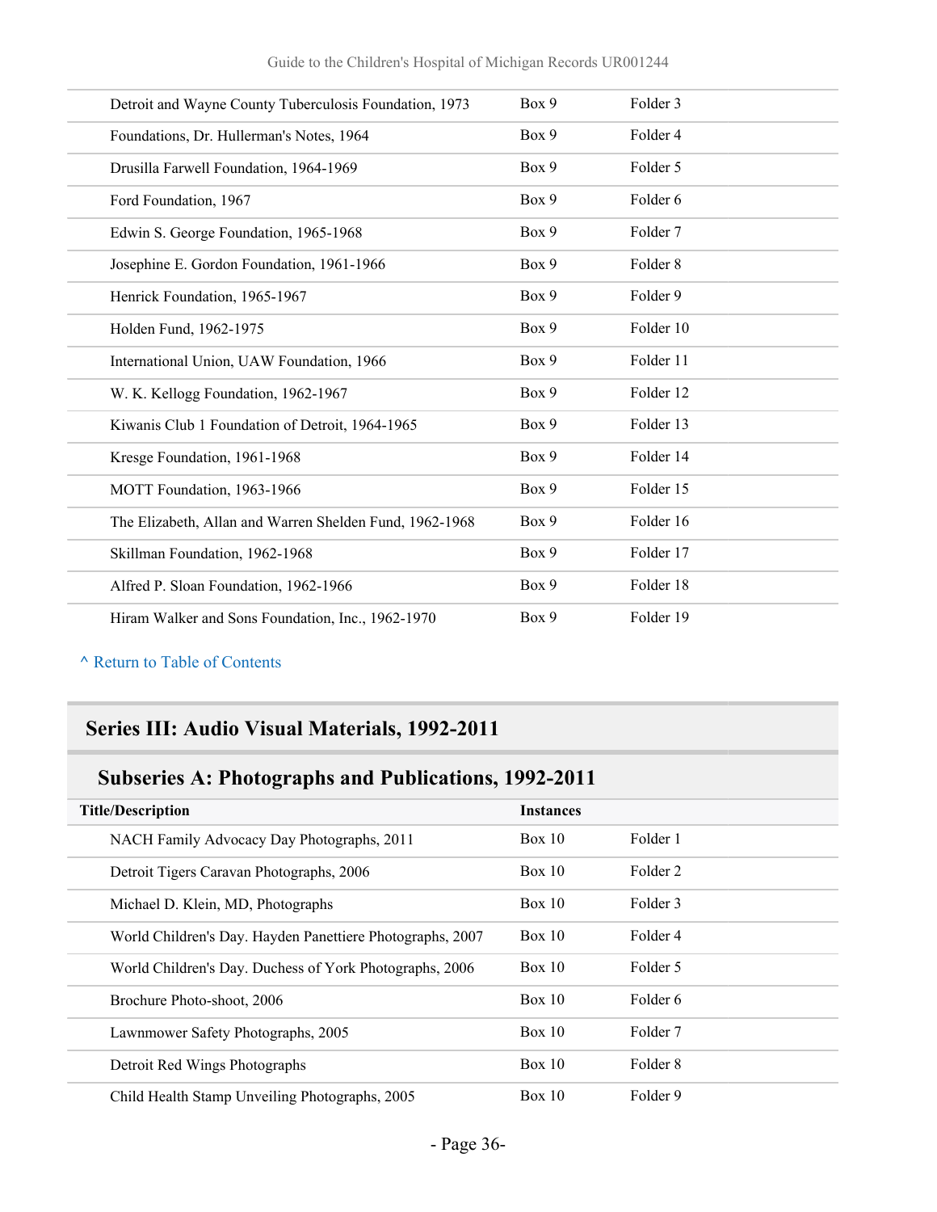| | | |
|---|---|---|
| Detroit and Wayne County Tuberculosis Foundation, 1973 | Box 9 | Folder 3 |
| Foundations, Dr. Hullerman's Notes, 1964 | Box 9 | Folder 4 |
| Drusilla Farwell Foundation, 1964-1969 | Box 9 | Folder 5 |
| Ford Foundation, 1967 | Box 9 | Folder 6 |
| Edwin S. George Foundation, 1965-1968 | Box 9 | Folder 7 |
| Josephine E. Gordon Foundation, 1961-1966 | Box 9 | Folder 8 |
| Henrick Foundation, 1965-1967 | Box 9 | Folder 9 |
| Holden Fund, 1962-1975 | Box 9 | Folder 10 |
| International Union, UAW Foundation, 1966 | Box 9 | Folder 11 |
| W. K. Kellogg Foundation, 1962-1967 | Box 9 | Folder 12 |
| Kiwanis Club 1 Foundation of Detroit, 1964-1965 | Box 9 | Folder 13 |
| Kresge Foundation, 1961-1968 | Box 9 | Folder 14 |
| MOTT Foundation, 1963-1966 | Box 9 | Folder 15 |
| The Elizabeth, Allan and Warren Shelden Fund, 1962-1968 | Box 9 | Folder 16 |
| Skillman Foundation, 1962-1968 | Box 9 | Folder 17 |
| Alfred P. Sloan Foundation, 1962-1966 | Box 9 | Folder 18 |
| Hiram Walker and Sons Foundation, Inc., 1962-1970 | Box 9 | Folder 19 |

^ Return to Table of Contents

## Series III: Audio Visual Materials, 1992-2011

### Subseries A: Photographs and Publications, 1992-2011

| Title/Description | Instances | |
|---|---|---|
| NACH Family Advocacy Day Photographs, 2011 | Box 10 | Folder 1 |
| Detroit Tigers Caravan Photographs, 2006 | Box 10 | Folder 2 |
| Michael D. Klein, MD, Photographs | Box 10 | Folder 3 |
| World Children's Day. Hayden Panettiere Photographs, 2007 | Box 10 | Folder 4 |
| World Children's Day. Duchess of York Photographs, 2006 | Box 10 | Folder 5 |
| Brochure Photo-shoot, 2006 | Box 10 | Folder 6 |
| Lawnmower Safety Photographs, 2005 | Box 10 | Folder 7 |
| Detroit Red Wings Photographs | Box 10 | Folder 8 |
| Child Health Stamp Unveiling Photographs, 2005 | Box 10 | Folder 9 |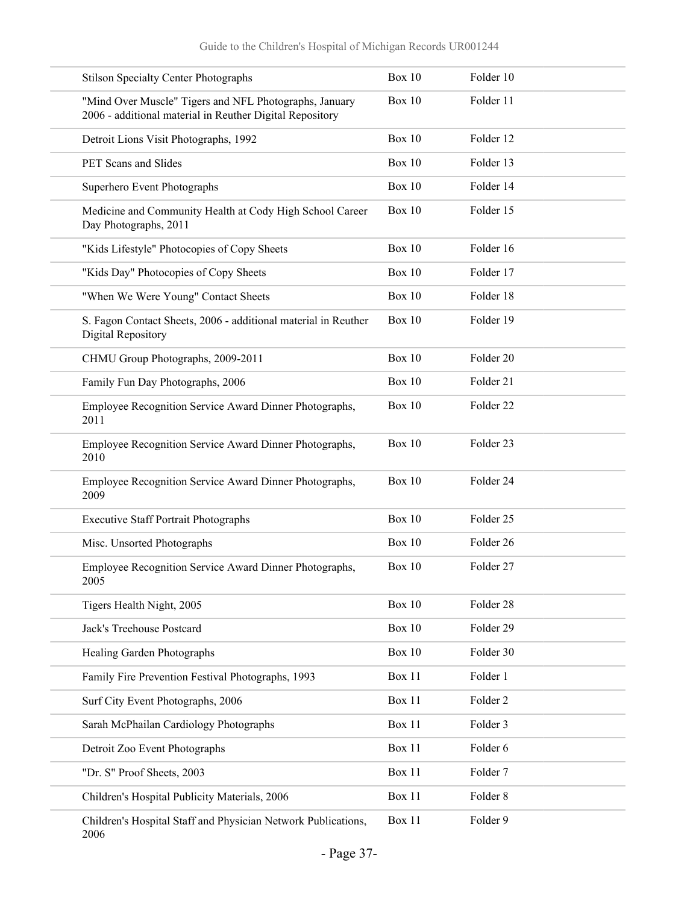| | | |
|---|---|---|
| Stilson Specialty Center Photographs | Box 10 | Folder 10 |
| "Mind Over Muscle" Tigers and NFL Photographs, January 2006 - additional material in Reuther Digital Repository | Box 10 | Folder 11 |
| Detroit Lions Visit Photographs, 1992 | Box 10 | Folder 12 |
| PET Scans and Slides | Box 10 | Folder 13 |
| Superhero Event Photographs | Box 10 | Folder 14 |
| Medicine and Community Health at Cody High School Career Day Photographs, 2011 | Box 10 | Folder 15 |
| "Kids Lifestyle" Photocopies of Copy Sheets | Box 10 | Folder 16 |
| "Kids Day" Photocopies of Copy Sheets | Box 10 | Folder 17 |
| "When We Were Young" Contact Sheets | Box 10 | Folder 18 |
| S. Fagon Contact Sheets, 2006 - additional material in Reuther Digital Repository | Box 10 | Folder 19 |
| CHMU Group Photographs, 2009-2011 | Box 10 | Folder 20 |
| Family Fun Day Photographs, 2006 | Box 10 | Folder 21 |
| Employee Recognition Service Award Dinner Photographs, 2011 | Box 10 | Folder 22 |
| Employee Recognition Service Award Dinner Photographs, 2010 | Box 10 | Folder 23 |
| Employee Recognition Service Award Dinner Photographs, 2009 | Box 10 | Folder 24 |
| Executive Staff Portrait Photographs | Box 10 | Folder 25 |
| Misc. Unsorted Photographs | Box 10 | Folder 26 |
| Employee Recognition Service Award Dinner Photographs, 2005 | Box 10 | Folder 27 |
| Tigers Health Night, 2005 | Box 10 | Folder 28 |
| Jack's Treehouse Postcard | Box 10 | Folder 29 |
| Healing Garden Photographs | Box 10 | Folder 30 |
| Family Fire Prevention Festival Photographs, 1993 | Box 11 | Folder 1 |
| Surf City Event Photographs, 2006 | Box 11 | Folder 2 |
| Sarah McPhailan Cardiology Photographs | Box 11 | Folder 3 |
| Detroit Zoo Event Photographs | Box 11 | Folder 6 |
| "Dr. S" Proof Sheets, 2003 | Box 11 | Folder 7 |
| Children's Hospital Publicity Materials, 2006 | Box 11 | Folder 8 |
| Children's Hospital Staff and Physician Network Publications, 2006 | Box 11 | Folder 9 |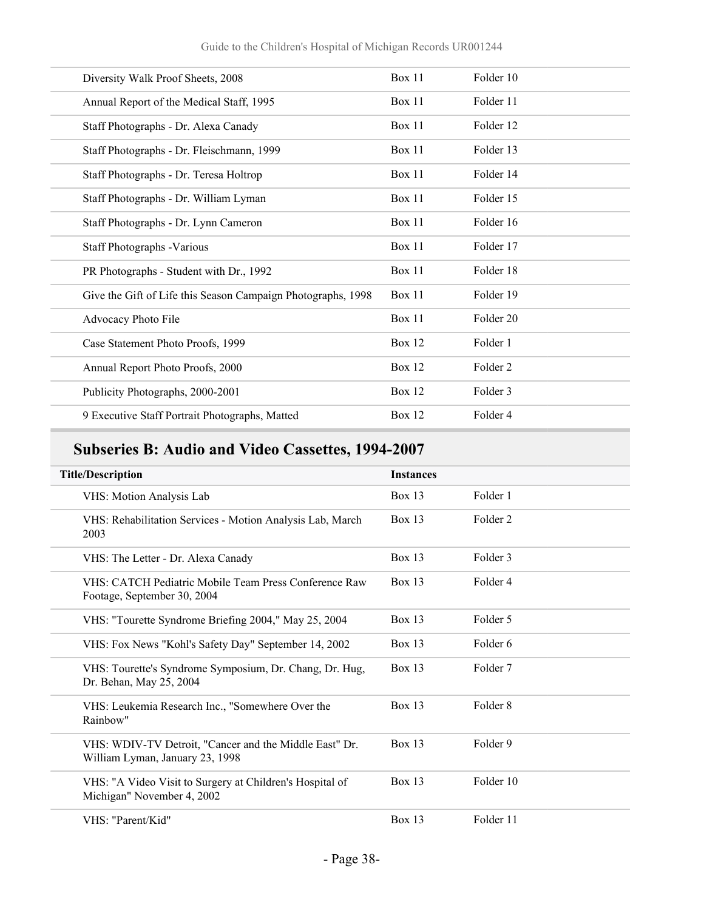| | | |
|---|---|---|
| Diversity Walk Proof Sheets, 2008 | Box 11 | Folder 10 |
| Annual Report of the Medical Staff, 1995 | Box 11 | Folder 11 |
| Staff Photographs - Dr. Alexa Canady | Box 11 | Folder 12 |
| Staff Photographs - Dr. Fleischmann, 1999 | Box 11 | Folder 13 |
| Staff Photographs - Dr. Teresa Holtrop | Box 11 | Folder 14 |
| Staff Photographs - Dr. William Lyman | Box 11 | Folder 15 |
| Staff Photographs - Dr. Lynn Cameron | Box 11 | Folder 16 |
| Staff Photographs -Various | Box 11 | Folder 17 |
| PR Photographs - Student with Dr., 1992 | Box 11 | Folder 18 |
| Give the Gift of Life this Season Campaign Photographs, 1998 | Box 11 | Folder 19 |
| Advocacy Photo File | Box 11 | Folder 20 |
| Case Statement Photo Proofs, 1999 | Box 12 | Folder 1 |
| Annual Report Photo Proofs, 2000 | Box 12 | Folder 2 |
| Publicity Photographs, 2000-2001 | Box 12 | Folder 3 |
| 9 Executive Staff Portrait Photographs, Matted | Box 12 | Folder 4 |

## Subseries B: Audio and Video Cassettes, 1994-2007

| Title/Description | Instances | |
|---|---|---|
| VHS: Motion Analysis Lab | Box 13 | Folder 1 |
| VHS: Rehabilitation Services - Motion Analysis Lab, March 2003 | Box 13 | Folder 2 |
| VHS: The Letter - Dr. Alexa Canady | Box 13 | Folder 3 |
| VHS: CATCH Pediatric Mobile Team Press Conference Raw Footage, September 30, 2004 | Box 13 | Folder 4 |
| VHS: "Tourette Syndrome Briefing 2004," May 25, 2004 | Box 13 | Folder 5 |
| VHS: Fox News "Kohl's Safety Day" September 14, 2002 | Box 13 | Folder 6 |
| VHS: Tourette's Syndrome Symposium, Dr. Chang, Dr. Hug, Dr. Behan, May 25, 2004 | Box 13 | Folder 7 |
| VHS: Leukemia Research Inc., "Somewhere Over the Rainbow" | Box 13 | Folder 8 |
| VHS: WDIV-TV Detroit, "Cancer and the Middle East" Dr. William Lyman, January 23, 1998 | Box 13 | Folder 9 |
| VHS: "A Video Visit to Surgery at Children's Hospital of Michigan" November 4, 2002 | Box 13 | Folder 10 |
| VHS: "Parent/Kid" | Box 13 | Folder 11 |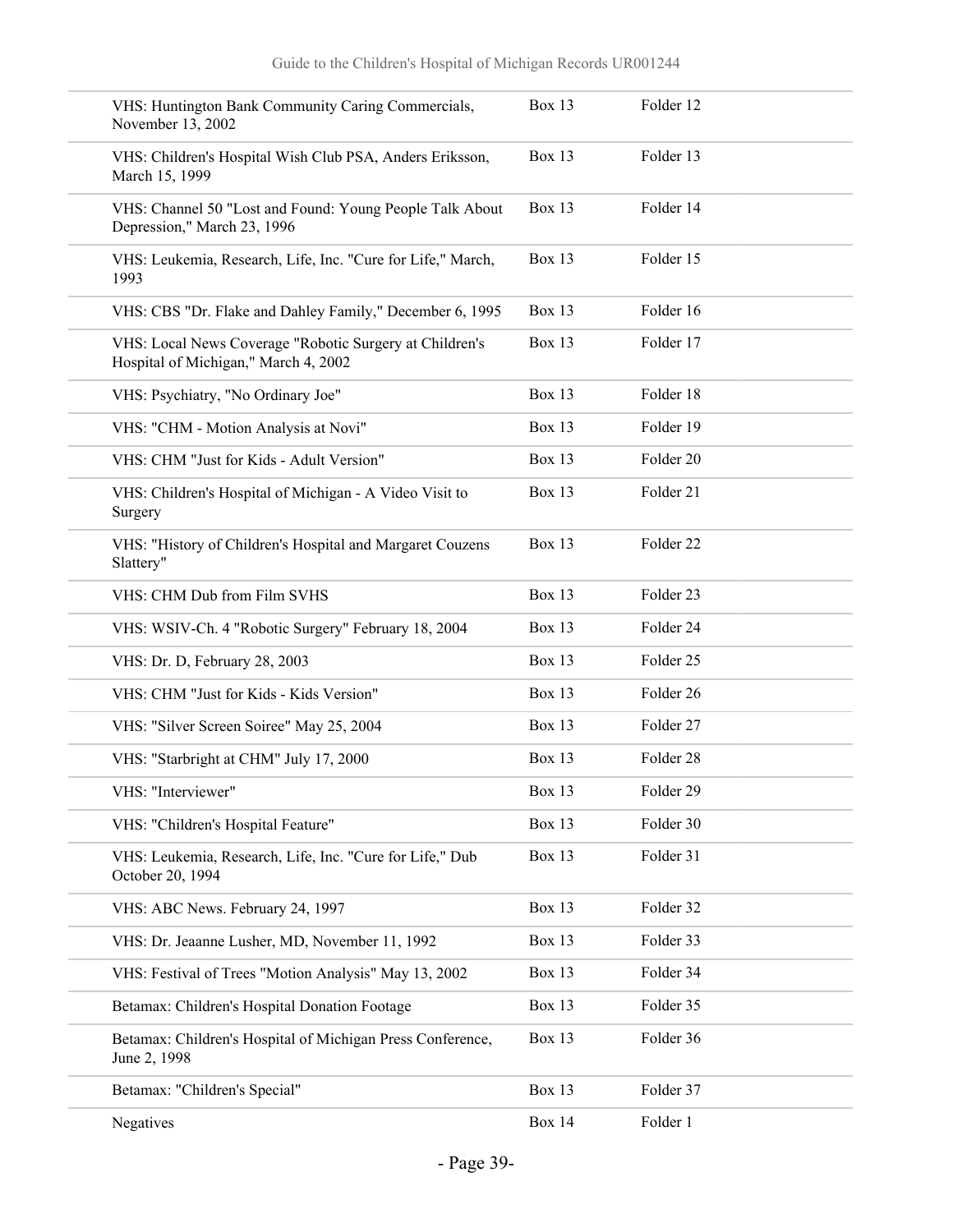| | | |
|---|---|---|
| VHS: Huntington Bank Community Caring Commercials, November 13, 2002 | Box 13 | Folder 12 |
| VHS: Children's Hospital Wish Club PSA, Anders Eriksson, March 15, 1999 | Box 13 | Folder 13 |
| VHS: Channel 50 "Lost and Found: Young People Talk About Depression," March 23, 1996 | Box 13 | Folder 14 |
| VHS: Leukemia, Research, Life, Inc. "Cure for Life," March, 1993 | Box 13 | Folder 15 |
| VHS: CBS "Dr. Flake and Dahley Family," December 6, 1995 | Box 13 | Folder 16 |
| VHS: Local News Coverage "Robotic Surgery at Children's Hospital of Michigan," March 4, 2002 | Box 13 | Folder 17 |
| VHS: Psychiatry, "No Ordinary Joe" | Box 13 | Folder 18 |
| VHS: "CHM - Motion Analysis at Novi" | Box 13 | Folder 19 |
| VHS: CHM "Just for Kids - Adult Version" | Box 13 | Folder 20 |
| VHS: Children's Hospital of Michigan - A Video Visit to Surgery | Box 13 | Folder 21 |
| VHS: "History of Children's Hospital and Margaret Couzens Slattery" | Box 13 | Folder 22 |
| VHS: CHM Dub from Film SVHS | Box 13 | Folder 23 |
| VHS: WSIV-Ch. 4 "Robotic Surgery" February 18, 2004 | Box 13 | Folder 24 |
| VHS: Dr. D, February 28, 2003 | Box 13 | Folder 25 |
| VHS: CHM "Just for Kids - Kids Version" | Box 13 | Folder 26 |
| VHS: "Silver Screen Soiree" May 25, 2004 | Box 13 | Folder 27 |
| VHS: "Starbright at CHM" July 17, 2000 | Box 13 | Folder 28 |
| VHS: "Interviewer" | Box 13 | Folder 29 |
| VHS: "Children's Hospital Feature" | Box 13 | Folder 30 |
| VHS: Leukemia, Research, Life, Inc. "Cure for Life," Dub October 20, 1994 | Box 13 | Folder 31 |
| VHS: ABC News. February 24, 1997 | Box 13 | Folder 32 |
| VHS: Dr. Jeaanne Lusher, MD, November 11, 1992 | Box 13 | Folder 33 |
| VHS: Festival of Trees "Motion Analysis" May 13, 2002 | Box 13 | Folder 34 |
| Betamax: Children's Hospital Donation Footage | Box 13 | Folder 35 |
| Betamax: Children's Hospital of Michigan Press Conference, June 2, 1998 | Box 13 | Folder 36 |
| Betamax: "Children's Special" | Box 13 | Folder 37 |
| Negatives | Box 14 | Folder 1 |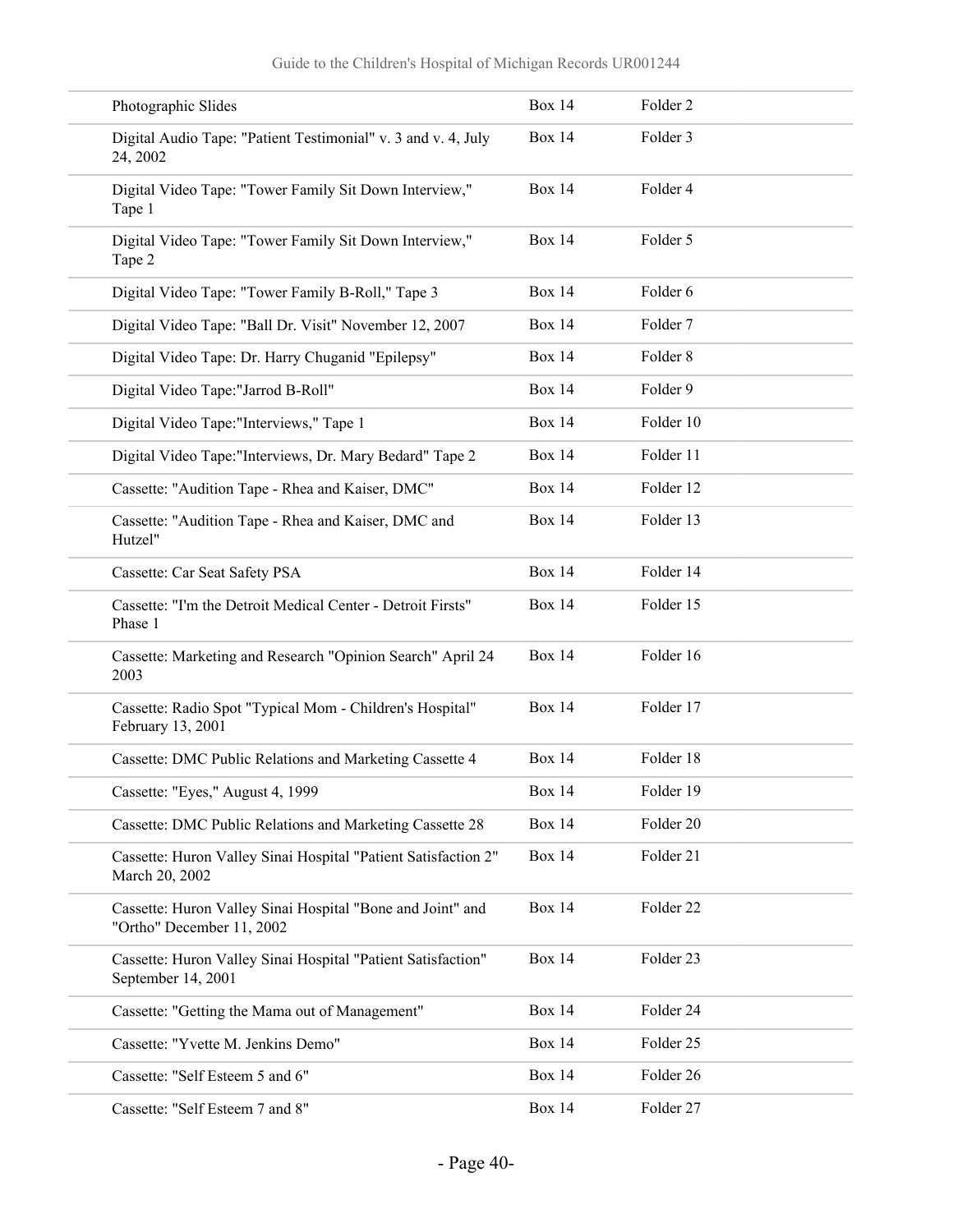| | | |
|---|---|---|
| Photographic Slides | Box 14 | Folder 2 |
| Digital Audio Tape: "Patient Testimonial" v. 3 and v. 4, July 24, 2002 | Box 14 | Folder 3 |
| Digital Video Tape: "Tower Family Sit Down Interview," Tape 1 | Box 14 | Folder 4 |
| Digital Video Tape: "Tower Family Sit Down Interview," Tape 2 | Box 14 | Folder 5 |
| Digital Video Tape: "Tower Family B-Roll," Tape 3 | Box 14 | Folder 6 |
| Digital Video Tape: "Ball Dr. Visit" November 12, 2007 | Box 14 | Folder 7 |
| Digital Video Tape: Dr. Harry Chuganid "Epilepsy" | Box 14 | Folder 8 |
| Digital Video Tape:"Jarrod B-Roll" | Box 14 | Folder 9 |
| Digital Video Tape:"Interviews," Tape 1 | Box 14 | Folder 10 |
| Digital Video Tape:"Interviews, Dr. Mary Bedard" Tape 2 | Box 14 | Folder 11 |
| Cassette: "Audition Tape - Rhea and Kaiser, DMC" | Box 14 | Folder 12 |
| Cassette: "Audition Tape - Rhea and Kaiser, DMC and Hutzel" | Box 14 | Folder 13 |
| Cassette: Car Seat Safety PSA | Box 14 | Folder 14 |
| Cassette: "I'm the Detroit Medical Center - Detroit Firsts" Phase 1 | Box 14 | Folder 15 |
| Cassette: Marketing and Research "Opinion Search" April 24 2003 | Box 14 | Folder 16 |
| Cassette: Radio Spot "Typical Mom - Children's Hospital" February 13, 2001 | Box 14 | Folder 17 |
| Cassette: DMC Public Relations and Marketing Cassette 4 | Box 14 | Folder 18 |
| Cassette: "Eyes," August 4, 1999 | Box 14 | Folder 19 |
| Cassette: DMC Public Relations and Marketing Cassette 28 | Box 14 | Folder 20 |
| Cassette: Huron Valley Sinai Hospital "Patient Satisfaction 2" March 20, 2002 | Box 14 | Folder 21 |
| Cassette: Huron Valley Sinai Hospital "Bone and Joint" and "Ortho" December 11, 2002 | Box 14 | Folder 22 |
| Cassette: Huron Valley Sinai Hospital "Patient Satisfaction" September 14, 2001 | Box 14 | Folder 23 |
| Cassette: "Getting the Mama out of Management" | Box 14 | Folder 24 |
| Cassette: "Yvette M. Jenkins Demo" | Box 14 | Folder 25 |
| Cassette: "Self Esteem 5 and 6" | Box 14 | Folder 26 |
| Cassette: "Self Esteem 7 and 8" | Box 14 | Folder 27 |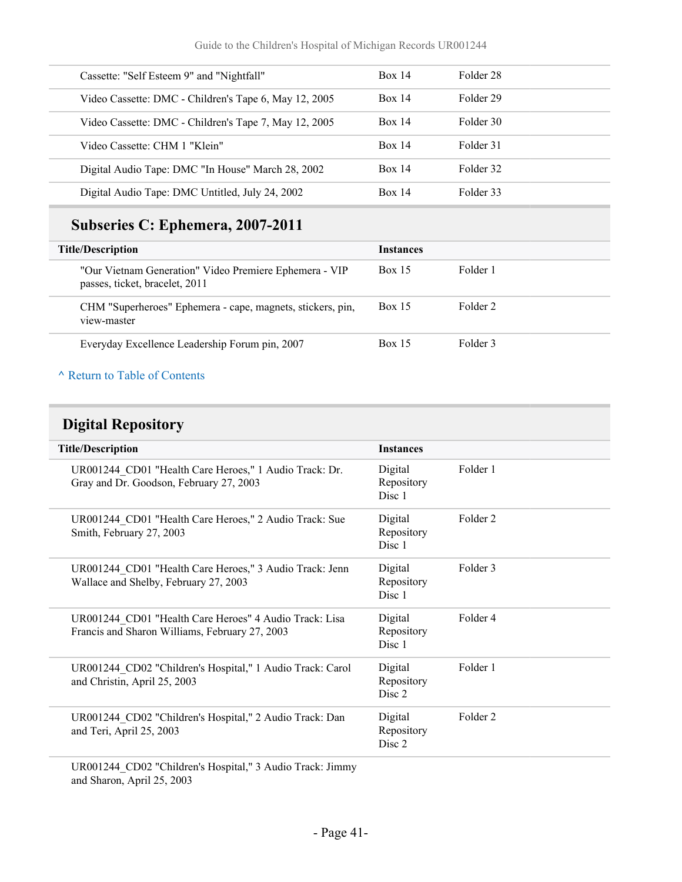| Title/Description | Instances | |
|---|---|---|
| Cassette: "Self Esteem 9" and "Nightfall" | Box 14 | Folder 28 |
| Video Cassette: DMC - Children's Tape 6, May 12, 2005 | Box 14 | Folder 29 |
| Video Cassette: DMC - Children's Tape 7, May 12, 2005 | Box 14 | Folder 30 |
| Video Cassette: CHM 1 "Klein" | Box 14 | Folder 31 |
| Digital Audio Tape: DMC "In House" March 28, 2002 | Box 14 | Folder 32 |
| Digital Audio Tape: DMC Untitled, July 24, 2002 | Box 14 | Folder 33 |

## Subseries C: Ephemera, 2007-2011

| Title/Description | Instances | |
|---|---|---|
| "Our Vietnam Generation" Video Premiere Ephemera - VIP passes, ticket, bracelet, 2011 | Box 15 | Folder 1 |
| CHM "Superheroes" Ephemera - cape, magnets, stickers, pin, view-master | Box 15 | Folder 2 |
| Everyday Excellence Leadership Forum pin, 2007 | Box 15 | Folder 3 |

^ Return to Table of Contents

## Digital Repository

| Title/Description | Instances | |
|---|---|---|
| UR001244_CD01 "Health Care Heroes," 1 Audio Track: Dr. Gray and Dr. Goodson, February 27, 2003 | Digital Repository Disc 1 | Folder 1 |
| UR001244_CD01 "Health Care Heroes," 2 Audio Track: Sue Smith, February 27, 2003 | Digital Repository Disc 1 | Folder 2 |
| UR001244_CD01 "Health Care Heroes," 3 Audio Track: Jenn Wallace and Shelby, February 27, 2003 | Digital Repository Disc 1 | Folder 3 |
| UR001244_CD01 "Health Care Heroes" 4 Audio Track: Lisa Francis and Sharon Williams, February 27, 2003 | Digital Repository Disc 1 | Folder 4 |
| UR001244_CD02 "Children's Hospital," 1 Audio Track: Carol and Christin, April 25, 2003 | Digital Repository Disc 2 | Folder 1 |
| UR001244_CD02 "Children's Hospital," 2 Audio Track: Dan and Teri, April 25, 2003 | Digital Repository Disc 2 | Folder 2 |
| UR001244_CD02 "Children's Hospital," 3 Audio Track: Jimmy and Sharon, April 25, 2003 | | |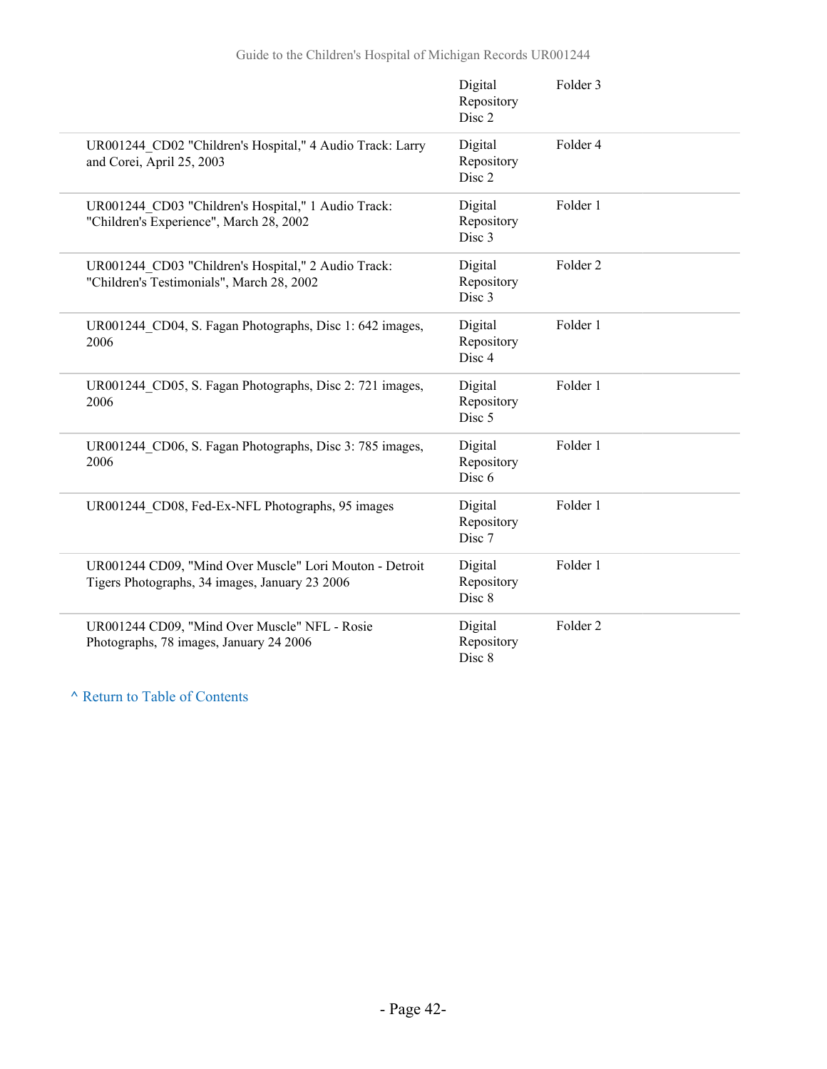| | | |
|---|---|---|
| | Digital Repository Disc 2 | Folder 3 |
| UR001244_CD02 "Children's Hospital," 4 Audio Track: Larry and Corei, April 25, 2003 | Digital Repository Disc 2 | Folder 4 |
| UR001244_CD03 "Children's Hospital," 1 Audio Track: "Children's Experience", March 28, 2002 | Digital Repository Disc 3 | Folder 1 |
| UR001244_CD03 "Children's Hospital," 2 Audio Track: "Children's Testimonials", March 28, 2002 | Digital Repository Disc 3 | Folder 2 |
| UR001244_CD04, S. Fagan Photographs, Disc 1: 642 images, 2006 | Digital Repository Disc 4 | Folder 1 |
| UR001244_CD05, S. Fagan Photographs, Disc 2: 721 images, 2006 | Digital Repository Disc 5 | Folder 1 |
| UR001244_CD06, S. Fagan Photographs, Disc 3: 785 images, 2006 | Digital Repository Disc 6 | Folder 1 |
| UR001244_CD08, Fed-Ex-NFL Photographs, 95 images | Digital Repository Disc 7 | Folder 1 |
| UR001244 CD09, "Mind Over Muscle" Lori Mouton - Detroit Tigers Photographs, 34 images, January 23 2006 | Digital Repository Disc 8 | Folder 1 |
| UR001244 CD09, "Mind Over Muscle" NFL - Rosie Photographs, 78 images, January 24 2006 | Digital Repository Disc 8 | Folder 2 |

^ Return to Table of Contents